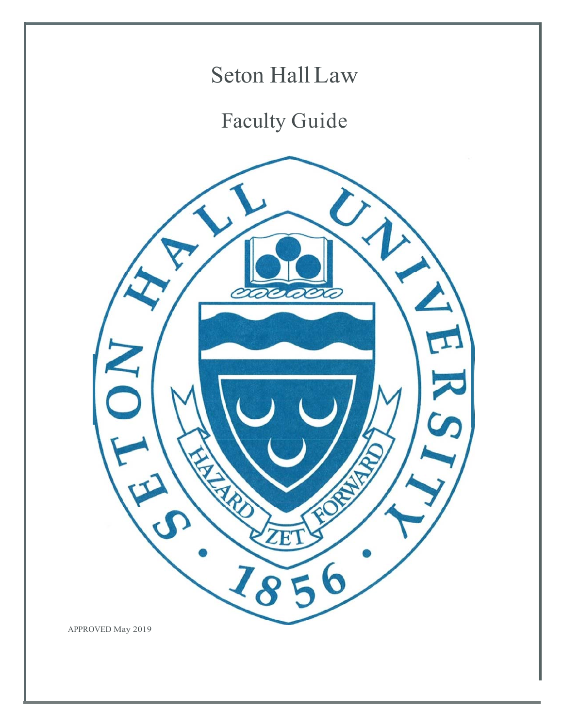# Seton Hall Law

## Faculty Guide

SETON HALL UNIVERSITY

HAZARD ZET FORWARD

1856

APPROVED May 2019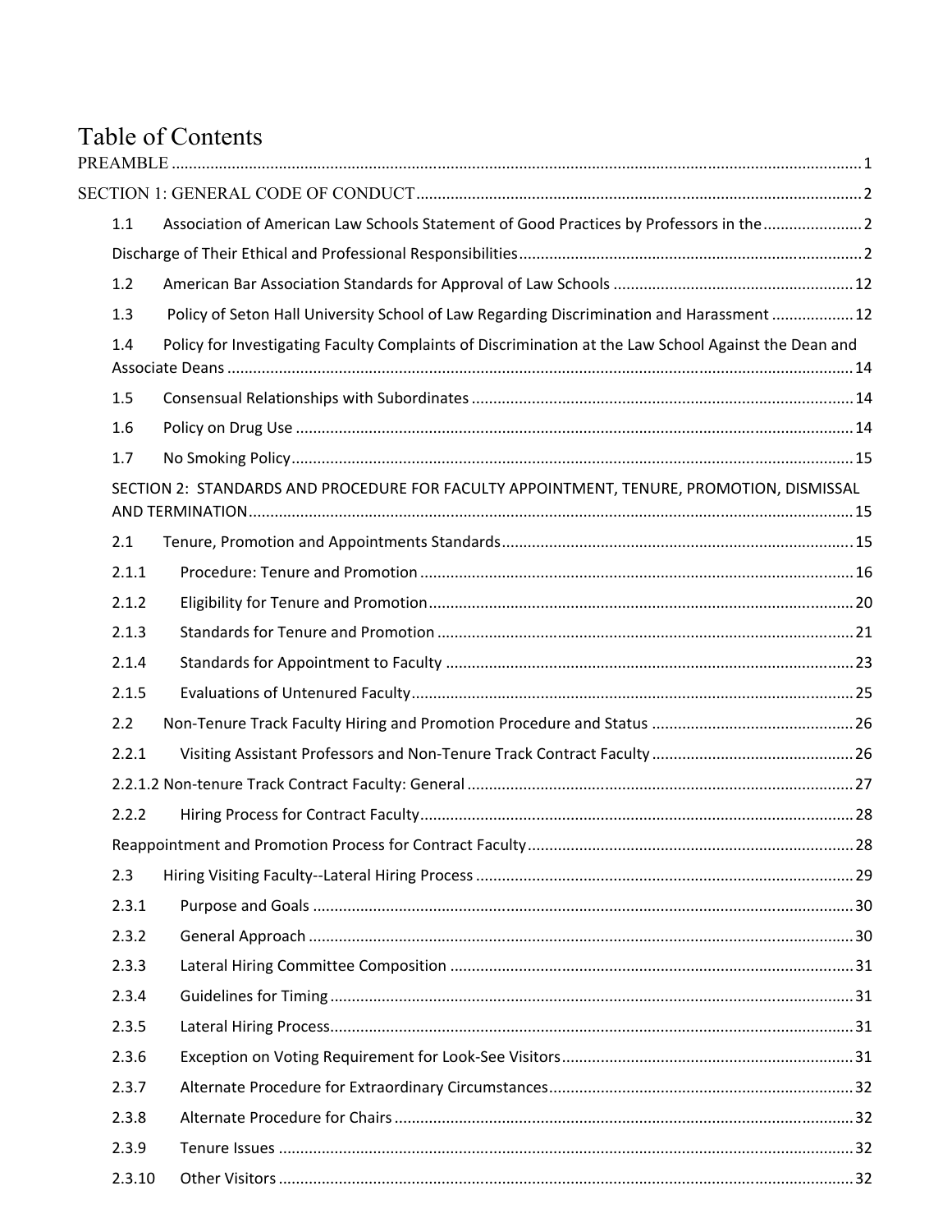# Table of Contents

PREAMBLE ........................................................................................................................................... 1

SECTION 1: GENERAL CODE OF CONDUCT ........................................................................................ 2

1.1 Association of American Law Schools Statement of Good Practices by Professors in the ........................ 2

Discharge of Their Ethical and Professional Responsibilities ........................................................................ 2

1.2 American Bar Association Standards for Approval of Law Schools ........................................................ 12

1.3 Policy of Seton Hall University School of Law Regarding Discrimination and Harassment .................. 12

1.4 Policy for Investigating Faculty Complaints of Discrimination at the Law School Against the Dean and Associate Deans ................................................................................................................................. 14

1.5 Consensual Relationships with Subordinates ......................................................................................... 14

1.6 Policy on Drug Use ................................................................................................................................ 14

1.7 No Smoking Policy ................................................................................................................................. 15

SECTION 2: STANDARDS AND PROCEDURE FOR FACULTY APPOINTMENT, TENURE, PROMOTION, DISMISSAL AND TERMINATION ............................................................................................................................ 15

2.1 Tenure, Promotion and Appointments Standards .................................................................................. 15

2.1.1 Procedure: Tenure and Promotion ..................................................................................................... 16

2.1.2 Eligibility for Tenure and Promotion .................................................................................................. 20

2.1.3 Standards for Tenure and Promotion ................................................................................................. 21

2.1.4 Standards for Appointment to Faculty ............................................................................................... 23

2.1.5 Evaluations of Untenured Faculty ....................................................................................................... 25

2.2 Non-Tenure Track Faculty Hiring and Promotion Procedure and Status ............................................... 26

2.2.1 Visiting Assistant Professors and Non-Tenure Track Contract Faculty ............................................... 26

2.2.1.2 Non-tenure Track Contract Faculty: General .................................................................................. 27

2.2.2 Hiring Process for Contract Faculty ..................................................................................................... 28

Reappointment and Promotion Process for Contract Faculty ............................................................................ 28

2.3 Hiring Visiting Faculty--Lateral Hiring Process ....................................................................................... 29

2.3.1 Purpose and Goals ............................................................................................................................. 30

2.3.2 General Approach .............................................................................................................................. 30

2.3.3 Lateral Hiring Committee Composition .............................................................................................. 31

2.3.4 Guidelines for Timing ......................................................................................................................... 31

2.3.5 Lateral Hiring Process ......................................................................................................................... 31

2.3.6 Exception on Voting Requirement for Look-See Visitors .................................................................... 31

2.3.7 Alternate Procedure for Extraordinary Circumstances ....................................................................... 32

2.3.8 Alternate Procedure for Chairs ........................................................................................................... 32

2.3.9 Tenure Issues ..................................................................................................................................... 32

2.3.10 Other Visitors ..................................................................................................................................... 32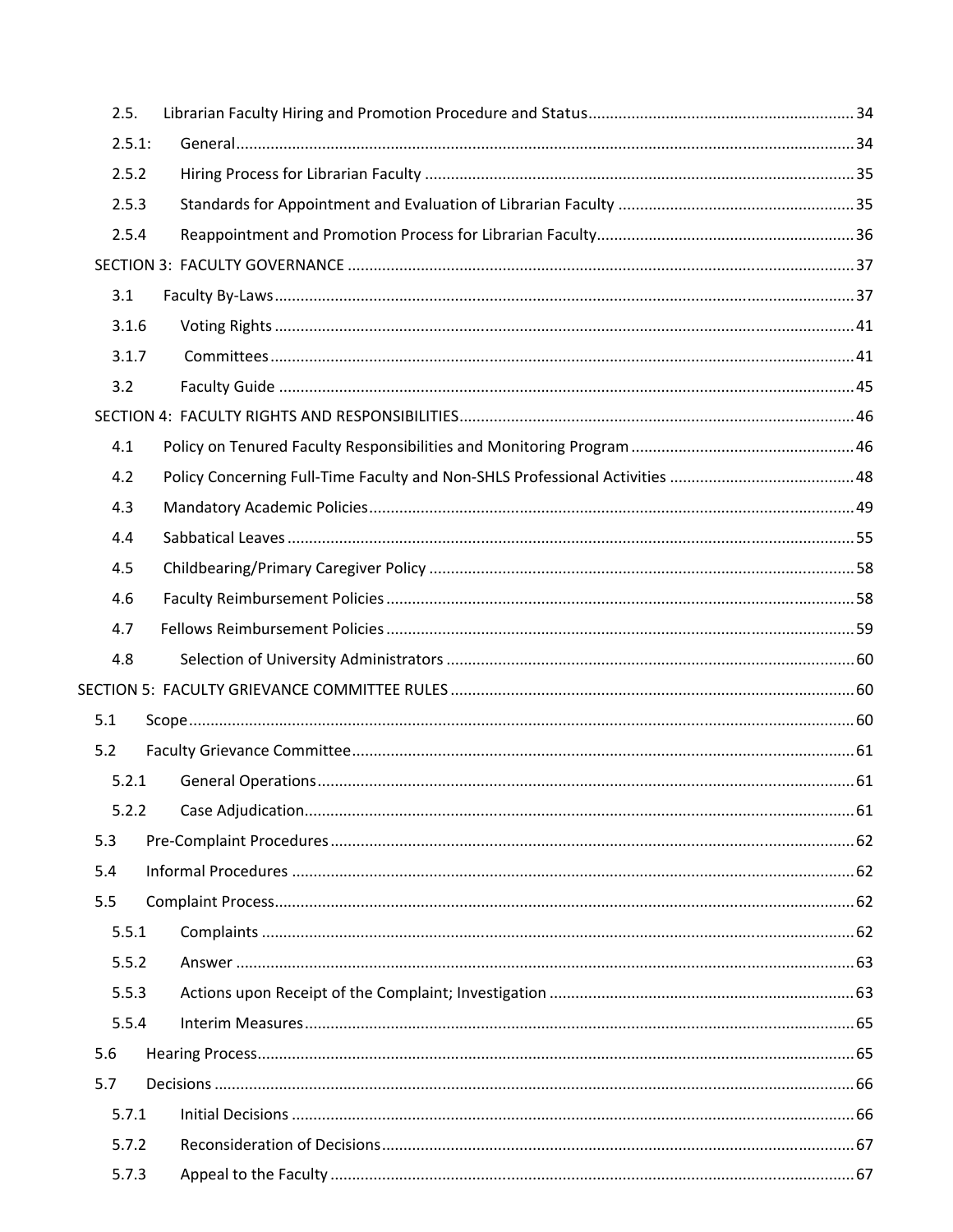2.5. Librarian Faculty Hiring and Promotion Procedure and Status ........ 34

2.5.1: General ........ 34

2.5.2 Hiring Process for Librarian Faculty ........ 35

2.5.3 Standards for Appointment and Evaluation of Librarian Faculty ........ 35

2.5.4 Reappointment and Promotion Process for Librarian Faculty ........ 36

SECTION 3: FACULTY GOVERNANCE ........ 37

3.1 Faculty By-Laws ........ 37

3.1.6 Voting Rights ........ 41

3.1.7 Committees ........ 41

3.2 Faculty Guide ........ 45

SECTION 4: FACULTY RIGHTS AND RESPONSIBILITIES ........ 46

4.1 Policy on Tenured Faculty Responsibilities and Monitoring Program ........ 46

4.2 Policy Concerning Full-Time Faculty and Non-SHLS Professional Activities ........ 48

4.3 Mandatory Academic Policies ........ 49

4.4 Sabbatical Leaves ........ 55

4.5 Childbearing/Primary Caregiver Policy ........ 58

4.6 Faculty Reimbursement Policies ........ 58

4.7 Fellows Reimbursement Policies ........ 59

4.8 Selection of University Administrators ........ 60

SECTION 5: FACULTY GRIEVANCE COMMITTEE RULES ........ 60

5.1 Scope ........ 60

5.2 Faculty Grievance Committee ........ 61

5.2.1 General Operations ........ 61

5.2.2 Case Adjudication ........ 61

5.3 Pre-Complaint Procedures ........ 62

5.4 Informal Procedures ........ 62

5.5 Complaint Process ........ 62

5.5.1 Complaints ........ 62

5.5.2 Answer ........ 63

5.5.3 Actions upon Receipt of the Complaint; Investigation ........ 63

5.5.4 Interim Measures ........ 65

5.6 Hearing Process ........ 65

5.7 Decisions ........ 66

5.7.1 Initial Decisions ........ 66

5.7.2 Reconsideration of Decisions ........ 67

5.7.3 Appeal to the Faculty ........ 67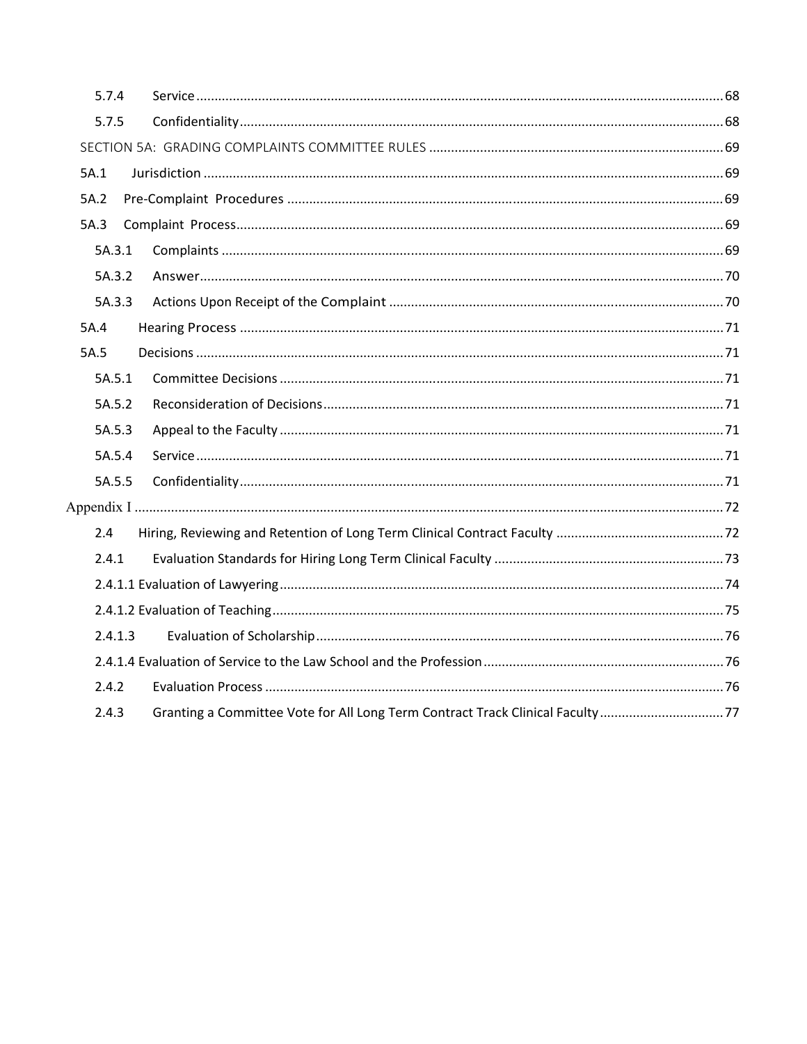5.7.4 Service ........................................................................................................................................ 68

5.7.5 Confidentiality ............................................................................................................................ 68

SECTION 5A: GRADING COMPLAINTS COMMITTEE RULES ................................................................ 69

5A.1 Jurisdiction ..................................................................................................................................... 69

5A.2 Pre-Complaint Procedures ......................................................................................................... 69

5A.3 Complaint Process ....................................................................................................................... 69

5A.3.1 Complaints ............................................................................................................................. 69

5A.3.2 Answer .................................................................................................................................... 70

5A.3.3 Actions Upon Receipt of the Complaint ............................................................................. 70

5A.4 Hearing Process ............................................................................................................................ 71

5A.5 Decisions ........................................................................................................................................ 71

5A.5.1 Committee Decisions ............................................................................................................ 71

5A.5.2 Reconsideration of Decisions .............................................................................................. 71

5A.5.3 Appeal to the Faculty ............................................................................................................ 71

5A.5.4 Service .................................................................................................................................... 71

5A.5.5 Confidentiality ....................................................................................................................... 71

Appendix I ........................................................................................................................................... 72

2.4 Hiring, Reviewing and Retention of Long Term Clinical Contract Faculty ............................................. 72

2.4.1 Evaluation Standards for Hiring Long Term Clinical Faculty ............................................................... 73

2.4.1.1 Evaluation of Lawyering ............................................................................................................. 74

2.4.1.2 Evaluation of Teaching ............................................................................................................... 75

2.4.1.3 Evaluation of Scholarship ........................................................................................................... 76

2.4.1.4 Evaluation of Service to the Law School and the Profession .................................................... 76

2.4.2 Evaluation Process ............................................................................................................................. 76

2.4.3 Granting a Committee Vote for All Long Term Contract Track Clinical Faculty .................................. 77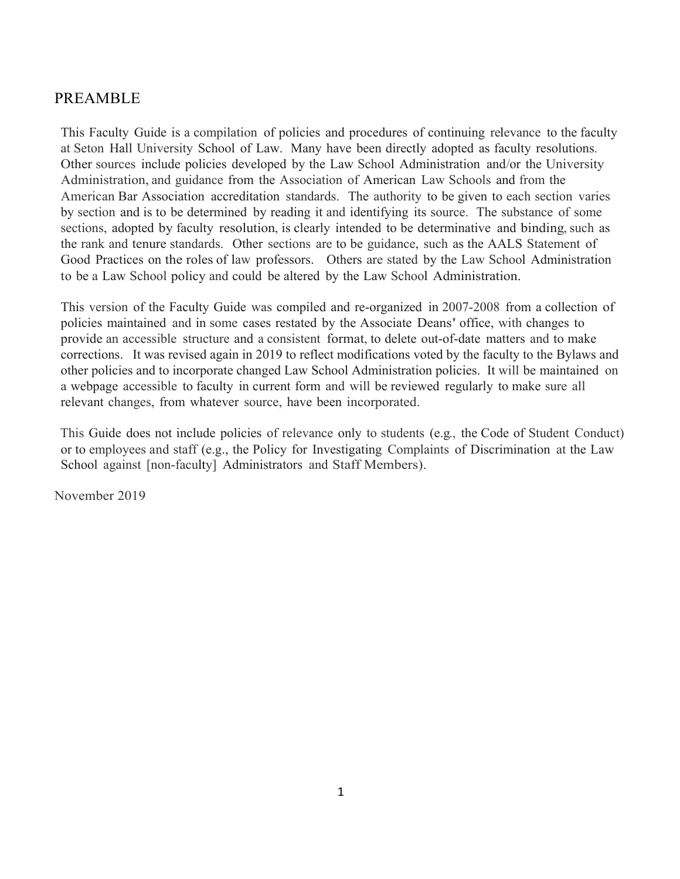# PREAMBLE

This Faculty Guide is a compilation of policies and procedures of continuing relevance to the faculty at Seton Hall University School of Law. Many have been directly adopted as faculty resolutions. Other sources include policies developed by the Law School Administration and/or the University Administration, and guidance from the Association of American Law Schools and from the American Bar Association accreditation standards. The authority to be given to each section varies by section and is to be determined by reading it and identifying its source. The substance of some sections, adopted by faculty resolution, is clearly intended to be determinative and binding, such as the rank and tenure standards. Other sections are to be guidance, such as the AALS Statement of Good Practices on the roles of law professors. Others are stated by the Law School Administration to be a Law School policy and could be altered by the Law School Administration.

This version of the Faculty Guide was compiled and re-organized in 2007-2008 from a collection of policies maintained and in some cases restated by the Associate Deans' office, with changes to provide an accessible structure and a consistent format, to delete out-of-date matters and to make corrections. It was revised again in 2019 to reflect modifications voted by the faculty to the Bylaws and other policies and to incorporate changed Law School Administration policies. It will be maintained on a webpage accessible to faculty in current form and will be reviewed regularly to make sure all relevant changes, from whatever source, have been incorporated.

This Guide does not include policies of relevance only to students (e.g., the Code of Student Conduct) or to employees and staff (e.g., the Policy for Investigating Complaints of Discrimination at the Law School against [non-faculty] Administrators and Staff Members).

November 2019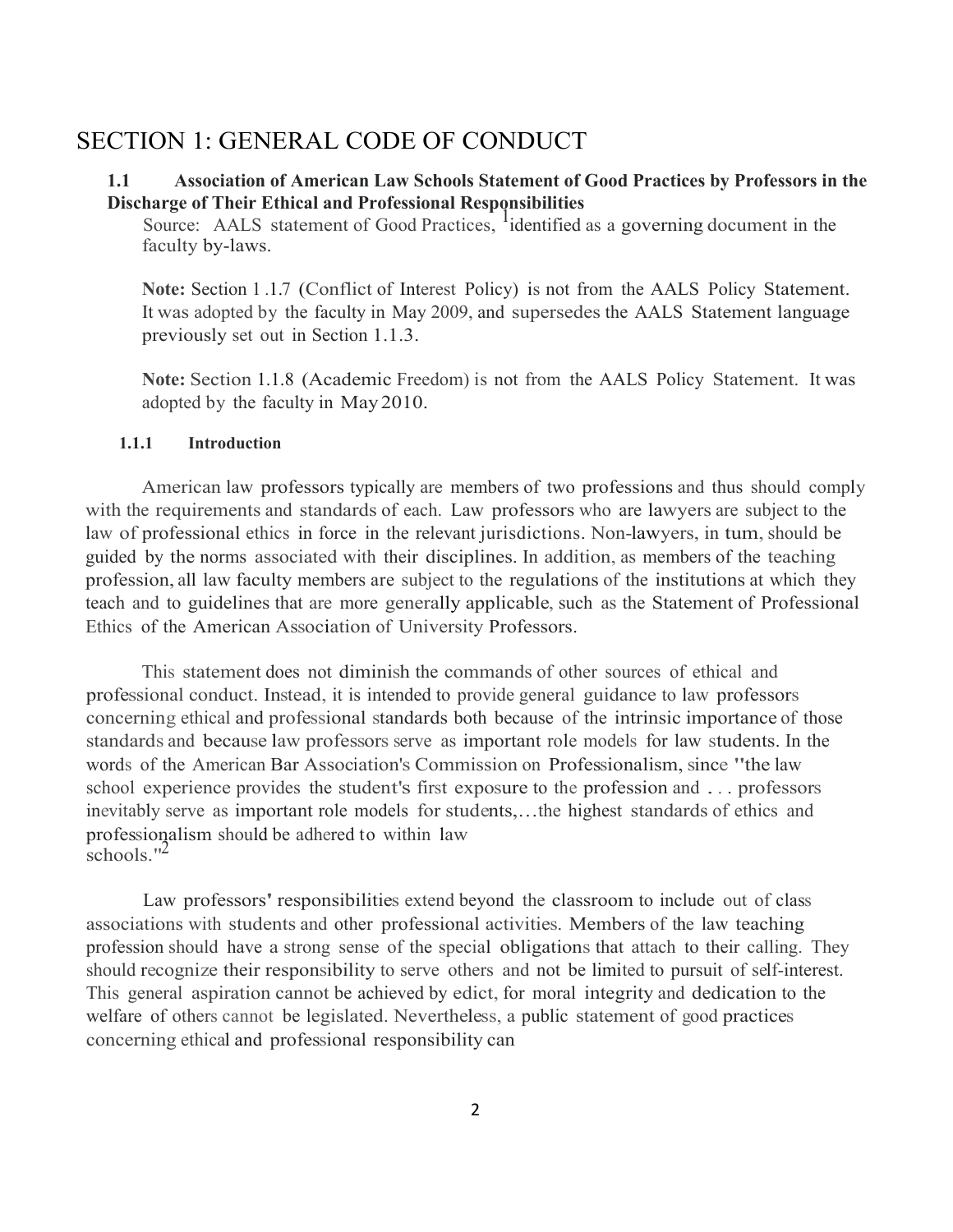# SECTION 1: GENERAL CODE OF CONDUCT

## 1.1 Association of American Law Schools Statement of Good Practices by Professors in the Discharge of Their Ethical and Professional Responsibilities

Source: AALS statement of Good Practices, [1] identified as a governing document in the faculty by-laws.

**Note:** Section 1.1.7 (Conflict of Interest Policy) is not from the AALS Policy Statement. It was adopted by the faculty in May 2009, and supersedes the AALS Statement language previously set out in Section 1.1.3.

**Note:** Section 1.1.8 (Academic Freedom) is not from the AALS Policy Statement. It was adopted by the faculty in May 2010.

### 1.1.1 Introduction

American law professors typically are members of two professions and thus should comply with the requirements and standards of each. Law professors who are lawyers are subject to the law of professional ethics in force in the relevant jurisdictions. Non-lawyers, in tum, should be guided by the norms associated with their disciplines. In addition, as members of the teaching profession, all law faculty members are subject to the regulations of the institutions at which they teach and to guidelines that are more generally applicable, such as the Statement of Professional Ethics of the American Association of University Professors.

This statement does not diminish the commands of other sources of ethical and professional conduct. Instead, it is intended to provide general guidance to law professors concerning ethical and professional standards both because of the intrinsic importance of those standards and because law professors serve as important role models for law students. In the words of the American Bar Association's Commission on Professionalism, since "the law school experience provides the student's first exposure to the profession and . . . professors inevitably serve as important role models for students,…the highest standards of ethics and professionalism should be adhered to within law schools."[2]

Law professors' responsibilities extend beyond the classroom to include out of class associations with students and other professional activities. Members of the law teaching profession should have a strong sense of the special obligations that attach to their calling. They should recognize their responsibility to serve others and not be limited to pursuit of self-interest. This general aspiration cannot be achieved by edict, for moral integrity and dedication to the welfare of others cannot be legislated. Nevertheless, a public statement of good practices concerning ethical and professional responsibility can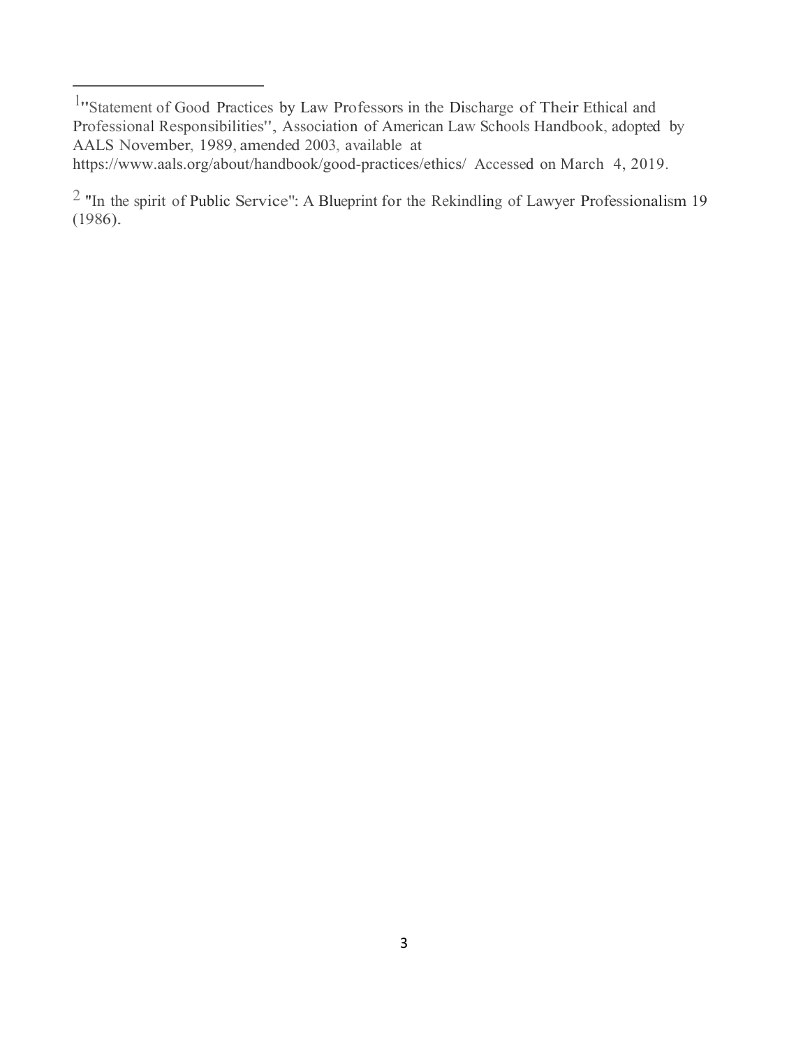[1] "Statement of Good Practices by Law Professors in the Discharge of Their Ethical and Professional Responsibilities", Association of American Law Schools Handbook, adopted by AALS November, 1989, amended 2003, available at https://www.aals.org/about/handbook/good-practices/ethics/ Accessed on March 4, 2019.

[2] "In the spirit of Public Service": A Blueprint for the Rekindling of Lawyer Professionalism 19 (1986).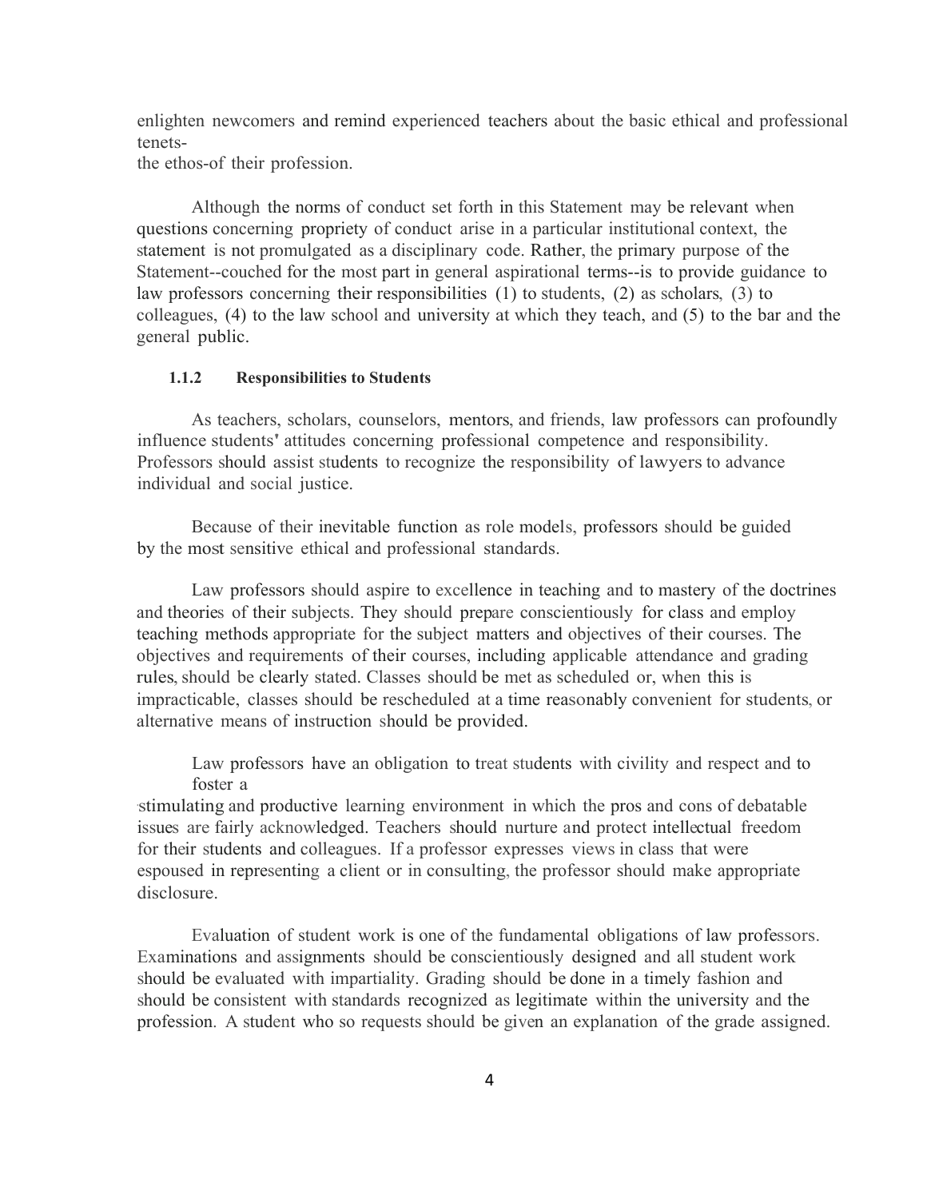enlighten newcomers and remind experienced teachers about the basic ethical and professional tenets-
the ethos-of their profession.

Although the norms of conduct set forth in this Statement may be relevant when questions concerning propriety of conduct arise in a particular institutional context, the statement is not promulgated as a disciplinary code. Rather, the primary purpose of the Statement--couched for the most part in general aspirational terms--is to provide guidance to law professors concerning their responsibilities (1) to students, (2) as scholars, (3) to colleagues, (4) to the law school and university at which they teach, and (5) to the bar and the general public.

### 1.1.2 Responsibilities to Students

As teachers, scholars, counselors, mentors, and friends, law professors can profoundly influence students' attitudes concerning professional competence and responsibility. Professors should assist students to recognize the responsibility of lawyers to advance individual and social justice.

Because of their inevitable function as role models, professors should be guided by the most sensitive ethical and professional standards.

Law professors should aspire to excellence in teaching and to mastery of the doctrines and theories of their subjects. They should prepare conscientiously for class and employ teaching methods appropriate for the subject matters and objectives of their courses. The objectives and requirements of their courses, including applicable attendance and grading rules, should be clearly stated. Classes should be met as scheduled or, when this is impracticable, classes should be rescheduled at a time reasonably convenient for students, or alternative means of instruction should be provided.

Law professors have an obligation to treat students with civility and respect and to foster a
stimulating and productive learning environment in which the pros and cons of debatable issues are fairly acknowledged. Teachers should nurture and protect intellectual freedom for their students and colleagues. If a professor expresses views in class that were espoused in representing a client or in consulting, the professor should make appropriate disclosure.

Evaluation of student work is one of the fundamental obligations of law professors. Examinations and assignments should be conscientiously designed and all student work should be evaluated with impartiality. Grading should be done in a timely fashion and should be consistent with standards recognized as legitimate within the university and the profession. A student who so requests should be given an explanation of the grade assigned.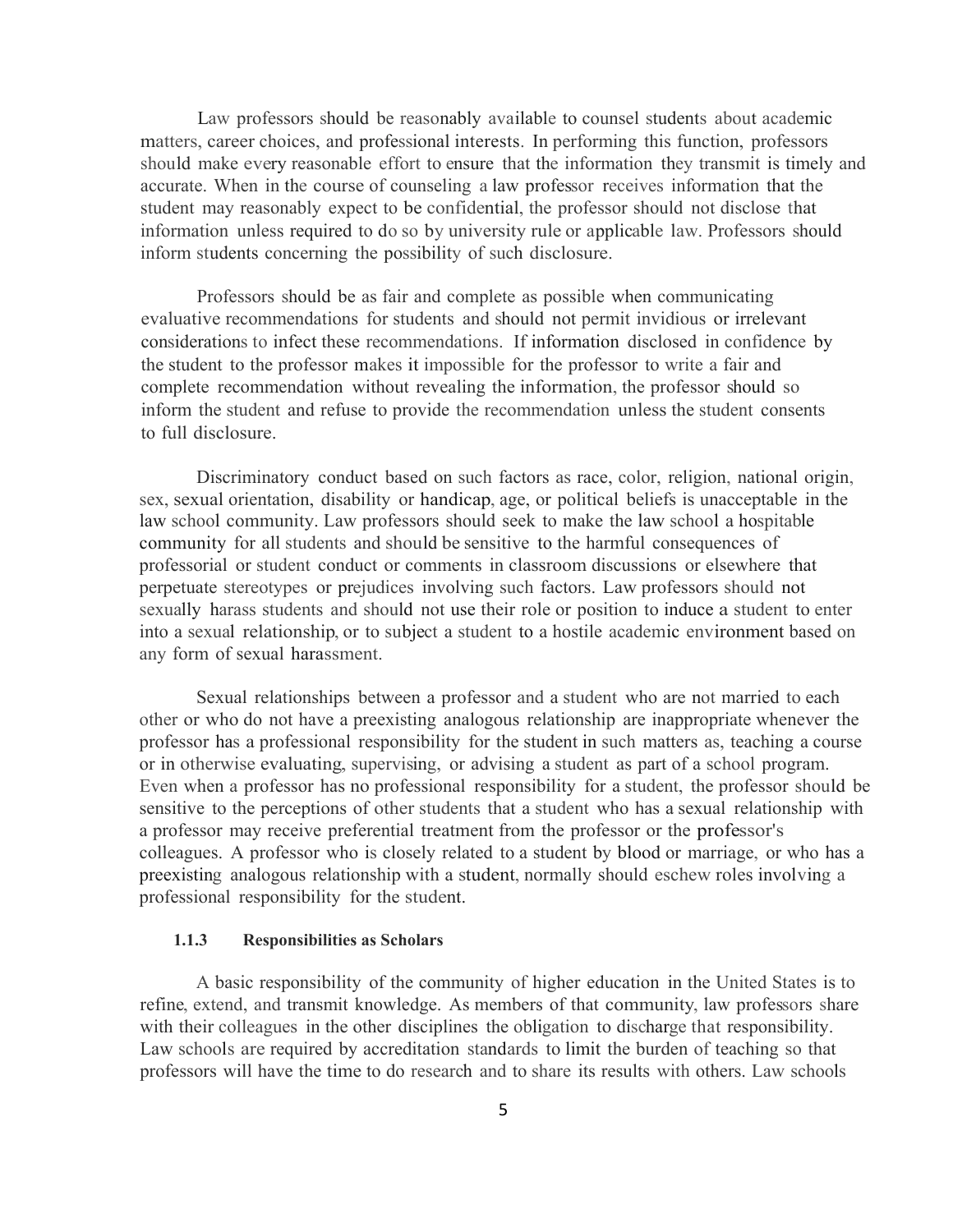Law professors should be reasonably available to counsel students about academic matters, career choices, and professional interests. In performing this function, professors should make every reasonable effort to ensure that the information they transmit is timely and accurate. When in the course of counseling a law professor receives information that the student may reasonably expect to be confidential, the professor should not disclose that information unless required to do so by university rule or applicable law. Professors should inform students concerning the possibility of such disclosure.

Professors should be as fair and complete as possible when communicating evaluative recommendations for students and should not permit invidious or irrelevant considerations to infect these recommendations. If information disclosed in confidence by the student to the professor makes it impossible for the professor to write a fair and complete recommendation without revealing the information, the professor should so inform the student and refuse to provide the recommendation unless the student consents to full disclosure.

Discriminatory conduct based on such factors as race, color, religion, national origin, sex, sexual orientation, disability or handicap, age, or political beliefs is unacceptable in the law school community. Law professors should seek to make the law school a hospitable community for all students and should be sensitive to the harmful consequences of professorial or student conduct or comments in classroom discussions or elsewhere that perpetuate stereotypes or prejudices involving such factors. Law professors should not sexually harass students and should not use their role or position to induce a student to enter into a sexual relationship, or to subject a student to a hostile academic environment based on any form of sexual harassment.

Sexual relationships between a professor and a student who are not married to each other or who do not have a preexisting analogous relationship are inappropriate whenever the professor has a professional responsibility for the student in such matters as, teaching a course or in otherwise evaluating, supervising, or advising a student as part of a school program. Even when a professor has no professional responsibility for a student, the professor should be sensitive to the perceptions of other students that a student who has a sexual relationship with a professor may receive preferential treatment from the professor or the professor's colleagues. A professor who is closely related to a student by blood or marriage, or who has a preexisting analogous relationship with a student, normally should eschew roles involving a professional responsibility for the student.

### 1.1.3 Responsibilities as Scholars

A basic responsibility of the community of higher education in the United States is to refine, extend, and transmit knowledge. As members of that community, law professors share with their colleagues in the other disciplines the obligation to discharge that responsibility. Law schools are required by accreditation standards to limit the burden of teaching so that professors will have the time to do research and to share its results with others. Law schools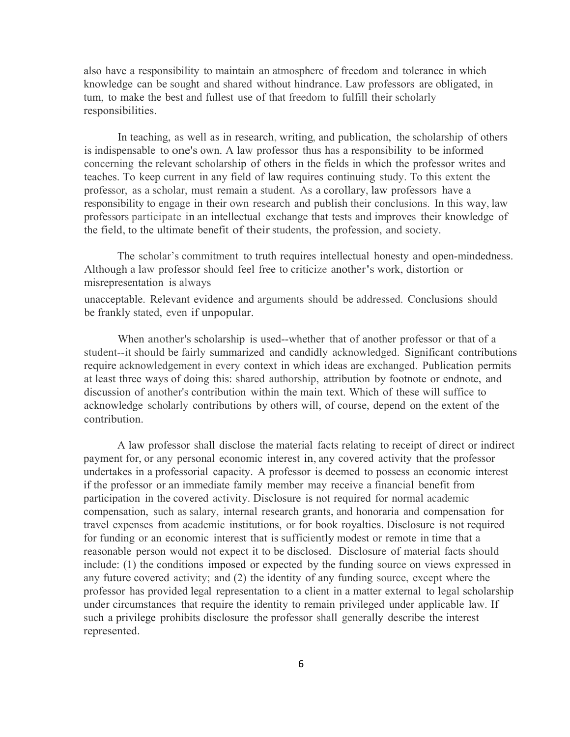also have a responsibility to maintain an atmosphere of freedom and tolerance in which knowledge can be sought and shared without hindrance. Law professors are obligated, in tum, to make the best and fullest use of that freedom to fulfill their scholarly responsibilities.

In teaching, as well as in research, writing, and publication, the scholarship of others is indispensable to one's own. A law professor thus has a responsibility to be informed concerning the relevant scholarship of others in the fields in which the professor writes and teaches. To keep current in any field of law requires continuing study. To this extent the professor, as a scholar, must remain a student. As a corollary, law professors have a responsibility to engage in their own research and publish their conclusions. In this way, law professors participate in an intellectual exchange that tests and improves their knowledge of the field, to the ultimate benefit of their students, the profession, and society.

The scholar's commitment to truth requires intellectual honesty and open-mindedness. Although a law professor should feel free to criticize another's work, distortion or misrepresentation is always unacceptable. Relevant evidence and arguments should be addressed. Conclusions should be frankly stated, even if unpopular.

When another's scholarship is used--whether that of another professor or that of a student--it should be fairly summarized and candidly acknowledged. Significant contributions require acknowledgement in every context in which ideas are exchanged. Publication permits at least three ways of doing this: shared authorship, attribution by footnote or endnote, and discussion of another's contribution within the main text. Which of these will suffice to acknowledge scholarly contributions by others will, of course, depend on the extent of the contribution.

A law professor shall disclose the material facts relating to receipt of direct or indirect payment for, or any personal economic interest in, any covered activity that the professor undertakes in a professorial capacity. A professor is deemed to possess an economic interest if the professor or an immediate family member may receive a financial benefit from participation in the covered activity. Disclosure is not required for normal academic compensation, such as salary, internal research grants, and honoraria and compensation for travel expenses from academic institutions, or for book royalties. Disclosure is not required for funding or an economic interest that is sufficiently modest or remote in time that a reasonable person would not expect it to be disclosed. Disclosure of material facts should include: (1) the conditions imposed or expected by the funding source on views expressed in any future covered activity; and (2) the identity of any funding source, except where the professor has provided legal representation to a client in a matter external to legal scholarship under circumstances that require the identity to remain privileged under applicable law. If such a privilege prohibits disclosure the professor shall generally describe the interest represented.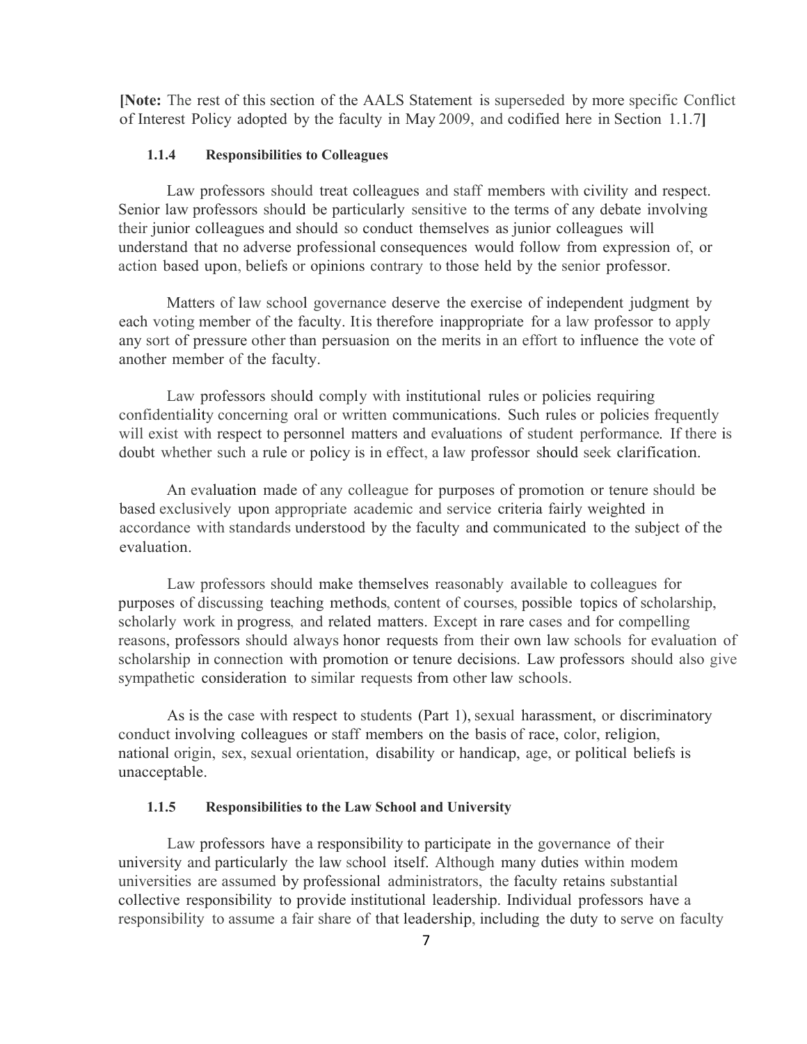**[Note:** The rest of this section of the AALS Statement is superseded by more specific Conflict of Interest Policy adopted by the faculty in May 2009, and codified here in Section 1.1.7**]**

#### 1.1.4 Responsibilities to Colleagues

Law professors should treat colleagues and staff members with civility and respect. Senior law professors should be particularly sensitive to the terms of any debate involving their junior colleagues and should so conduct themselves as junior colleagues will understand that no adverse professional consequences would follow from expression of, or action based upon, beliefs or opinions contrary to those held by the senior professor.

Matters of law school governance deserve the exercise of independent judgment by each voting member of the faculty. Itis therefore inappropriate for a law professor to apply any sort of pressure other than persuasion on the merits in an effort to influence the vote of another member of the faculty.

Law professors should comply with institutional rules or policies requiring confidentiality concerning oral or written communications. Such rules or policies frequently will exist with respect to personnel matters and evaluations of student performance. If there is doubt whether such a rule or policy is in effect, a law professor should seek clarification.

An evaluation made of any colleague for purposes of promotion or tenure should be based exclusively upon appropriate academic and service criteria fairly weighted in accordance with standards understood by the faculty and communicated to the subject of the evaluation.

Law professors should make themselves reasonably available to colleagues for purposes of discussing teaching methods, content of courses, possible topics of scholarship, scholarly work in progress, and related matters. Except in rare cases and for compelling reasons, professors should always honor requests from their own law schools for evaluation of scholarship in connection with promotion or tenure decisions. Law professors should also give sympathetic consideration to similar requests from other law schools.

As is the case with respect to students (Part 1), sexual harassment, or discriminatory conduct involving colleagues or staff members on the basis of race, color, religion, national origin, sex, sexual orientation, disability or handicap, age, or political beliefs is unacceptable.

#### 1.1.5 Responsibilities to the Law School and University

Law professors have a responsibility to participate in the governance of their university and particularly the law school itself. Although many duties within modem universities are assumed by professional administrators, the faculty retains substantial collective responsibility to provide institutional leadership. Individual professors have a responsibility to assume a fair share of that leadership, including the duty to serve on faculty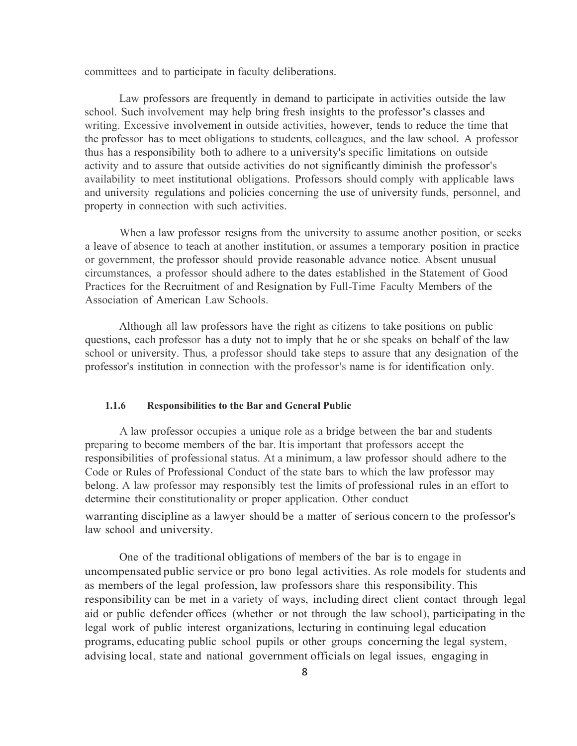committees and to participate in faculty deliberations.

Law professors are frequently in demand to participate in activities outside the law school. Such involvement may help bring fresh insights to the professor's classes and writing. Excessive involvement in outside activities, however, tends to reduce the time that the professor has to meet obligations to students, colleagues, and the law school. A professor thus has a responsibility both to adhere to a university's specific limitations on outside activity and to assure that outside activities do not significantly diminish the professor's availability to meet institutional obligations. Professors should comply with applicable laws and university regulations and policies concerning the use of university funds, personnel, and property in connection with such activities.

When a law professor resigns from the university to assume another position, or seeks a leave of absence to teach at another institution, or assumes a temporary position in practice or government, the professor should provide reasonable advance notice. Absent unusual circumstances, a professor should adhere to the dates established in the Statement of Good Practices for the Recruitment of and Resignation by Full-Time Faculty Members of the Association of American Law Schools.

Although all law professors have the right as citizens to take positions on public questions, each professor has a duty not to imply that he or she speaks on behalf of the law school or university. Thus, a professor should take steps to assure that any designation of the professor's institution in connection with the professor's name is for identification only.

#### 1.1.6 Responsibilities to the Bar and General Public

A law professor occupies a unique role as a bridge between the bar and students preparing to become members of the bar. It is important that professors accept the responsibilities of professional status. At a minimum, a law professor should adhere to the Code or Rules of Professional Conduct of the state bars to which the law professor may belong. A law professor may responsibly test the limits of professional rules in an effort to determine their constitutionality or proper application. Other conduct warranting discipline as a lawyer should be a matter of serious concern to the professor's law school and university.

One of the traditional obligations of members of the bar is to engage in uncompensated public service or pro bono legal activities. As role models for students and as members of the legal profession, law professors share this responsibility. This responsibility can be met in a variety of ways, including direct client contact through legal aid or public defender offices (whether or not through the law school), participating in the legal work of public interest organizations, lecturing in continuing legal education programs, educating public school pupils or other groups concerning the legal system, advising local, state and national government officials on legal issues, engaging in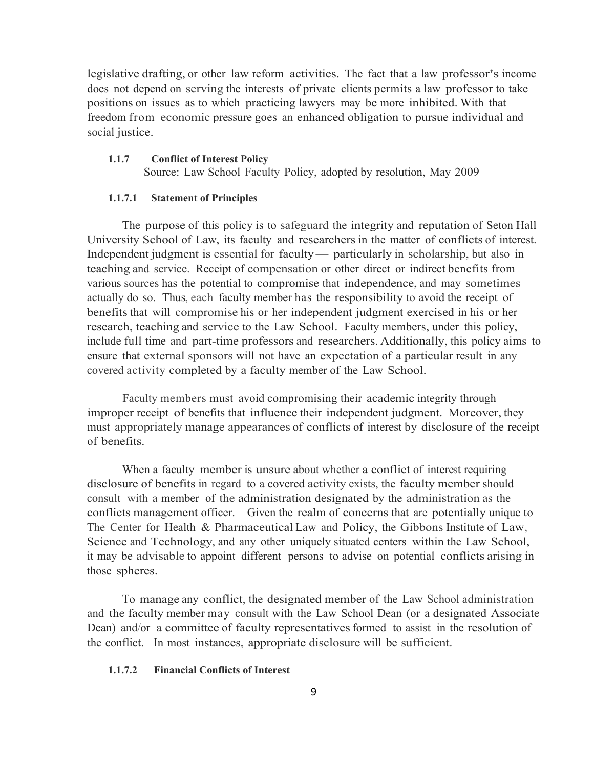legislative drafting, or other law reform activities. The fact that a law professor's income does not depend on serving the interests of private clients permits a law professor to take positions on issues as to which practicing lawyers may be more inhibited. With that freedom from economic pressure goes an enhanced obligation to pursue individual and social justice.

#### 1.1.7 Conflict of Interest Policy

Source: Law School Faculty Policy, adopted by resolution, May 2009

##### 1.1.7.1 Statement of Principles

The purpose of this policy is to safeguard the integrity and reputation of Seton Hall University School of Law, its faculty and researchers in the matter of conflicts of interest. Independent judgment is essential for faculty — particularly in scholarship, but also in teaching and service. Receipt of compensation or other direct or indirect benefits from various sources has the potential to compromise that independence, and may sometimes actually do so. Thus, each faculty member has the responsibility to avoid the receipt of benefits that will compromise his or her independent judgment exercised in his or her research, teaching and service to the Law School. Faculty members, under this policy, include full time and part-time professors and researchers. Additionally, this policy aims to ensure that external sponsors will not have an expectation of a particular result in any covered activity completed by a faculty member of the Law School.

Faculty members must avoid compromising their academic integrity through improper receipt of benefits that influence their independent judgment. Moreover, they must appropriately manage appearances of conflicts of interest by disclosure of the receipt of benefits.

When a faculty member is unsure about whether a conflict of interest requiring disclosure of benefits in regard to a covered activity exists, the faculty member should consult with a member of the administration designated by the administration as the conflicts management officer. Given the realm of concerns that are potentially unique to The Center for Health & Pharmaceutical Law and Policy, the Gibbons Institute of Law, Science and Technology, and any other uniquely situated centers within the Law School, it may be advisable to appoint different persons to advise on potential conflicts arising in those spheres.

To manage any conflict, the designated member of the Law School administration and the faculty member may consult with the Law School Dean (or a designated Associate Dean) and/or a committee of faculty representatives formed to assist in the resolution of the conflict. In most instances, appropriate disclosure will be sufficient.

##### 1.1.7.2 Financial Conflicts of Interest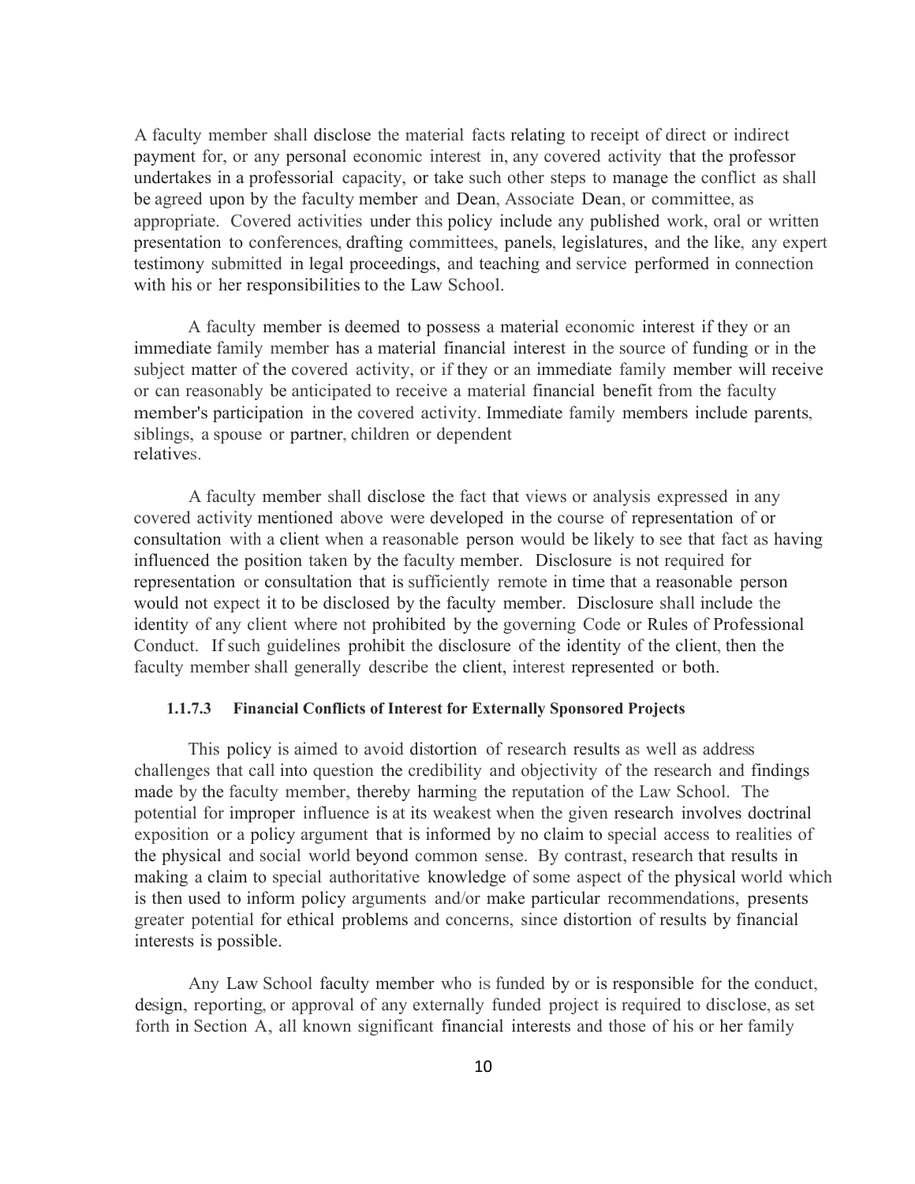A faculty member shall disclose the material facts relating to receipt of direct or indirect payment for, or any personal economic interest in, any covered activity that the professor undertakes in a professorial capacity, or take such other steps to manage the conflict as shall be agreed upon by the faculty member and Dean, Associate Dean, or committee, as appropriate. Covered activities under this policy include any published work, oral or written presentation to conferences, drafting committees, panels, legislatures, and the like, any expert testimony submitted in legal proceedings, and teaching and service performed in connection with his or her responsibilities to the Law School.

A faculty member is deemed to possess a material economic interest if they or an immediate family member has a material financial interest in the source of funding or in the subject matter of the covered activity, or if they or an immediate family member will receive or can reasonably be anticipated to receive a material financial benefit from the faculty member's participation in the covered activity. Immediate family members include parents, siblings, a spouse or partner, children or dependent relatives.

A faculty member shall disclose the fact that views or analysis expressed in any covered activity mentioned above were developed in the course of representation of or consultation with a client when a reasonable person would be likely to see that fact as having influenced the position taken by the faculty member. Disclosure is not required for representation or consultation that is sufficiently remote in time that a reasonable person would not expect it to be disclosed by the faculty member. Disclosure shall include the identity of any client where not prohibited by the governing Code or Rules of Professional Conduct. If such guidelines prohibit the disclosure of the identity of the client, then the faculty member shall generally describe the client, interest represented or both.

#### 1.1.7.3 Financial Conflicts of Interest for Externally Sponsored Projects

This policy is aimed to avoid distortion of research results as well as address challenges that call into question the credibility and objectivity of the research and findings made by the faculty member, thereby harming the reputation of the Law School. The potential for improper influence is at its weakest when the given research involves doctrinal exposition or a policy argument that is informed by no claim to special access to realities of the physical and social world beyond common sense. By contrast, research that results in making a claim to special authoritative knowledge of some aspect of the physical world which is then used to inform policy arguments and/or make particular recommendations, presents greater potential for ethical problems and concerns, since distortion of results by financial interests is possible.

Any Law School faculty member who is funded by or is responsible for the conduct, design, reporting, or approval of any externally funded project is required to disclose, as set forth in Section A, all known significant financial interests and those of his or her family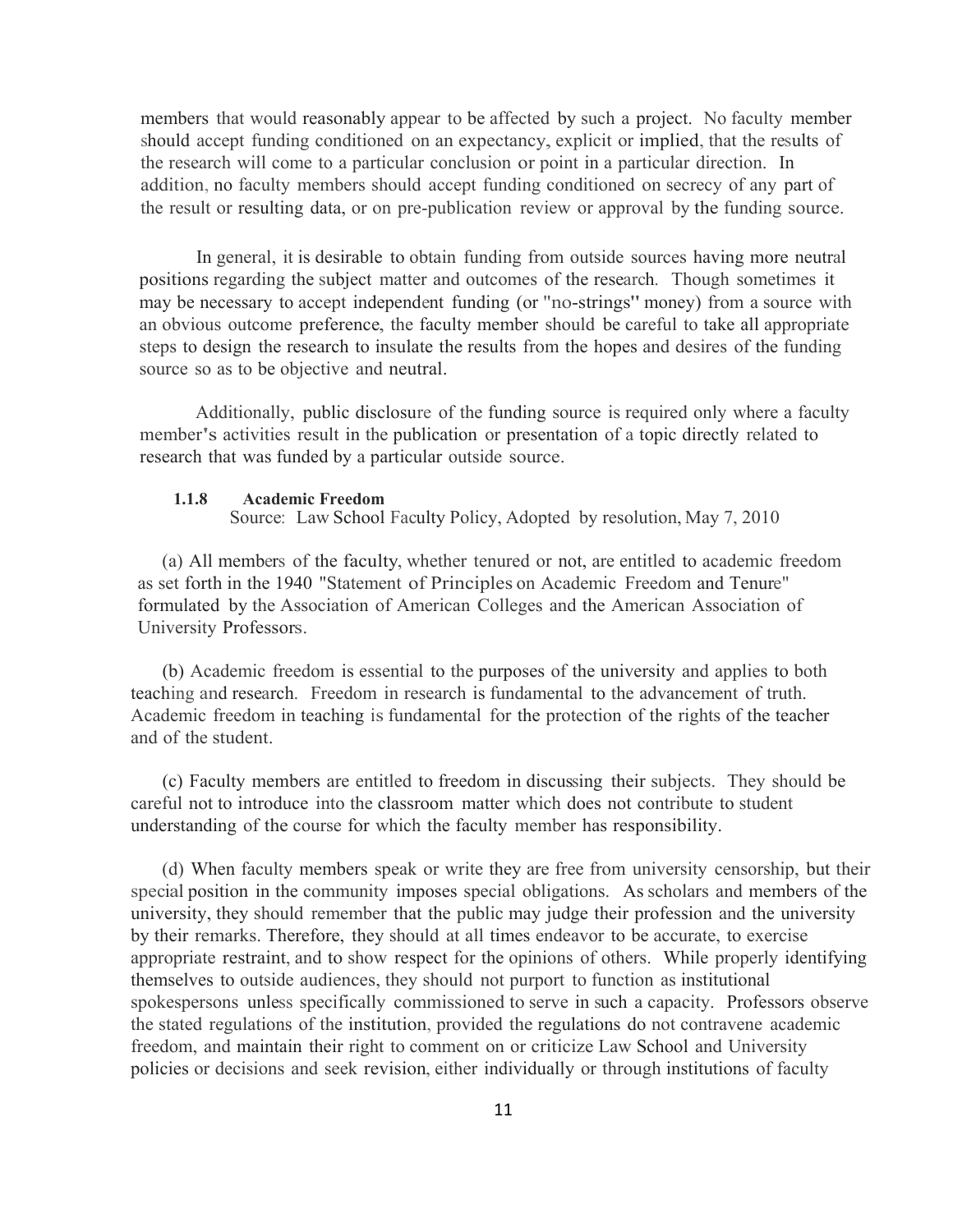members that would reasonably appear to be affected by such a project. No faculty member should accept funding conditioned on an expectancy, explicit or implied, that the results of the research will come to a particular conclusion or point in a particular direction. In addition, no faculty members should accept funding conditioned on secrecy of any part of the result or resulting data, or on pre-publication review or approval by the funding source.

In general, it is desirable to obtain funding from outside sources having more neutral positions regarding the subject matter and outcomes of the research. Though sometimes it may be necessary to accept independent funding (or "no-strings" money) from a source with an obvious outcome preference, the faculty member should be careful to take all appropriate steps to design the research to insulate the results from the hopes and desires of the funding source so as to be objective and neutral.

Additionally, public disclosure of the funding source is required only where a faculty member's activities result in the publication or presentation of a topic directly related to research that was funded by a particular outside source.

### 1.1.8 Academic Freedom

Source: Law School Faculty Policy, Adopted by resolution, May 7, 2010

(a) All members of the faculty, whether tenured or not, are entitled to academic freedom as set forth in the 1940 "Statement of Principles on Academic Freedom and Tenure" formulated by the Association of American Colleges and the American Association of University Professors.

(b) Academic freedom is essential to the purposes of the university and applies to both teaching and research. Freedom in research is fundamental to the advancement of truth. Academic freedom in teaching is fundamental for the protection of the rights of the teacher and of the student.

(c) Faculty members are entitled to freedom in discussing their subjects. They should be careful not to introduce into the classroom matter which does not contribute to student understanding of the course for which the faculty member has responsibility.

(d) When faculty members speak or write they are free from university censorship, but their special position in the community imposes special obligations. As scholars and members of the university, they should remember that the public may judge their profession and the university by their remarks. Therefore, they should at all times endeavor to be accurate, to exercise appropriate restraint, and to show respect for the opinions of others. While properly identifying themselves to outside audiences, they should not purport to function as institutional spokespersons unless specifically commissioned to serve in such a capacity. Professors observe the stated regulations of the institution, provided the regulations do not contravene academic freedom, and maintain their right to comment on or criticize Law School and University policies or decisions and seek revision, either individually or through institutions of faculty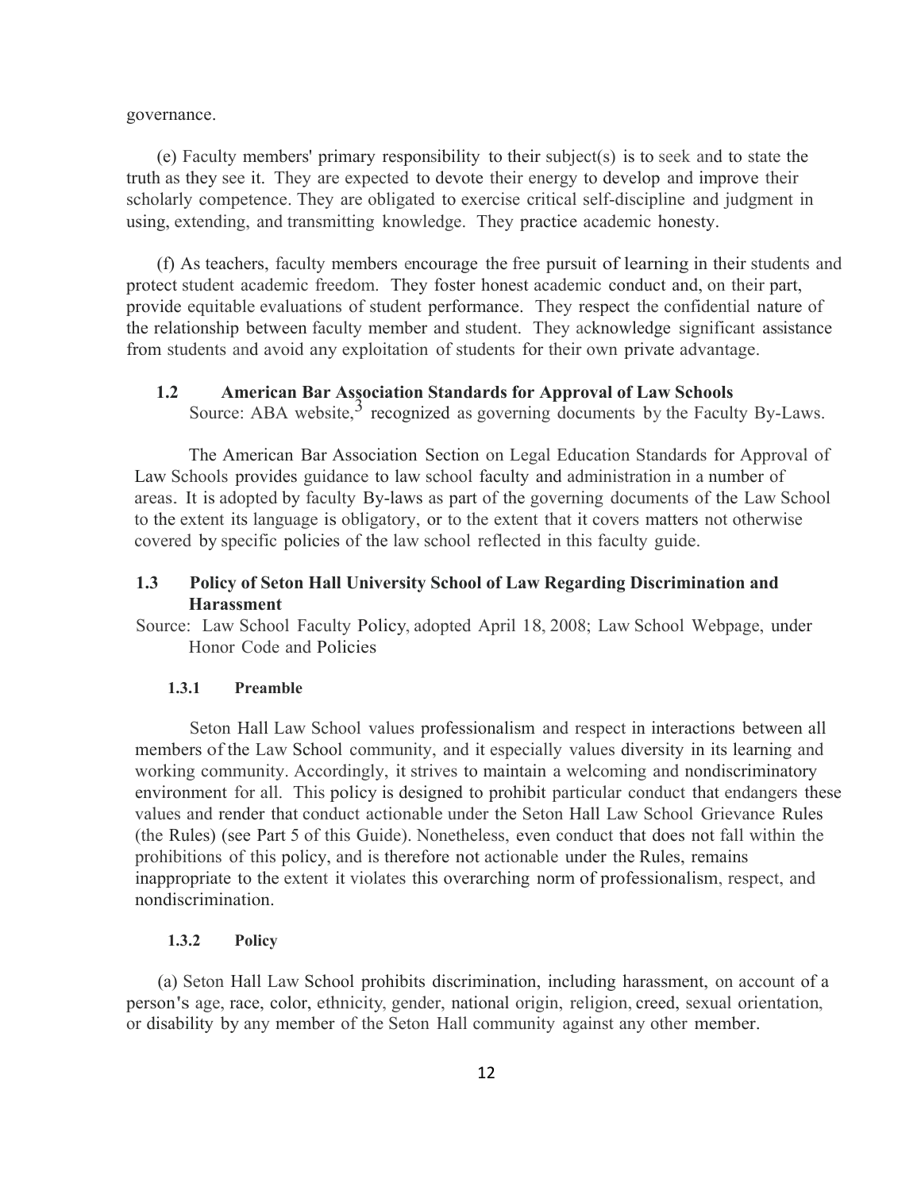governance.

(e) Faculty members' primary responsibility to their subject(s) is to seek and to state the truth as they see it. They are expected to devote their energy to develop and improve their scholarly competence. They are obligated to exercise critical self-discipline and judgment in using, extending, and transmitting knowledge. They practice academic honesty.

(f) As teachers, faculty members encourage the free pursuit of learning in their students and protect student academic freedom. They foster honest academic conduct and, on their part, provide equitable evaluations of student performance. They respect the confidential nature of the relationship between faculty member and student. They acknowledge significant assistance from students and avoid any exploitation of students for their own private advantage.

## 1.2 American Bar Association Standards for Approval of Law Schools

Source: ABA website,[3] recognized as governing documents by the Faculty By-Laws.

The American Bar Association Section on Legal Education Standards for Approval of Law Schools provides guidance to law school faculty and administration in a number of areas. It is adopted by faculty By-laws as part of the governing documents of the Law School to the extent its language is obligatory, or to the extent that it covers matters not otherwise covered by specific policies of the law school reflected in this faculty guide.

## 1.3 Policy of Seton Hall University School of Law Regarding Discrimination and Harassment

Source: Law School Faculty Policy, adopted April 18, 2008; Law School Webpage, under Honor Code and Policies

### 1.3.1 Preamble

Seton Hall Law School values professionalism and respect in interactions between all members of the Law School community, and it especially values diversity in its learning and working community. Accordingly, it strives to maintain a welcoming and nondiscriminatory environment for all. This policy is designed to prohibit particular conduct that endangers these values and render that conduct actionable under the Seton Hall Law School Grievance Rules (the Rules) (see Part 5 of this Guide). Nonetheless, even conduct that does not fall within the prohibitions of this policy, and is therefore not actionable under the Rules, remains inappropriate to the extent it violates this overarching norm of professionalism, respect, and nondiscrimination.

### 1.3.2 Policy

(a) Seton Hall Law School prohibits discrimination, including harassment, on account of a person's age, race, color, ethnicity, gender, national origin, religion, creed, sexual orientation, or disability by any member of the Seton Hall community against any other member.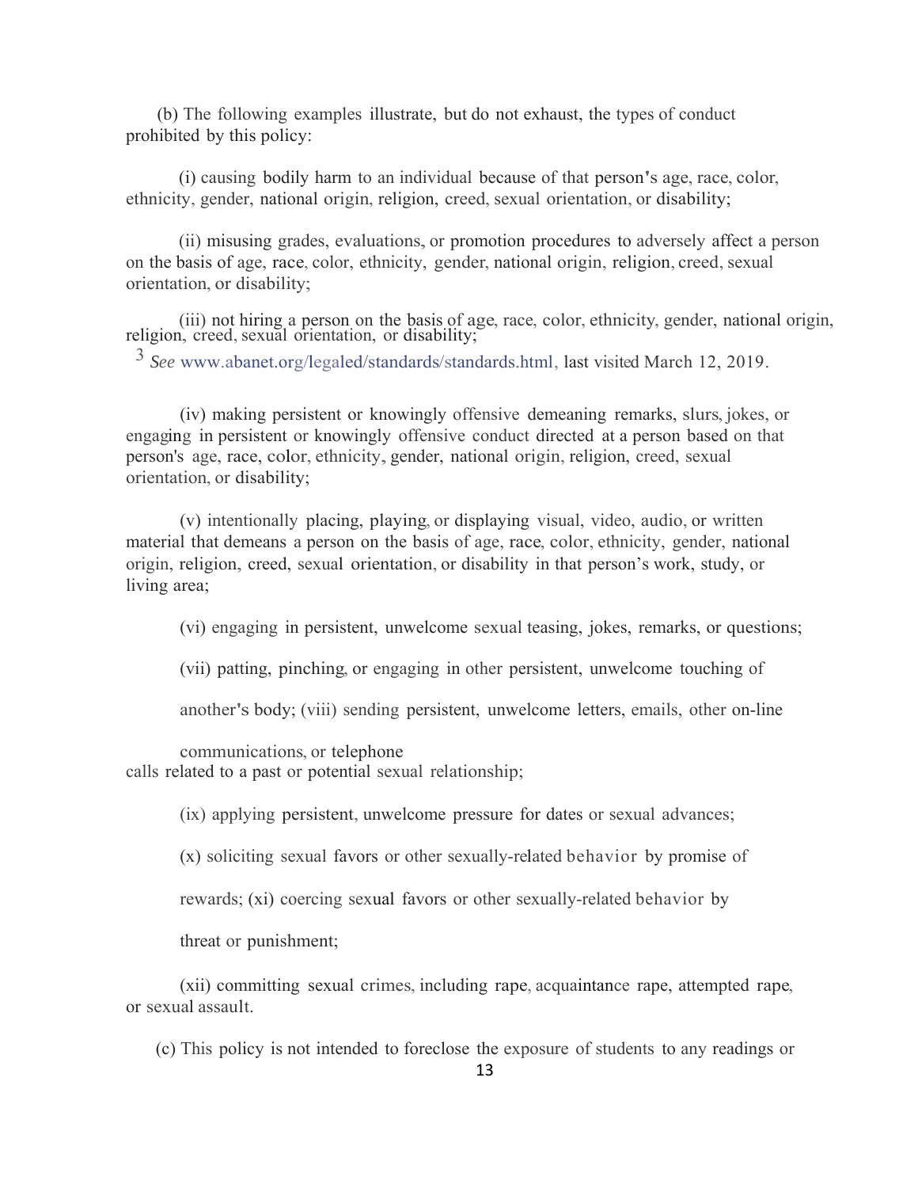(b) The following examples illustrate, but do not exhaust, the types of conduct prohibited by this policy:

(i) causing bodily harm to an individual because of that person's age, race, color, ethnicity, gender, national origin, religion, creed, sexual orientation, or disability;

(ii) misusing grades, evaluations, or promotion procedures to adversely affect a person on the basis of age, race, color, ethnicity, gender, national origin, religion, creed, sexual orientation, or disability;

(iii) not hiring a person on the basis of age, race, color, ethnicity, gender, national origin, religion, creed, sexual orientation, or disability;

(iv) making persistent or knowingly offensive demeaning remarks, slurs, jokes, or engaging in persistent or knowingly offensive conduct directed at a person based on that person's age, race, color, ethnicity, gender, national origin, religion, creed, sexual orientation, or disability;

(v) intentionally placing, playing, or displaying visual, video, audio, or written material that demeans a person on the basis of age, race, color, ethnicity, gender, national origin, religion, creed, sexual orientation, or disability in that person's work, study, or living area;

(vi) engaging in persistent, unwelcome sexual teasing, jokes, remarks, or questions;

(vii) patting, pinching, or engaging in other persistent, unwelcome touching of another's body;

(viii) sending persistent, unwelcome letters, emails, other on-line communications, or telephone calls related to a past or potential sexual relationship;

(ix) applying persistent, unwelcome pressure for dates or sexual advances;

(x) soliciting sexual favors or other sexually-related behavior by promise of rewards;

(xi) coercing sexual favors or other sexually-related behavior by threat or punishment;

(xii) committing sexual crimes, including rape, acquaintance rape, attempted rape, or sexual assault.

(c) This policy is not intended to foreclose the exposure of students to any readings or

[3] *See* www.abanet.org/legaled/standards/standards.html, last visited March 12, 2019.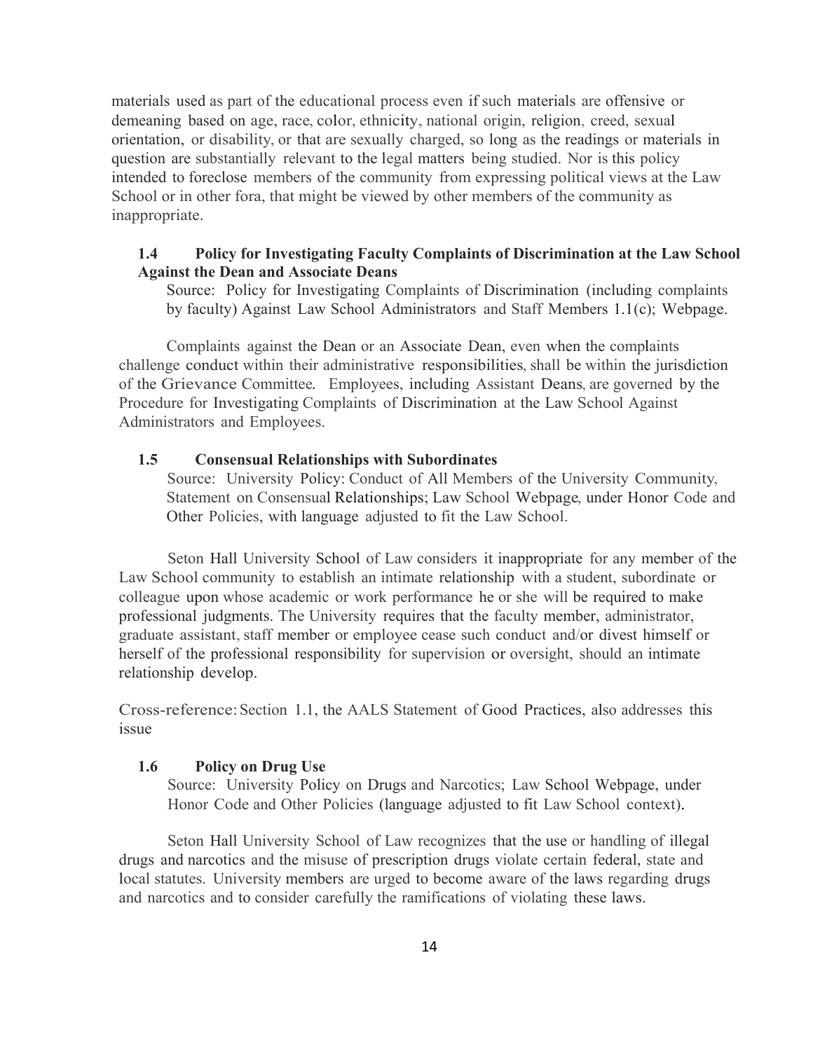materials used as part of the educational process even if such materials are offensive or demeaning based on age, race, color, ethnicity, national origin, religion, creed, sexual orientation, or disability, or that are sexually charged, so long as the readings or materials in question are substantially relevant to the legal matters being studied. Nor is this policy intended to foreclose members of the community from expressing political views at the Law School or in other fora, that might be viewed by other members of the community as inappropriate.

### 1.4 Policy for Investigating Faculty Complaints of Discrimination at the Law School Against the Dean and Associate Deans

Source: Policy for Investigating Complaints of Discrimination (including complaints by faculty) Against Law School Administrators and Staff Members 1.1(c); Webpage.

Complaints against the Dean or an Associate Dean, even when the complaints challenge conduct within their administrative responsibilities, shall be within the jurisdiction of the Grievance Committee. Employees, including Assistant Deans, are governed by the Procedure for Investigating Complaints of Discrimination at the Law School Against Administrators and Employees.

### 1.5 Consensual Relationships with Subordinates

Source: University Policy: Conduct of All Members of the University Community, Statement on Consensual Relationships; Law School Webpage, under Honor Code and Other Policies, with language adjusted to fit the Law School.

Seton Hall University School of Law considers it inappropriate for any member of the Law School community to establish an intimate relationship with a student, subordinate or colleague upon whose academic or work performance he or she will be required to make professional judgments. The University requires that the faculty member, administrator, graduate assistant, staff member or employee cease such conduct and/or divest himself or herself of the professional responsibility for supervision or oversight, should an intimate relationship develop.

Cross-reference: Section 1.1, the AALS Statement of Good Practices, also addresses this issue

### 1.6 Policy on Drug Use

Source: University Policy on Drugs and Narcotics; Law School Webpage, under Honor Code and Other Policies (language adjusted to fit Law School context).

Seton Hall University School of Law recognizes that the use or handling of illegal drugs and narcotics and the misuse of prescription drugs violate certain federal, state and local statutes. University members are urged to become aware of the laws regarding drugs and narcotics and to consider carefully the ramifications of violating these laws.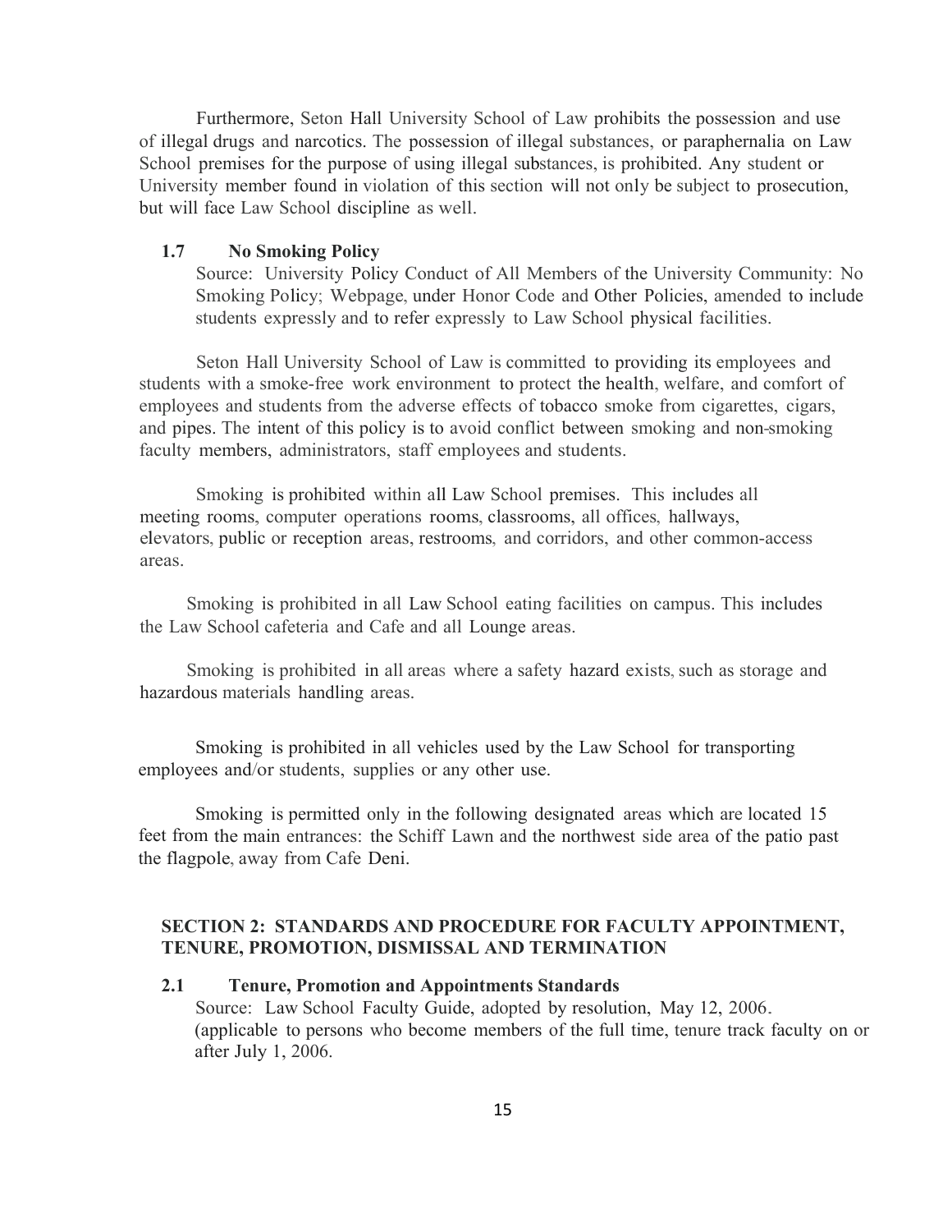Furthermore, Seton Hall University School of Law prohibits the possession and use of illegal drugs and narcotics. The possession of illegal substances, or paraphernalia on Law School premises for the purpose of using illegal substances, is prohibited. Any student or University member found in violation of this section will not only be subject to prosecution, but will face Law School discipline as well.

### 1.7 No Smoking Policy

Source: University Policy Conduct of All Members of the University Community: No Smoking Policy; Webpage, under Honor Code and Other Policies, amended to include students expressly and to refer expressly to Law School physical facilities.

Seton Hall University School of Law is committed to providing its employees and students with a smoke-free work environment to protect the health, welfare, and comfort of employees and students from the adverse effects of tobacco smoke from cigarettes, cigars, and pipes. The intent of this policy is to avoid conflict between smoking and non-smoking faculty members, administrators, staff employees and students.

Smoking is prohibited within all Law School premises. This includes all meeting rooms, computer operations rooms, classrooms, all offices, hallways, elevators, public or reception areas, restrooms, and corridors, and other common-access areas.

Smoking is prohibited in all Law School eating facilities on campus. This includes the Law School cafeteria and Cafe and all Lounge areas.

Smoking is prohibited in all areas where a safety hazard exists, such as storage and hazardous materials handling areas.

Smoking is prohibited in all vehicles used by the Law School for transporting employees and/or students, supplies or any other use.

Smoking is permitted only in the following designated areas which are located 15 feet from the main entrances: the Schiff Lawn and the northwest side area of the patio past the flagpole, away from Cafe Deni.

## SECTION 2: STANDARDS AND PROCEDURE FOR FACULTY APPOINTMENT, TENURE, PROMOTION, DISMISSAL AND TERMINATION

### 2.1 Tenure, Promotion and Appointments Standards

Source: Law School Faculty Guide, adopted by resolution, May 12, 2006. (applicable to persons who become members of the full time, tenure track faculty on or after July 1, 2006.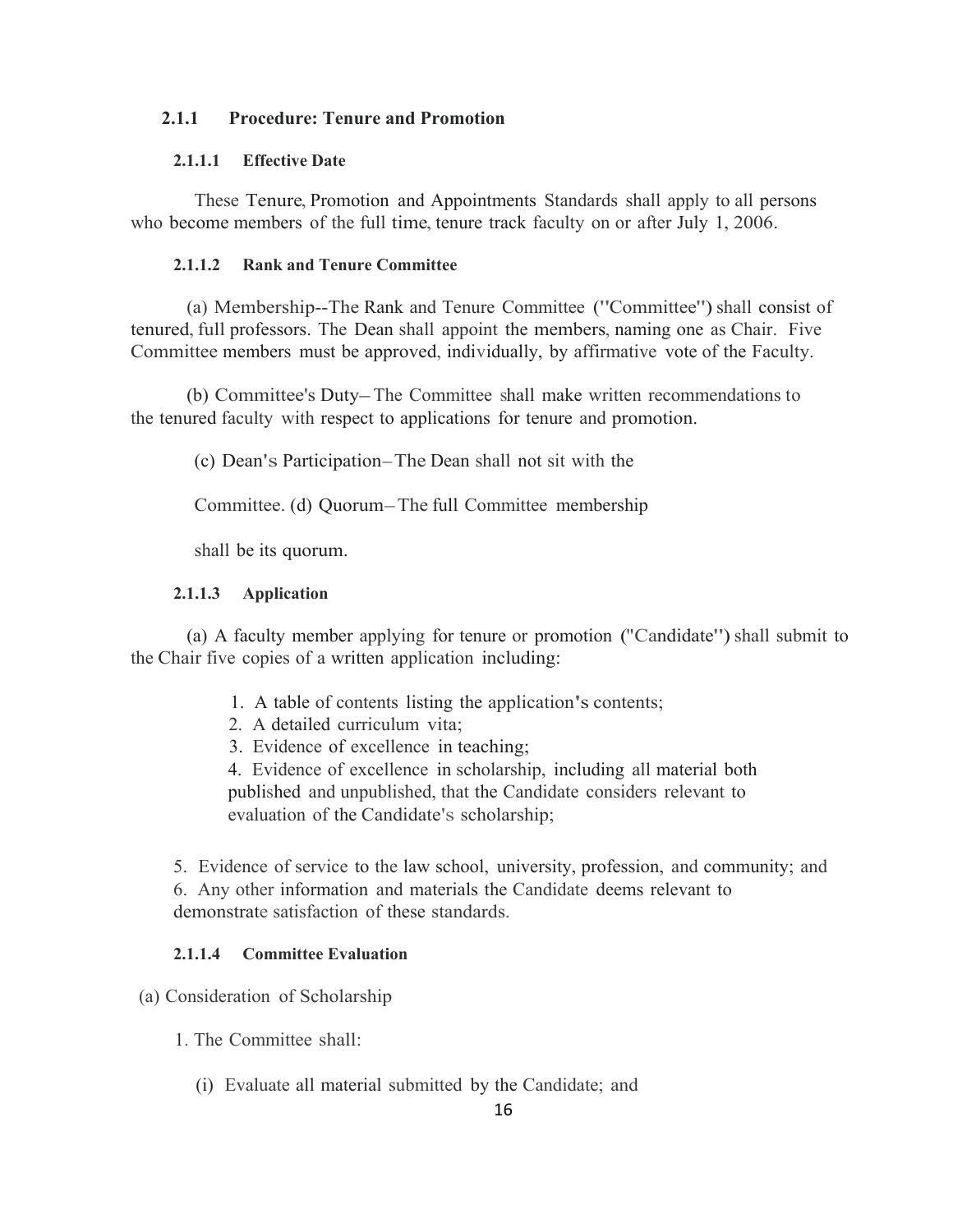### 2.1.1 Procedure: Tenure and Promotion

#### 2.1.1.1 Effective Date

These Tenure, Promotion and Appointments Standards shall apply to all persons who become members of the full time, tenure track faculty on or after July 1, 2006.

#### 2.1.1.2 Rank and Tenure Committee

(a) Membership--The Rank and Tenure Committee ("Committee") shall consist of tenured, full professors. The Dean shall appoint the members, naming one as Chair. Five Committee members must be approved, individually, by affirmative vote of the Faculty.

(b) Committee's Duty– The Committee shall make written recommendations to the tenured faculty with respect to applications for tenure and promotion.

(c) Dean's Participation– The Dean shall not sit with the Committee.

(d) Quorum– The full Committee membership shall be its quorum.

#### 2.1.1.3 Application

(a) A faculty member applying for tenure or promotion ("Candidate") shall submit to the Chair five copies of a written application including:

1. A table of contents listing the application's contents;
2. A detailed curriculum vita;
3. Evidence of excellence in teaching;
4. Evidence of excellence in scholarship, including all material both published and unpublished, that the Candidate considers relevant to evaluation of the Candidate's scholarship;
5. Evidence of service to the law school, university, profession, and community; and
6. Any other information and materials the Candidate deems relevant to demonstrate satisfaction of these standards.

#### 2.1.1.4 Committee Evaluation

(a) Consideration of Scholarship

1. The Committee shall:

   (i) Evaluate all material submitted by the Candidate; and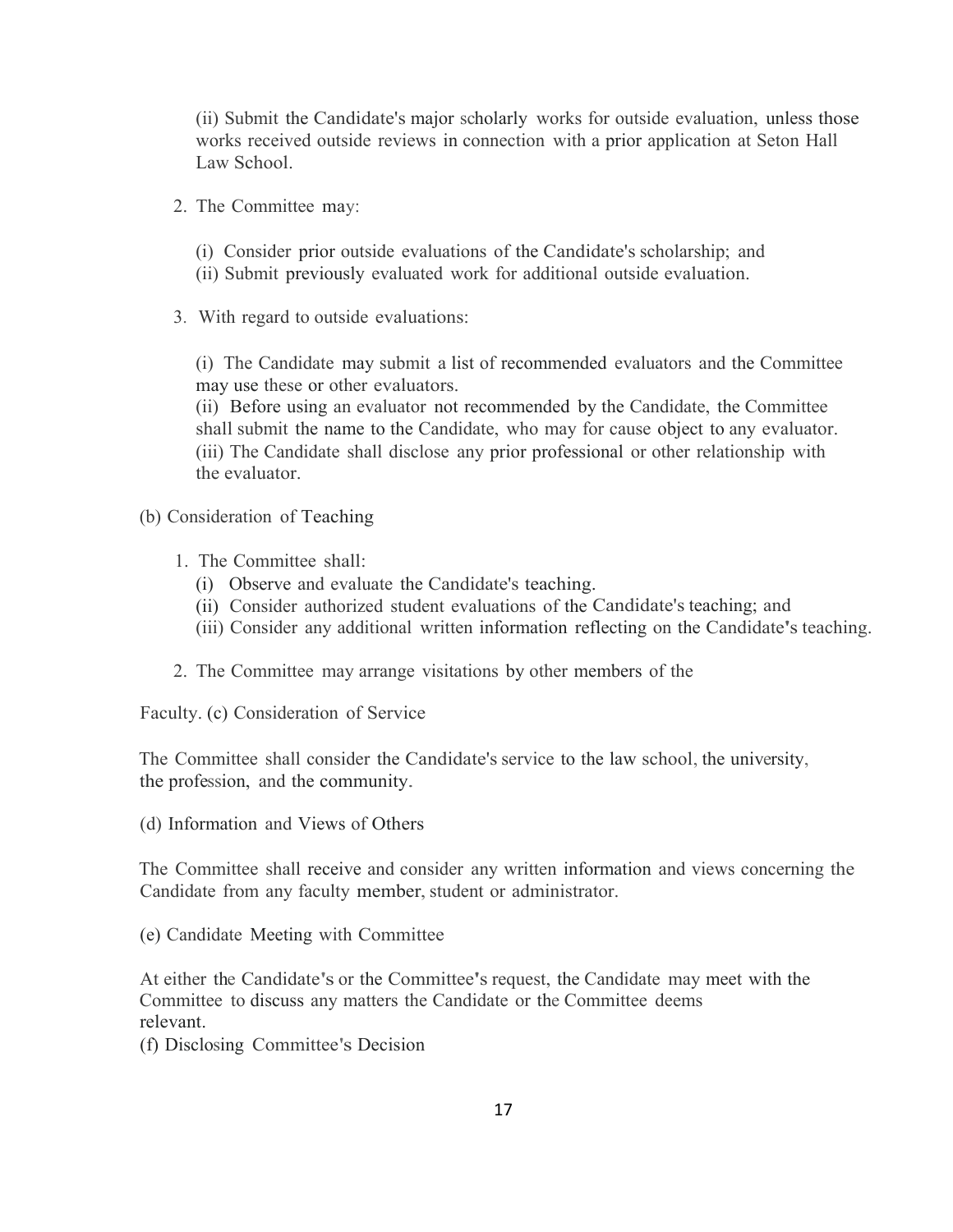(ii) Submit the Candidate's major scholarly works for outside evaluation, unless those works received outside reviews in connection with a prior application at Seton Hall Law School.

2. The Committee may:

   (i) Consider prior outside evaluations of the Candidate's scholarship; and
   (ii) Submit previously evaluated work for additional outside evaluation.

3. With regard to outside evaluations:

   (i) The Candidate may submit a list of recommended evaluators and the Committee may use these or other evaluators.
   (ii) Before using an evaluator not recommended by the Candidate, the Committee shall submit the name to the Candidate, who may for cause object to any evaluator.
   (iii) The Candidate shall disclose any prior professional or other relationship with the evaluator.

(b) Consideration of Teaching

1. The Committee shall:
   (i) Observe and evaluate the Candidate's teaching.
   (ii) Consider authorized student evaluations of the Candidate's teaching; and
   (iii) Consider any additional written information reflecting on the Candidate's teaching.

2. The Committee may arrange visitations by other members of the

Faculty. (c) Consideration of Service

The Committee shall consider the Candidate's service to the law school, the university, the profession, and the community.

(d) Information and Views of Others

The Committee shall receive and consider any written information and views concerning the Candidate from any faculty member, student or administrator.

(e) Candidate Meeting with Committee

At either the Candidate's or the Committee's request, the Candidate may meet with the Committee to discuss any matters the Candidate or the Committee deems relevant.

(f) Disclosing Committee's Decision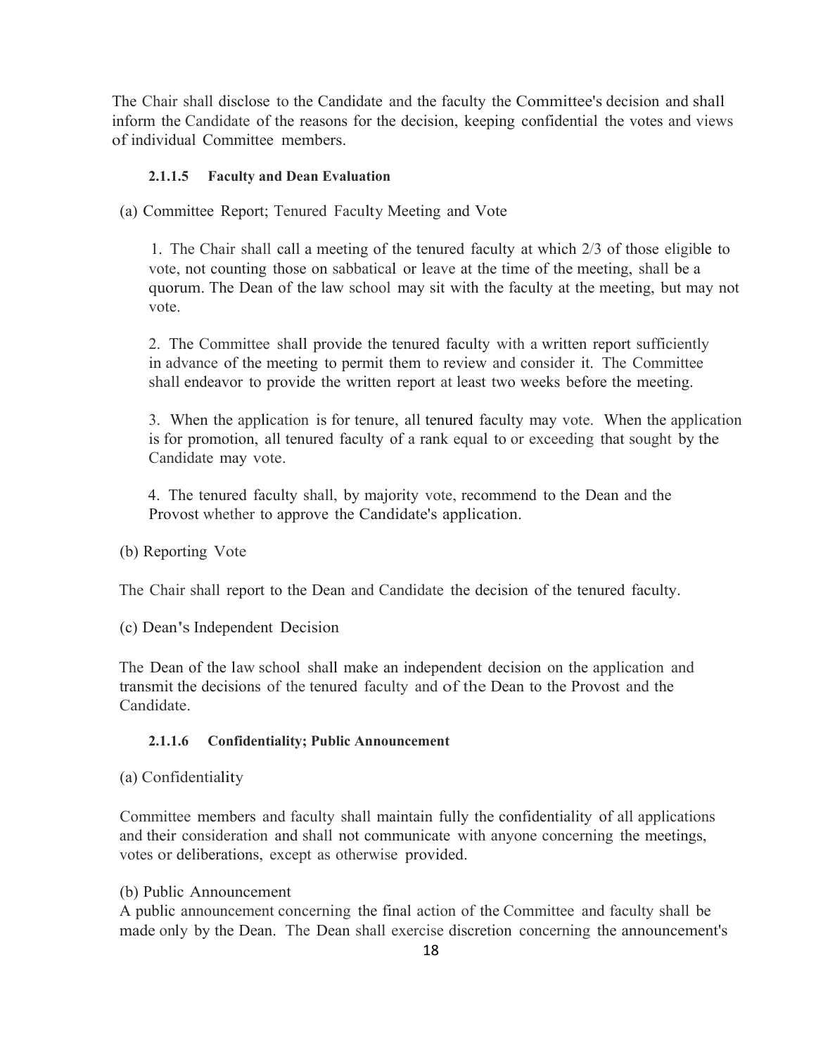The Chair shall disclose to the Candidate and the faculty the Committee's decision and shall inform the Candidate of the reasons for the decision, keeping confidential the votes and views of individual Committee members.

#### 2.1.1.5 Faculty and Dean Evaluation

(a) Committee Report; Tenured Faculty Meeting and Vote

1. The Chair shall call a meeting of the tenured faculty at which 2/3 of those eligible to vote, not counting those on sabbatical or leave at the time of the meeting, shall be a quorum. The Dean of the law school may sit with the faculty at the meeting, but may not vote.

2. The Committee shall provide the tenured faculty with a written report sufficiently in advance of the meeting to permit them to review and consider it. The Committee shall endeavor to provide the written report at least two weeks before the meeting.

3. When the application is for tenure, all tenured faculty may vote. When the application is for promotion, all tenured faculty of a rank equal to or exceeding that sought by the Candidate may vote.

4. The tenured faculty shall, by majority vote, recommend to the Dean and the Provost whether to approve the Candidate's application.

(b) Reporting Vote

The Chair shall report to the Dean and Candidate the decision of the tenured faculty.

(c) Dean's Independent Decision

The Dean of the law school shall make an independent decision on the application and transmit the decisions of the tenured faculty and of the Dean to the Provost and the Candidate.

#### 2.1.1.6 Confidentiality; Public Announcement

(a) Confidentiality

Committee members and faculty shall maintain fully the confidentiality of all applications and their consideration and shall not communicate with anyone concerning the meetings, votes or deliberations, except as otherwise provided.

(b) Public Announcement

A public announcement concerning the final action of the Committee and faculty shall be made only by the Dean. The Dean shall exercise discretion concerning the announcement's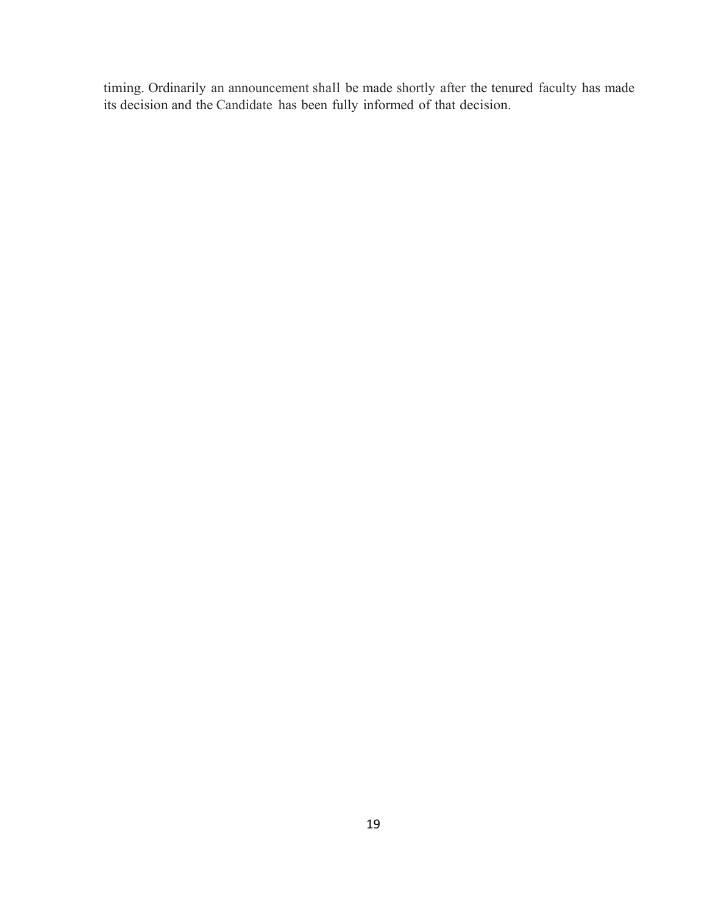timing. Ordinarily an announcement shall be made shortly after the tenured faculty has made its decision and the Candidate has been fully informed of that decision.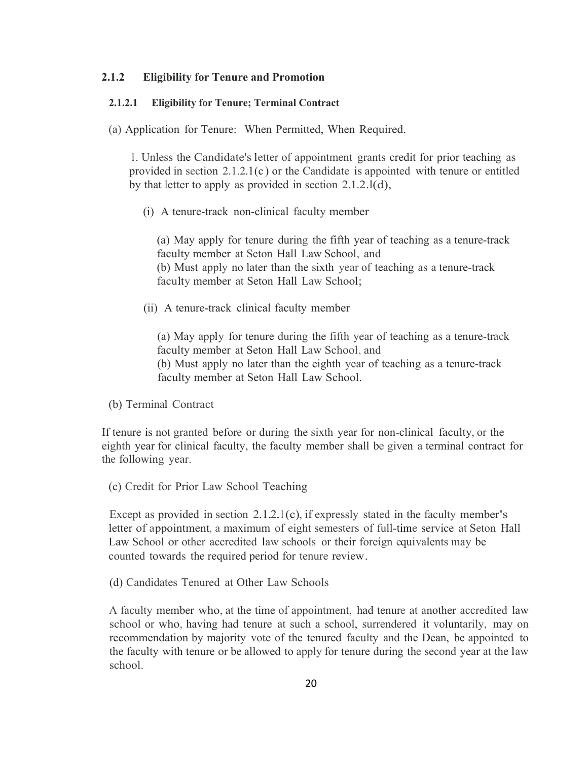### 2.1.2 Eligibility for Tenure and Promotion

#### 2.1.2.1 Eligibility for Tenure; Terminal Contract

(a) Application for Tenure: When Permitted, When Required.

1. Unless the Candidate's letter of appointment grants credit for prior teaching as provided in section 2.1.2.1(c) or the Candidate is appointed with tenure or entitled by that letter to apply as provided in section 2.1.2.l(d),

   (i) A tenure-track non-clinical faculty member

   (a) May apply for tenure during the fifth year of teaching as a tenure-track faculty member at Seton Hall Law School, and
   (b) Must apply no later than the sixth year of teaching as a tenure-track faculty member at Seton Hall Law School;

   (ii) A tenure-track clinical faculty member

   (a) May apply for tenure during the fifth year of teaching as a tenure-track faculty member at Seton Hall Law School, and
   (b) Must apply no later than the eighth year of teaching as a tenure-track faculty member at Seton Hall Law School.

(b) Terminal Contract

If tenure is not granted before or during the sixth year for non-clinical faculty, or the eighth year for clinical faculty, the faculty member shall be given a terminal contract for the following year.

(c) Credit for Prior Law School Teaching

Except as provided in section 2.1.2.1(c), if expressly stated in the faculty member's letter of appointment, a maximum of eight semesters of full-time service at Seton Hall Law School or other accredited law schools or their foreign equivalents may be counted towards the required period for tenure review.

(d) Candidates Tenured at Other Law Schools

A faculty member who, at the time of appointment, had tenure at another accredited law school or who, having had tenure at such a school, surrendered it voluntarily, may on recommendation by majority vote of the tenured faculty and the Dean, be appointed to the faculty with tenure or be allowed to apply for tenure during the second year at the law school.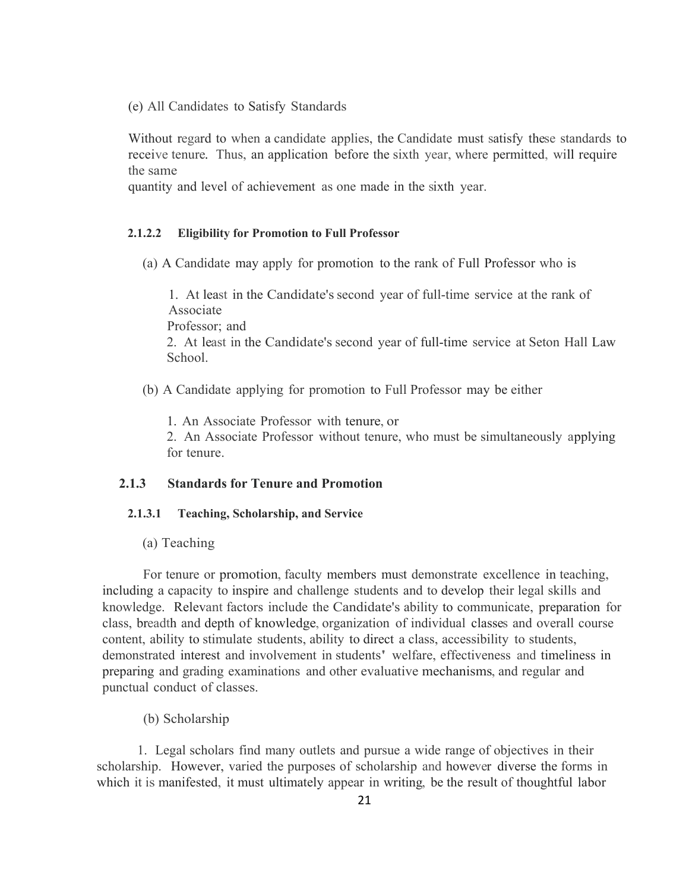(e) All Candidates to Satisfy Standards

Without regard to when a candidate applies, the Candidate must satisfy these standards to receive tenure. Thus, an application before the sixth year, where permitted, will require the same quantity and level of achievement as one made in the sixth year.

#### 2.1.2.2 Eligibility for Promotion to Full Professor

(a) A Candidate may apply for promotion to the rank of Full Professor who is

1. At least in the Candidate's second year of full-time service at the rank of Associate Professor; and
2. At least in the Candidate's second year of full-time service at Seton Hall Law School.

(b) A Candidate applying for promotion to Full Professor may be either

1. An Associate Professor with tenure, or
2. An Associate Professor without tenure, who must be simultaneously applying for tenure.

### 2.1.3 Standards for Tenure and Promotion

#### 2.1.3.1 Teaching, Scholarship, and Service

(a) Teaching

For tenure or promotion, faculty members must demonstrate excellence in teaching, including a capacity to inspire and challenge students and to develop their legal skills and knowledge. Relevant factors include the Candidate's ability to communicate, preparation for class, breadth and depth of knowledge, organization of individual classes and overall course content, ability to stimulate students, ability to direct a class, accessibility to students, demonstrated interest and involvement in students' welfare, effectiveness and timeliness in preparing and grading examinations and other evaluative mechanisms, and regular and punctual conduct of classes.

(b) Scholarship

1. Legal scholars find many outlets and pursue a wide range of objectives in their scholarship. However, varied the purposes of scholarship and however diverse the forms in which it is manifested, it must ultimately appear in writing, be the result of thoughtful labor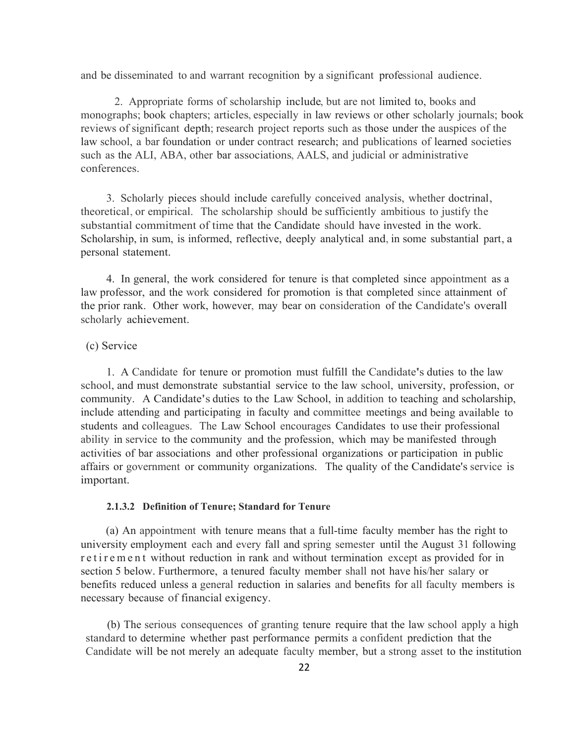and be disseminated to and warrant recognition by a significant professional audience.

2. Appropriate forms of scholarship include, but are not limited to, books and monographs; book chapters; articles, especially in law reviews or other scholarly journals; book reviews of significant depth; research project reports such as those under the auspices of the law school, a bar foundation or under contract research; and publications of learned societies such as the ALI, ABA, other bar associations, AALS, and judicial or administrative conferences.

3. Scholarly pieces should include carefully conceived analysis, whether doctrinal, theoretical, or empirical. The scholarship should be sufficiently ambitious to justify the substantial commitment of time that the Candidate should have invested in the work. Scholarship, in sum, is informed, reflective, deeply analytical and, in some substantial part, a personal statement.

4. In general, the work considered for tenure is that completed since appointment as a law professor, and the work considered for promotion is that completed since attainment of the prior rank. Other work, however, may bear on consideration of the Candidate's overall scholarly achievement.

(c) Service

1. A Candidate for tenure or promotion must fulfill the Candidate's duties to the law school, and must demonstrate substantial service to the law school, university, profession, or community. A Candidate's duties to the Law School, in addition to teaching and scholarship, include attending and participating in faculty and committee meetings and being available to students and colleagues. The Law School encourages Candidates to use their professional ability in service to the community and the profession, which may be manifested through activities of bar associations and other professional organizations or participation in public affairs or government or community organizations. The quality of the Candidate's service is important.

#### 2.1.3.2 Definition of Tenure; Standard for Tenure

(a) An appointment with tenure means that a full-time faculty member has the right to university employment each and every fall and spring semester until the August 31 following retirement without reduction in rank and without termination except as provided for in section 5 below. Furthermore, a tenured faculty member shall not have his/her salary or benefits reduced unless a general reduction in salaries and benefits for all faculty members is necessary because of financial exigency.

(b) The serious consequences of granting tenure require that the law school apply a high standard to determine whether past performance permits a confident prediction that the Candidate will be not merely an adequate faculty member, but a strong asset to the institution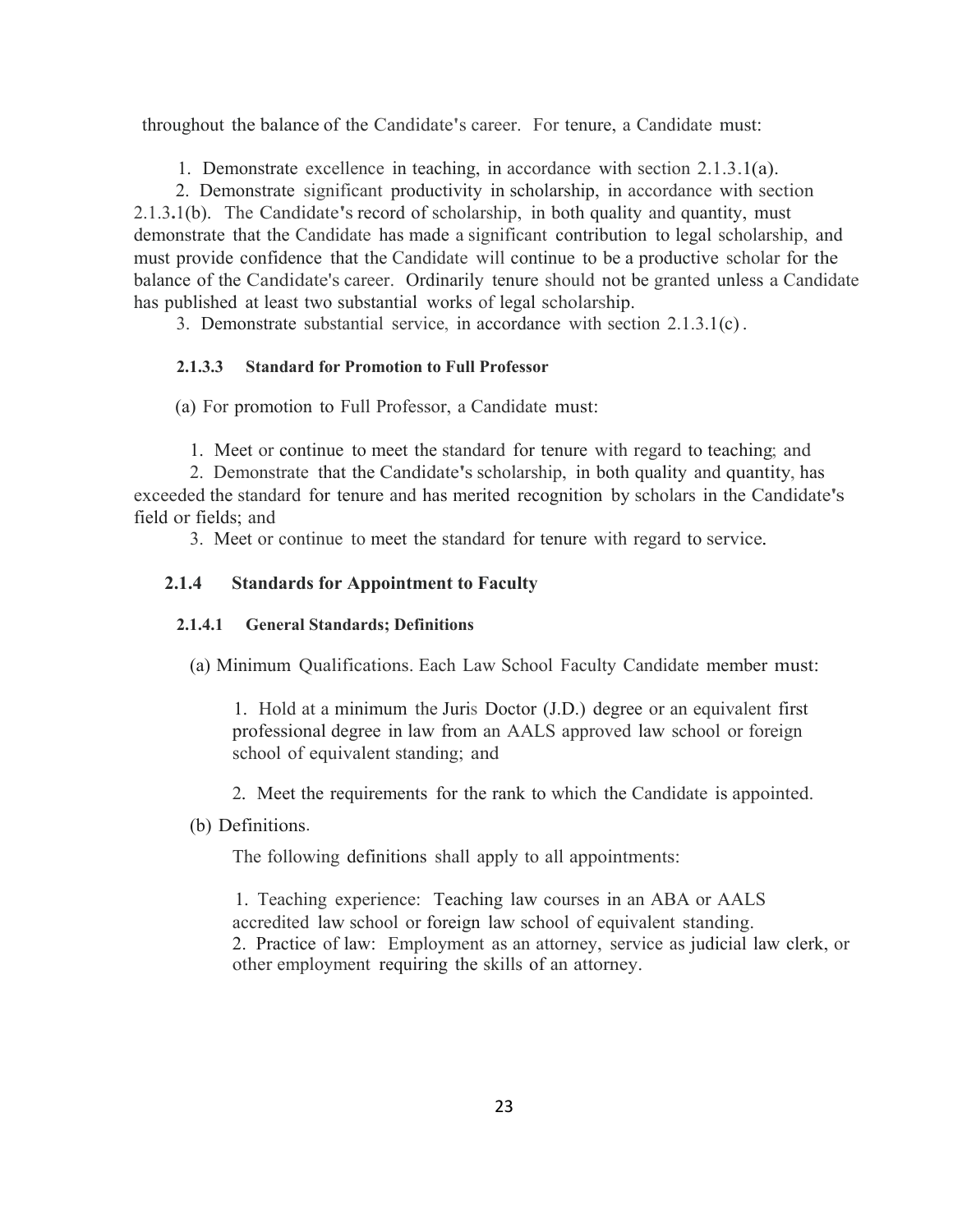throughout the balance of the Candidate's career. For tenure, a Candidate must:

1. Demonstrate excellence in teaching, in accordance with section 2.1.3.1(a).
2. Demonstrate significant productivity in scholarship, in accordance with section 2.1.3.1(b). The Candidate's record of scholarship, in both quality and quantity, must demonstrate that the Candidate has made a significant contribution to legal scholarship, and must provide confidence that the Candidate will continue to be a productive scholar for the balance of the Candidate's career. Ordinarily tenure should not be granted unless a Candidate has published at least two substantial works of legal scholarship.
3. Demonstrate substantial service, in accordance with section 2.1.3.1(c).

#### 2.1.3.3 Standard for Promotion to Full Professor

(a) For promotion to Full Professor, a Candidate must:

1. Meet or continue to meet the standard for tenure with regard to teaching; and
2. Demonstrate that the Candidate's scholarship, in both quality and quantity, has exceeded the standard for tenure and has merited recognition by scholars in the Candidate's field or fields; and
3. Meet or continue to meet the standard for tenure with regard to service.

### 2.1.4 Standards for Appointment to Faculty

#### 2.1.4.1 General Standards; Definitions

(a) Minimum Qualifications. Each Law School Faculty Candidate member must:

1. Hold at a minimum the Juris Doctor (J.D.) degree or an equivalent first professional degree in law from an AALS approved law school or foreign school of equivalent standing; and

2. Meet the requirements for the rank to which the Candidate is appointed.

(b) Definitions.

The following definitions shall apply to all appointments:

1. Teaching experience: Teaching law courses in an ABA or AALS accredited law school or foreign law school of equivalent standing.
2. Practice of law: Employment as an attorney, service as judicial law clerk, or other employment requiring the skills of an attorney.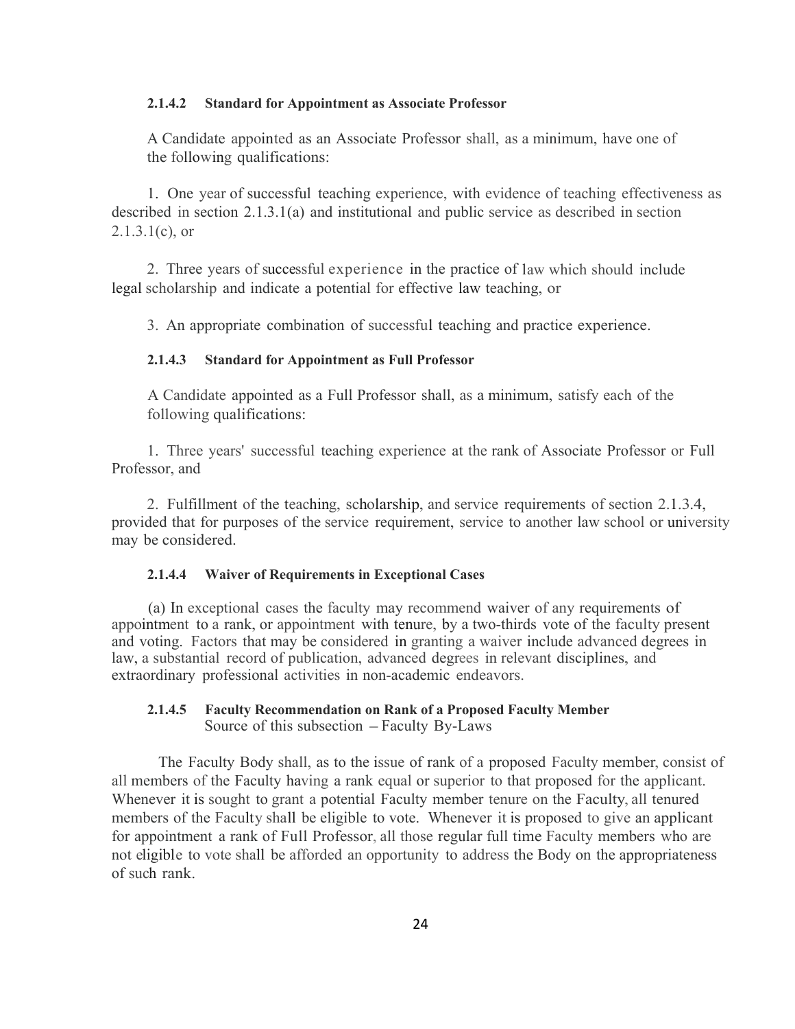#### 2.1.4.2 Standard for Appointment as Associate Professor

A Candidate appointed as an Associate Professor shall, as a minimum, have one of the following qualifications:

1. One year of successful teaching experience, with evidence of teaching effectiveness as described in section 2.1.3.1(a) and institutional and public service as described in section 2.1.3.1(c), or

2. Three years of successful experience in the practice of law which should include legal scholarship and indicate a potential for effective law teaching, or

3. An appropriate combination of successful teaching and practice experience.

#### 2.1.4.3 Standard for Appointment as Full Professor

A Candidate appointed as a Full Professor shall, as a minimum, satisfy each of the following qualifications:

1. Three years' successful teaching experience at the rank of Associate Professor or Full Professor, and

2. Fulfillment of the teaching, scholarship, and service requirements of section 2.1.3.4, provided that for purposes of the service requirement, service to another law school or university may be considered.

#### 2.1.4.4 Waiver of Requirements in Exceptional Cases

(a) In exceptional cases the faculty may recommend waiver of any requirements of appointment to a rank, or appointment with tenure, by a two-thirds vote of the faculty present and voting. Factors that may be considered in granting a waiver include advanced degrees in law, a substantial record of publication, advanced degrees in relevant disciplines, and extraordinary professional activities in non-academic endeavors.

#### 2.1.4.5 Faculty Recommendation on Rank of a Proposed Faculty Member

Source of this subsection – Faculty By-Laws

The Faculty Body shall, as to the issue of rank of a proposed Faculty member, consist of all members of the Faculty having a rank equal or superior to that proposed for the applicant. Whenever it is sought to grant a potential Faculty member tenure on the Faculty, all tenured members of the Faculty shall be eligible to vote. Whenever it is proposed to give an applicant for appointment a rank of Full Professor, all those regular full time Faculty members who are not eligible to vote shall be afforded an opportunity to address the Body on the appropriateness of such rank.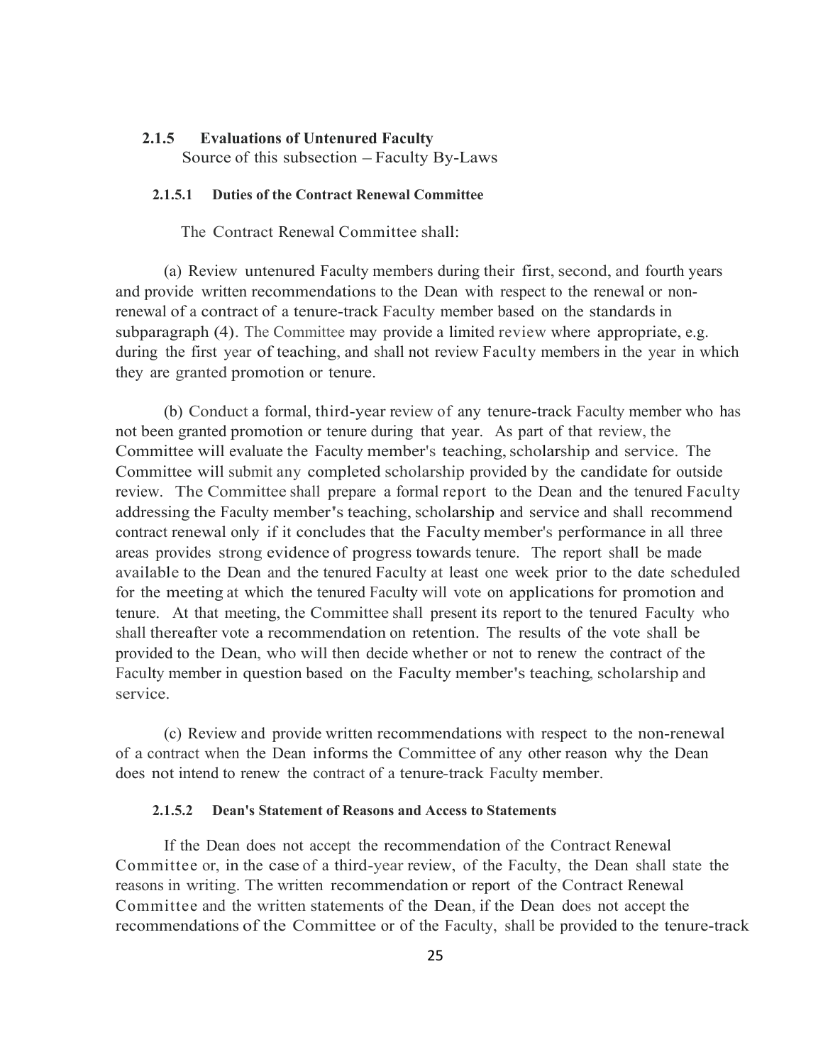### 2.1.5 Evaluations of Untenured Faculty

Source of this subsection – Faculty By-Laws

#### 2.1.5.1 Duties of the Contract Renewal Committee

The Contract Renewal Committee shall:

(a) Review untenured Faculty members during their first, second, and fourth years and provide written recommendations to the Dean with respect to the renewal or non-renewal of a contract of a tenure-track Faculty member based on the standards in subparagraph (4). The Committee may provide a limited review where appropriate, e.g. during the first year of teaching, and shall not review Faculty members in the year in which they are granted promotion or tenure.

(b) Conduct a formal, third-year review of any tenure-track Faculty member who has not been granted promotion or tenure during that year. As part of that review, the Committee will evaluate the Faculty member's teaching, scholarship and service. The Committee will submit any completed scholarship provided by the candidate for outside review. The Committee shall prepare a formal report to the Dean and the tenured Faculty addressing the Faculty member's teaching, scholarship and service and shall recommend contract renewal only if it concludes that the Faculty member's performance in all three areas provides strong evidence of progress towards tenure. The report shall be made available to the Dean and the tenured Faculty at least one week prior to the date scheduled for the meeting at which the tenured Faculty will vote on applications for promotion and tenure. At that meeting, the Committee shall present its report to the tenured Faculty who shall thereafter vote a recommendation on retention. The results of the vote shall be provided to the Dean, who will then decide whether or not to renew the contract of the Faculty member in question based on the Faculty member's teaching, scholarship and service.

(c) Review and provide written recommendations with respect to the non-renewal of a contract when the Dean informs the Committee of any other reason why the Dean does not intend to renew the contract of a tenure-track Faculty member.

#### 2.1.5.2 Dean's Statement of Reasons and Access to Statements

If the Dean does not accept the recommendation of the Contract Renewal Committee or, in the case of a third-year review, of the Faculty, the Dean shall state the reasons in writing. The written recommendation or report of the Contract Renewal Committee and the written statements of the Dean, if the Dean does not accept the recommendations of the Committee or of the Faculty, shall be provided to the tenure-track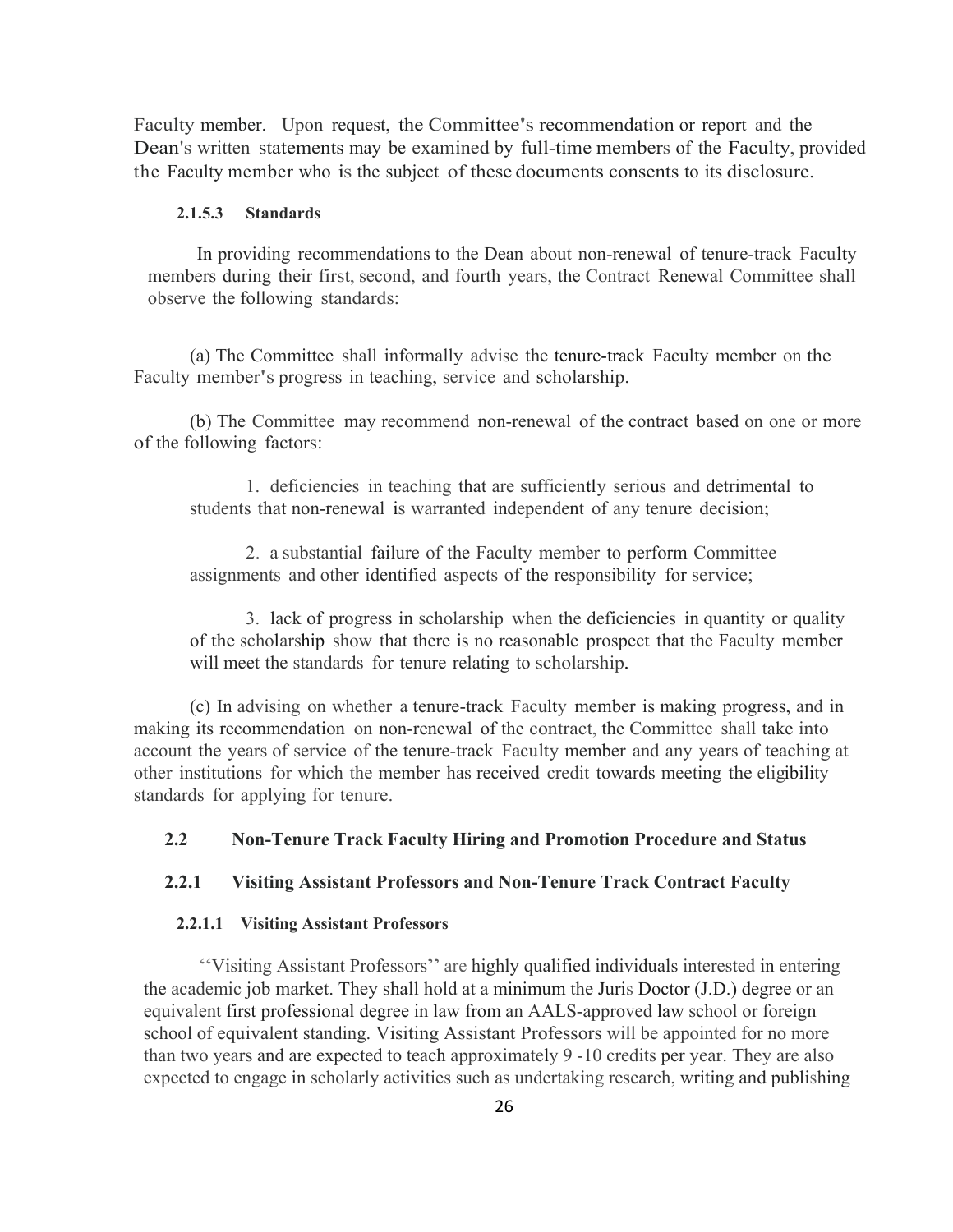Faculty member. Upon request, the Committee's recommendation or report and the Dean's written statements may be examined by full-time members of the Faculty, provided the Faculty member who is the subject of these documents consents to its disclosure.

#### 2.1.5.3 Standards

In providing recommendations to the Dean about non-renewal of tenure-track Faculty members during their first, second, and fourth years, the Contract Renewal Committee shall observe the following standards:

(a) The Committee shall informally advise the tenure-track Faculty member on the Faculty member's progress in teaching, service and scholarship.

(b) The Committee may recommend non-renewal of the contract based on one or more of the following factors:

1. deficiencies in teaching that are sufficiently serious and detrimental to students that non-renewal is warranted independent of any tenure decision;

2. a substantial failure of the Faculty member to perform Committee assignments and other identified aspects of the responsibility for service;

3. lack of progress in scholarship when the deficiencies in quantity or quality of the scholarship show that there is no reasonable prospect that the Faculty member will meet the standards for tenure relating to scholarship.

(c) In advising on whether a tenure-track Faculty member is making progress, and in making its recommendation on non-renewal of the contract, the Committee shall take into account the years of service of the tenure-track Faculty member and any years of teaching at other institutions for which the member has received credit towards meeting the eligibility standards for applying for tenure.

### 2.2 Non-Tenure Track Faculty Hiring and Promotion Procedure and Status

### 2.2.1 Visiting Assistant Professors and Non-Tenure Track Contract Faculty

#### 2.2.1.1 Visiting Assistant Professors

"Visiting Assistant Professors" are highly qualified individuals interested in entering the academic job market. They shall hold at a minimum the Juris Doctor (J.D.) degree or an equivalent first professional degree in law from an AALS-approved law school or foreign school of equivalent standing. Visiting Assistant Professors will be appointed for no more than two years and are expected to teach approximately 9 -10 credits per year. They are also expected to engage in scholarly activities such as undertaking research, writing and publishing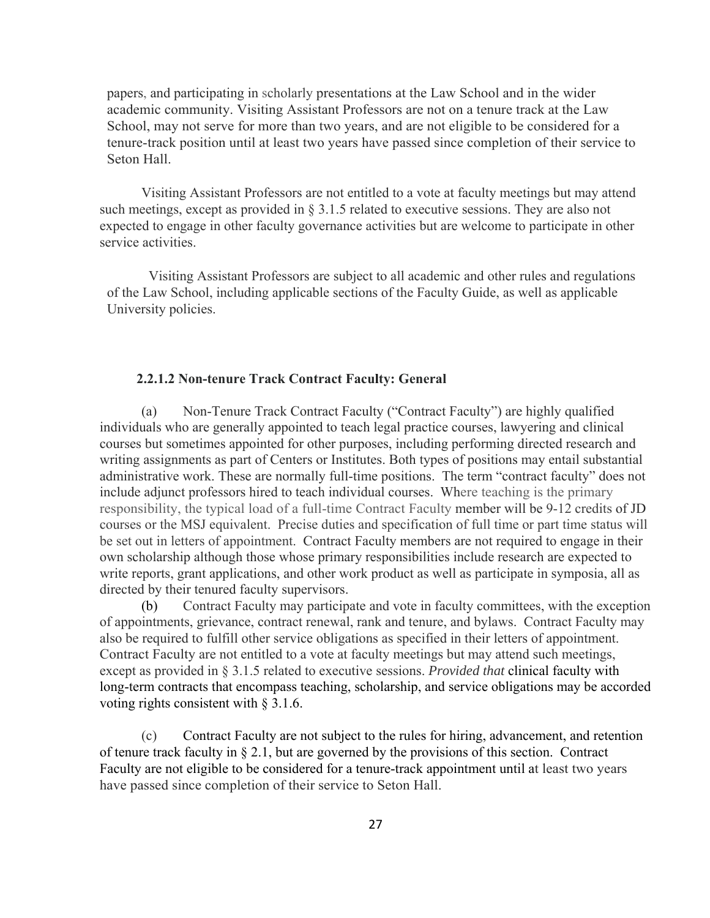papers, and participating in scholarly presentations at the Law School and in the wider academic community. Visiting Assistant Professors are not on a tenure track at the Law School, may not serve for more than two years, and are not eligible to be considered for a tenure-track position until at least two years have passed since completion of their service to Seton Hall.

Visiting Assistant Professors are not entitled to a vote at faculty meetings but may attend such meetings, except as provided in § 3.1.5 related to executive sessions. They are also not expected to engage in other faculty governance activities but are welcome to participate in other service activities.

Visiting Assistant Professors are subject to all academic and other rules and regulations of the Law School, including applicable sections of the Faculty Guide, as well as applicable University policies.

#### 2.2.1.2 Non-tenure Track Contract Faculty: General

(a) Non-Tenure Track Contract Faculty ("Contract Faculty") are highly qualified individuals who are generally appointed to teach legal practice courses, lawyering and clinical courses but sometimes appointed for other purposes, including performing directed research and writing assignments as part of Centers or Institutes. Both types of positions may entail substantial administrative work. These are normally full-time positions. The term "contract faculty" does not include adjunct professors hired to teach individual courses. Where teaching is the primary responsibility, the typical load of a full-time Contract Faculty member will be 9-12 credits of JD courses or the MSJ equivalent. Precise duties and specification of full time or part time status will be set out in letters of appointment. Contract Faculty members are not required to engage in their own scholarship although those whose primary responsibilities include research are expected to write reports, grant applications, and other work product as well as participate in symposia, all as directed by their tenured faculty supervisors.

(b) Contract Faculty may participate and vote in faculty committees, with the exception of appointments, grievance, contract renewal, rank and tenure, and bylaws. Contract Faculty may also be required to fulfill other service obligations as specified in their letters of appointment. Contract Faculty are not entitled to a vote at faculty meetings but may attend such meetings, except as provided in § 3.1.5 related to executive sessions. *Provided that* clinical faculty with long-term contracts that encompass teaching, scholarship, and service obligations may be accorded voting rights consistent with § 3.1.6.

(c) Contract Faculty are not subject to the rules for hiring, advancement, and retention of tenure track faculty in § 2.1, but are governed by the provisions of this section. Contract Faculty are not eligible to be considered for a tenure-track appointment until at least two years have passed since completion of their service to Seton Hall.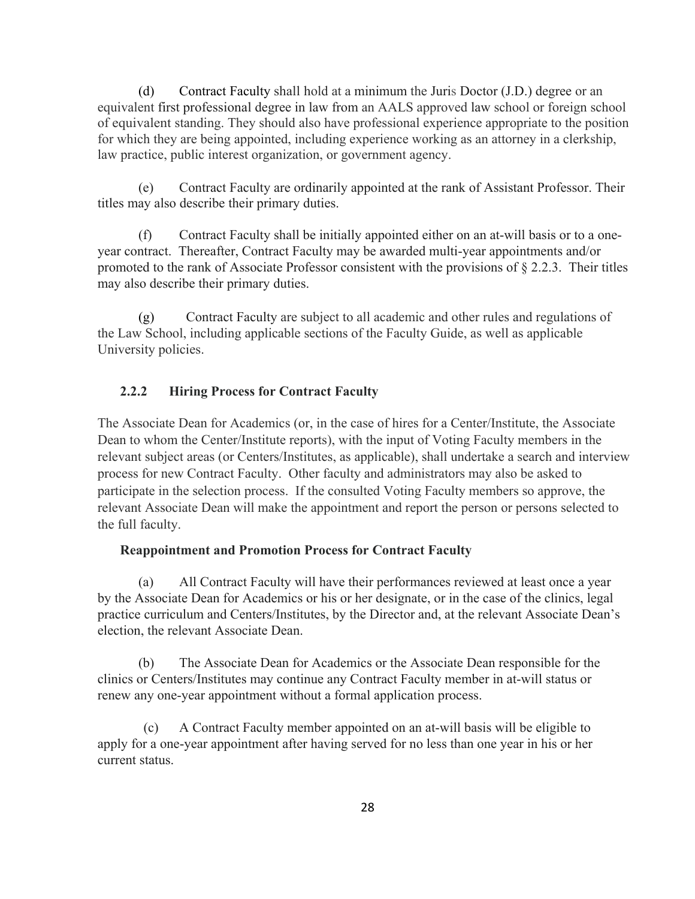(d) Contract Faculty shall hold at a minimum the Juris Doctor (J.D.) degree or an equivalent first professional degree in law from an AALS approved law school or foreign school of equivalent standing. They should also have professional experience appropriate to the position for which they are being appointed, including experience working as an attorney in a clerkship, law practice, public interest organization, or government agency.

(e) Contract Faculty are ordinarily appointed at the rank of Assistant Professor. Their titles may also describe their primary duties.

(f) Contract Faculty shall be initially appointed either on an at-will basis or to a one-year contract. Thereafter, Contract Faculty may be awarded multi-year appointments and/or promoted to the rank of Associate Professor consistent with the provisions of § 2.2.3. Their titles may also describe their primary duties.

(g) Contract Faculty are subject to all academic and other rules and regulations of the Law School, including applicable sections of the Faculty Guide, as well as applicable University policies.

### 2.2.2 Hiring Process for Contract Faculty

The Associate Dean for Academics (or, in the case of hires for a Center/Institute, the Associate Dean to whom the Center/Institute reports), with the input of Voting Faculty members in the relevant subject areas (or Centers/Institutes, as applicable), shall undertake a search and interview process for new Contract Faculty. Other faculty and administrators may also be asked to participate in the selection process. If the consulted Voting Faculty members so approve, the relevant Associate Dean will make the appointment and report the person or persons selected to the full faculty.

### Reappointment and Promotion Process for Contract Faculty

(a) All Contract Faculty will have their performances reviewed at least once a year by the Associate Dean for Academics or his or her designate, or in the case of the clinics, legal practice curriculum and Centers/Institutes, by the Director and, at the relevant Associate Dean's election, the relevant Associate Dean.

(b) The Associate Dean for Academics or the Associate Dean responsible for the clinics or Centers/Institutes may continue any Contract Faculty member in at-will status or renew any one-year appointment without a formal application process.

(c) A Contract Faculty member appointed on an at-will basis will be eligible to apply for a one-year appointment after having served for no less than one year in his or her current status.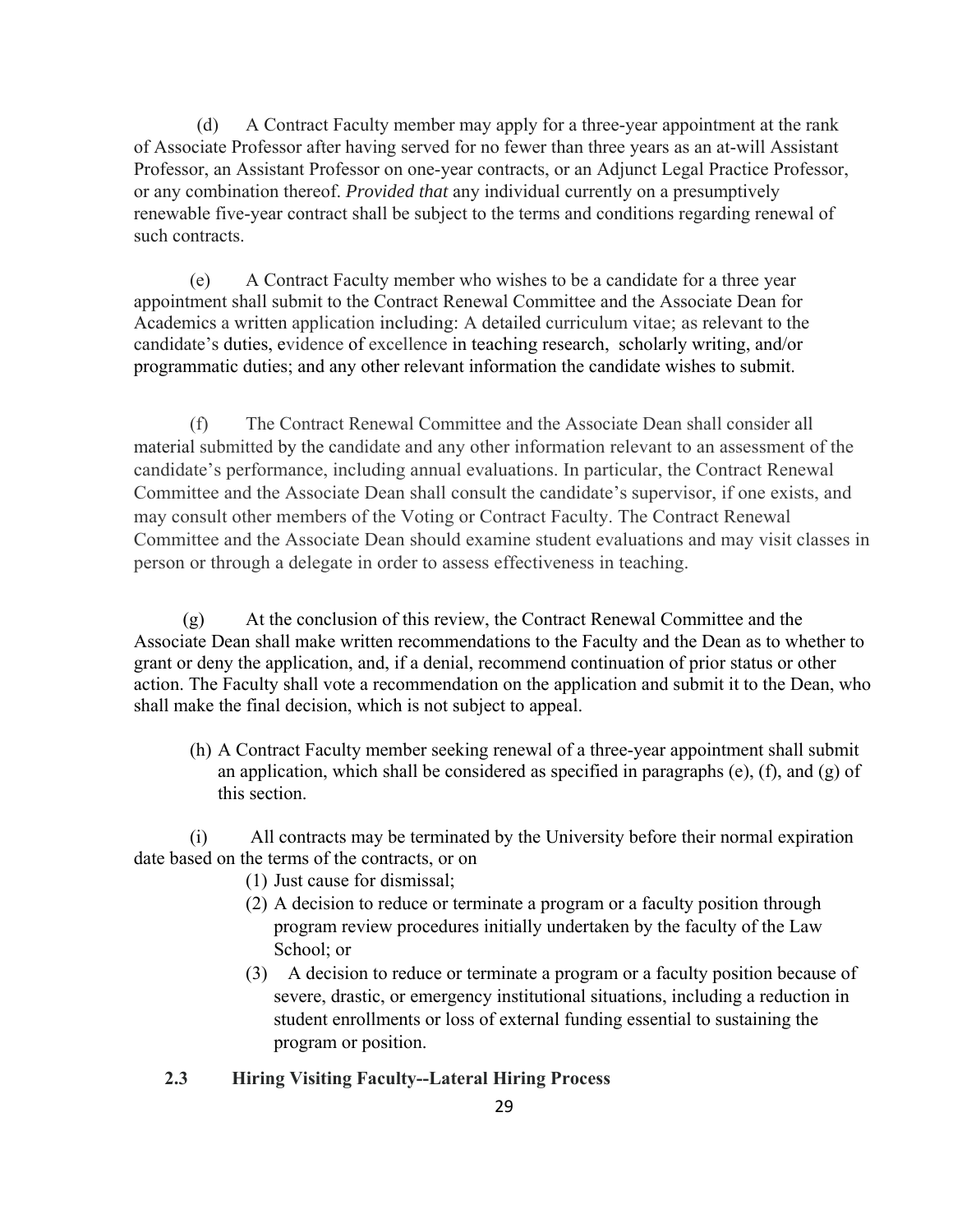(d) A Contract Faculty member may apply for a three-year appointment at the rank of Associate Professor after having served for no fewer than three years as an at-will Assistant Professor, an Assistant Professor on one-year contracts, or an Adjunct Legal Practice Professor, or any combination thereof. *Provided that* any individual currently on a presumptively renewable five-year contract shall be subject to the terms and conditions regarding renewal of such contracts.

(e) A Contract Faculty member who wishes to be a candidate for a three year appointment shall submit to the Contract Renewal Committee and the Associate Dean for Academics a written application including: A detailed curriculum vitae; as relevant to the candidate's duties, evidence of excellence in teaching research, scholarly writing, and/or programmatic duties; and any other relevant information the candidate wishes to submit.

(f) The Contract Renewal Committee and the Associate Dean shall consider all material submitted by the candidate and any other information relevant to an assessment of the candidate's performance, including annual evaluations. In particular, the Contract Renewal Committee and the Associate Dean shall consult the candidate's supervisor, if one exists, and may consult other members of the Voting or Contract Faculty. The Contract Renewal Committee and the Associate Dean should examine student evaluations and may visit classes in person or through a delegate in order to assess effectiveness in teaching.

(g) At the conclusion of this review, the Contract Renewal Committee and the Associate Dean shall make written recommendations to the Faculty and the Dean as to whether to grant or deny the application, and, if a denial, recommend continuation of prior status or other action. The Faculty shall vote a recommendation on the application and submit it to the Dean, who shall make the final decision, which is not subject to appeal.

(h) A Contract Faculty member seeking renewal of a three-year appointment shall submit an application, which shall be considered as specified in paragraphs (e), (f), and (g) of this section.

(i) All contracts may be terminated by the University before their normal expiration date based on the terms of the contracts, or on

(1) Just cause for dismissal;
(2) A decision to reduce or terminate a program or a faculty position through program review procedures initially undertaken by the faculty of the Law School; or
(3) A decision to reduce or terminate a program or a faculty position because of severe, drastic, or emergency institutional situations, including a reduction in student enrollments or loss of external funding essential to sustaining the program or position.

### 2.3 Hiring Visiting Faculty--Lateral Hiring Process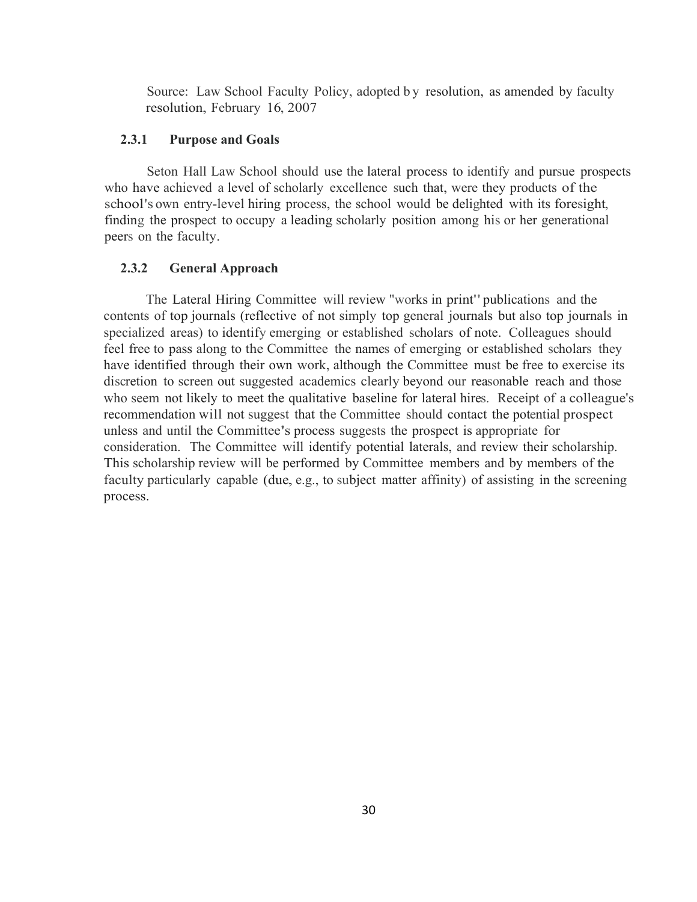Source: Law School Faculty Policy, adopted by resolution, as amended by faculty resolution, February 16, 2007

### 2.3.1 Purpose and Goals

Seton Hall Law School should use the lateral process to identify and pursue prospects who have achieved a level of scholarly excellence such that, were they products of the school's own entry-level hiring process, the school would be delighted with its foresight, finding the prospect to occupy a leading scholarly position among his or her generational peers on the faculty.

### 2.3.2 General Approach

The Lateral Hiring Committee will review "works in print" publications and the contents of top journals (reflective of not simply top general journals but also top journals in specialized areas) to identify emerging or established scholars of note. Colleagues should feel free to pass along to the Committee the names of emerging or established scholars they have identified through their own work, although the Committee must be free to exercise its discretion to screen out suggested academics clearly beyond our reasonable reach and those who seem not likely to meet the qualitative baseline for lateral hires. Receipt of a colleague's recommendation will not suggest that the Committee should contact the potential prospect unless and until the Committee's process suggests the prospect is appropriate for consideration. The Committee will identify potential laterals, and review their scholarship. This scholarship review will be performed by Committee members and by members of the faculty particularly capable (due, e.g., to subject matter affinity) of assisting in the screening process.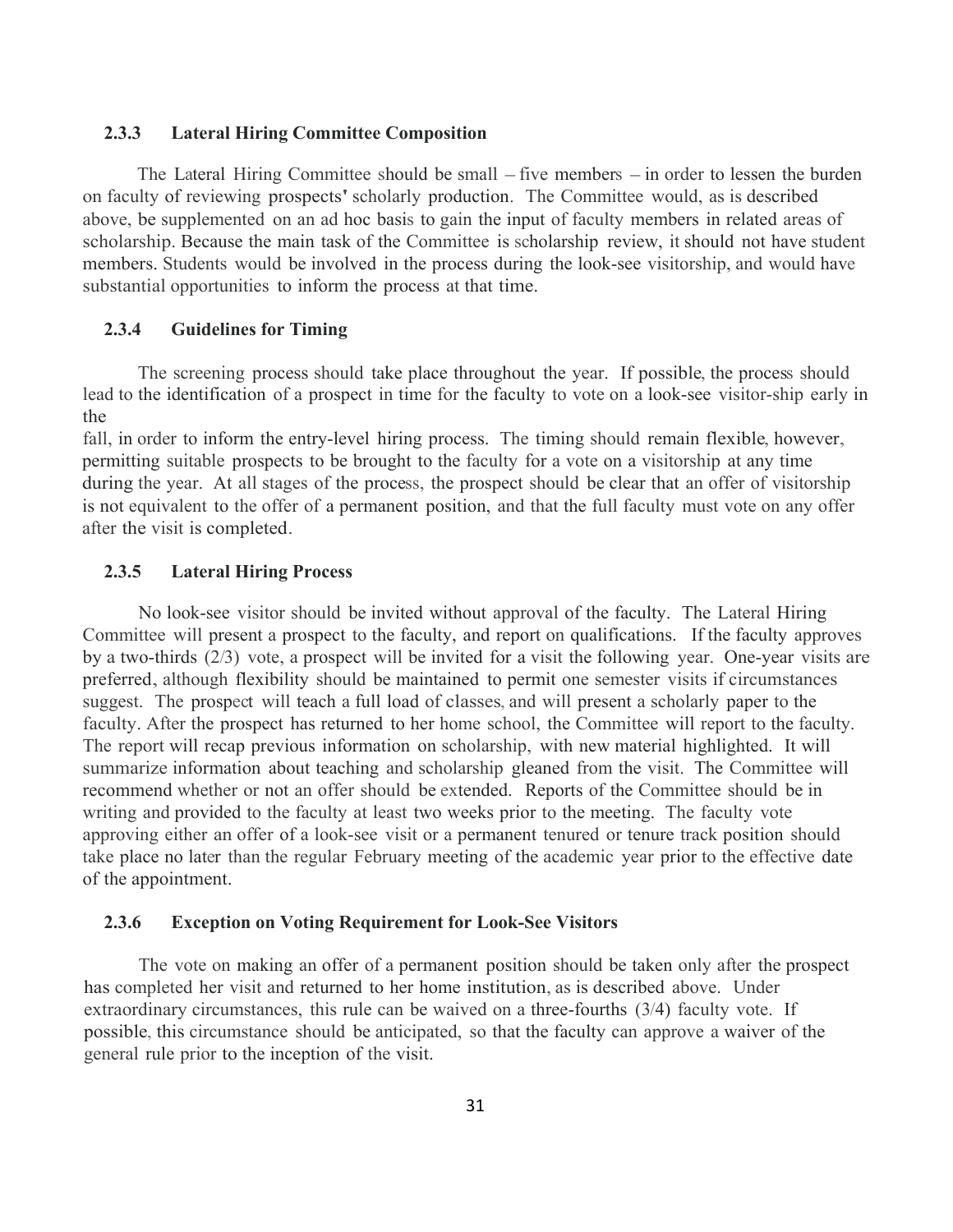### 2.3.3 Lateral Hiring Committee Composition

The Lateral Hiring Committee should be small – five members – in order to lessen the burden on faculty of reviewing prospects' scholarly production. The Committee would, as is described above, be supplemented on an ad hoc basis to gain the input of faculty members in related areas of scholarship. Because the main task of the Committee is scholarship review, it should not have student members. Students would be involved in the process during the look-see visitorship, and would have substantial opportunities to inform the process at that time.

### 2.3.4 Guidelines for Timing

The screening process should take place throughout the year. If possible, the process should lead to the identification of a prospect in time for the faculty to vote on a look-see visitor-ship early in the fall, in order to inform the entry-level hiring process. The timing should remain flexible, however, permitting suitable prospects to be brought to the faculty for a vote on a visitorship at any time during the year. At all stages of the process, the prospect should be clear that an offer of visitorship is not equivalent to the offer of a permanent position, and that the full faculty must vote on any offer after the visit is completed.

### 2.3.5 Lateral Hiring Process

No look-see visitor should be invited without approval of the faculty. The Lateral Hiring Committee will present a prospect to the faculty, and report on qualifications. If the faculty approves by a two-thirds (2/3) vote, a prospect will be invited for a visit the following year. One-year visits are preferred, although flexibility should be maintained to permit one semester visits if circumstances suggest. The prospect will teach a full load of classes, and will present a scholarly paper to the faculty. After the prospect has returned to her home school, the Committee will report to the faculty. The report will recap previous information on scholarship, with new material highlighted. It will summarize information about teaching and scholarship gleaned from the visit. The Committee will recommend whether or not an offer should be extended. Reports of the Committee should be in writing and provided to the faculty at least two weeks prior to the meeting. The faculty vote approving either an offer of a look-see visit or a permanent tenured or tenure track position should take place no later than the regular February meeting of the academic year prior to the effective date of the appointment.

### 2.3.6 Exception on Voting Requirement for Look-See Visitors

The vote on making an offer of a permanent position should be taken only after the prospect has completed her visit and returned to her home institution, as is described above. Under extraordinary circumstances, this rule can be waived on a three-fourths (3/4) faculty vote. If possible, this circumstance should be anticipated, so that the faculty can approve a waiver of the general rule prior to the inception of the visit.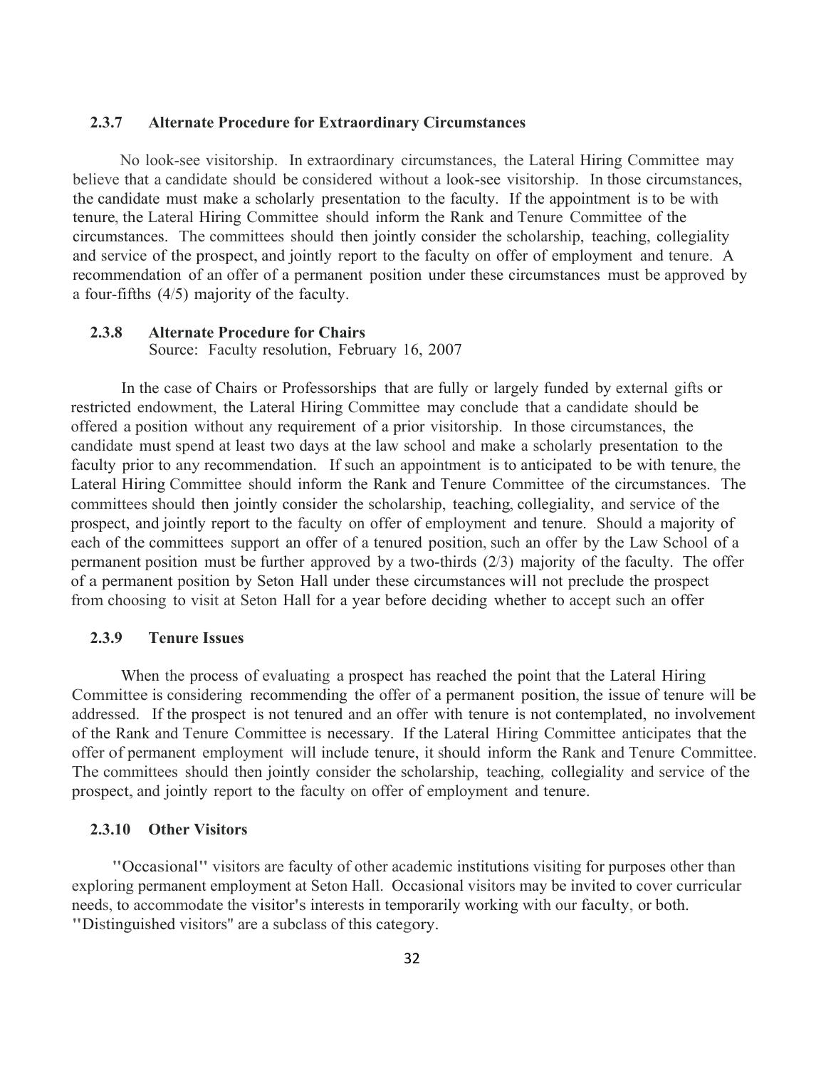### 2.3.7 Alternate Procedure for Extraordinary Circumstances

No look-see visitorship. In extraordinary circumstances, the Lateral Hiring Committee may believe that a candidate should be considered without a look-see visitorship. In those circumstances, the candidate must make a scholarly presentation to the faculty. If the appointment is to be with tenure, the Lateral Hiring Committee should inform the Rank and Tenure Committee of the circumstances. The committees should then jointly consider the scholarship, teaching, collegiality and service of the prospect, and jointly report to the faculty on offer of employment and tenure. A recommendation of an offer of a permanent position under these circumstances must be approved by a four-fifths (4/5) majority of the faculty.

### 2.3.8 Alternate Procedure for Chairs

Source: Faculty resolution, February 16, 2007

In the case of Chairs or Professorships that are fully or largely funded by external gifts or restricted endowment, the Lateral Hiring Committee may conclude that a candidate should be offered a position without any requirement of a prior visitorship. In those circumstances, the candidate must spend at least two days at the law school and make a scholarly presentation to the faculty prior to any recommendation. If such an appointment is to anticipated to be with tenure, the Lateral Hiring Committee should inform the Rank and Tenure Committee of the circumstances. The committees should then jointly consider the scholarship, teaching, collegiality, and service of the prospect, and jointly report to the faculty on offer of employment and tenure. Should a majority of each of the committees support an offer of a tenured position, such an offer by the Law School of a permanent position must be further approved by a two-thirds (2/3) majority of the faculty. The offer of a permanent position by Seton Hall under these circumstances will not preclude the prospect from choosing to visit at Seton Hall for a year before deciding whether to accept such an offer

### 2.3.9 Tenure Issues

When the process of evaluating a prospect has reached the point that the Lateral Hiring Committee is considering recommending the offer of a permanent position, the issue of tenure will be addressed. If the prospect is not tenured and an offer with tenure is not contemplated, no involvement of the Rank and Tenure Committee is necessary. If the Lateral Hiring Committee anticipates that the offer of permanent employment will include tenure, it should inform the Rank and Tenure Committee. The committees should then jointly consider the scholarship, teaching, collegiality and service of the prospect, and jointly report to the faculty on offer of employment and tenure.

### 2.3.10 Other Visitors

"Occasional" visitors are faculty of other academic institutions visiting for purposes other than exploring permanent employment at Seton Hall. Occasional visitors may be invited to cover curricular needs, to accommodate the visitor's interests in temporarily working with our faculty, or both. "Distinguished visitors" are a subclass of this category.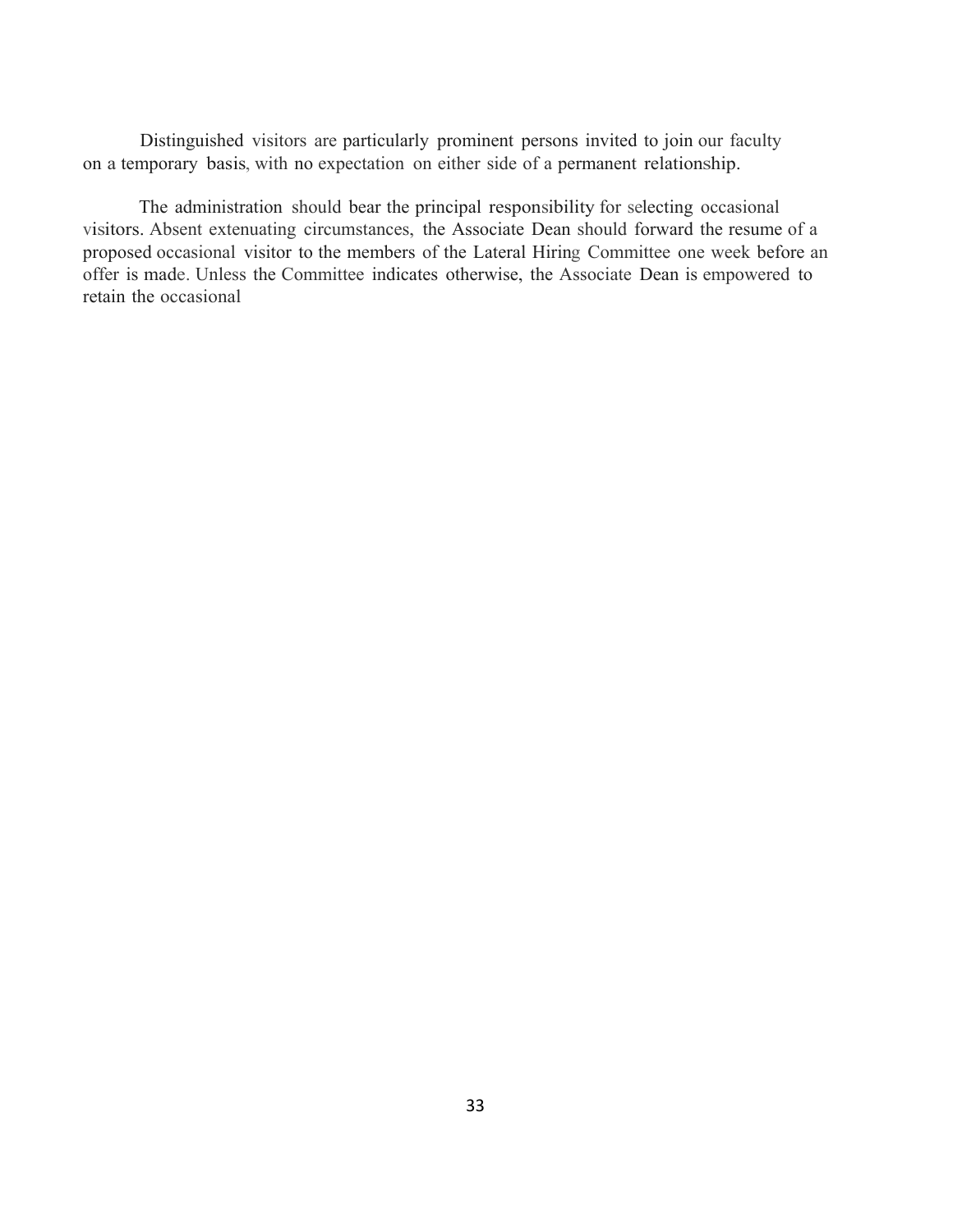Distinguished visitors are particularly prominent persons invited to join our faculty on a temporary basis, with no expectation on either side of a permanent relationship.

The administration should bear the principal responsibility for selecting occasional visitors. Absent extenuating circumstances, the Associate Dean should forward the resume of a proposed occasional visitor to the members of the Lateral Hiring Committee one week before an offer is made. Unless the Committee indicates otherwise, the Associate Dean is empowered to retain the occasional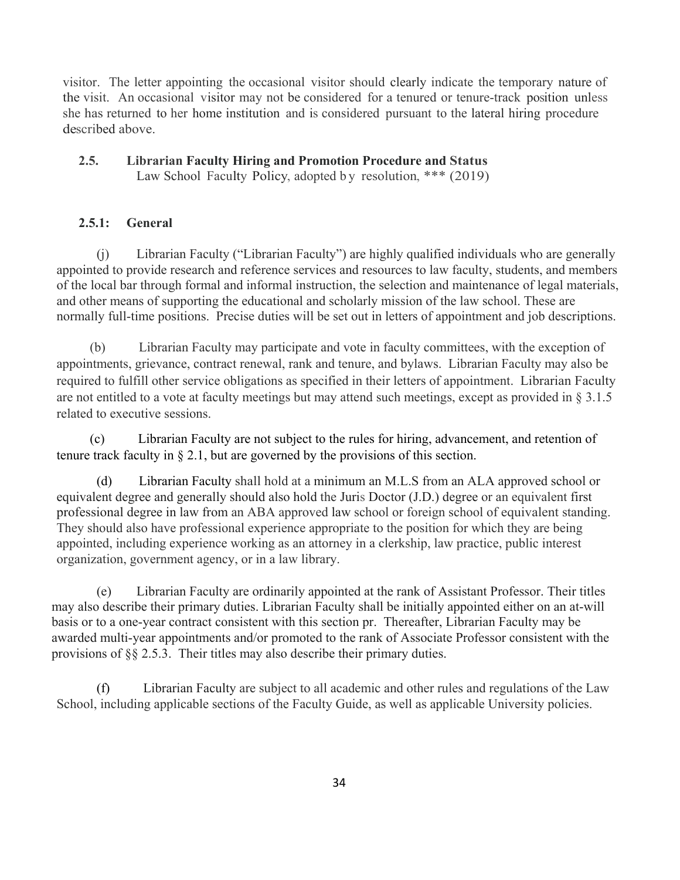visitor. The letter appointing the occasional visitor should clearly indicate the temporary nature of the visit. An occasional visitor may not be considered for a tenured or tenure-track position unless she has returned to her home institution and is considered pursuant to the lateral hiring procedure described above.

## 2.5. Librarian Faculty Hiring and Promotion Procedure and Status

Law School Faculty Policy, adopted by resolution, *** (2019)

### 2.5.1: General

(j) Librarian Faculty ("Librarian Faculty") are highly qualified individuals who are generally appointed to provide research and reference services and resources to law faculty, students, and members of the local bar through formal and informal instruction, the selection and maintenance of legal materials, and other means of supporting the educational and scholarly mission of the law school. These are normally full-time positions. Precise duties will be set out in letters of appointment and job descriptions.

(b) Librarian Faculty may participate and vote in faculty committees, with the exception of appointments, grievance, contract renewal, rank and tenure, and bylaws. Librarian Faculty may also be required to fulfill other service obligations as specified in their letters of appointment. Librarian Faculty are not entitled to a vote at faculty meetings but may attend such meetings, except as provided in § 3.1.5 related to executive sessions.

(c) Librarian Faculty are not subject to the rules for hiring, advancement, and retention of tenure track faculty in § 2.1, but are governed by the provisions of this section.

(d) Librarian Faculty shall hold at a minimum an M.L.S from an ALA approved school or equivalent degree and generally should also hold the Juris Doctor (J.D.) degree or an equivalent first professional degree in law from an ABA approved law school or foreign school of equivalent standing. They should also have professional experience appropriate to the position for which they are being appointed, including experience working as an attorney in a clerkship, law practice, public interest organization, government agency, or in a law library.

(e) Librarian Faculty are ordinarily appointed at the rank of Assistant Professor. Their titles may also describe their primary duties. Librarian Faculty shall be initially appointed either on an at-will basis or to a one-year contract consistent with this section pr. Thereafter, Librarian Faculty may be awarded multi-year appointments and/or promoted to the rank of Associate Professor consistent with the provisions of §§ 2.5.3. Their titles may also describe their primary duties.

(f) Librarian Faculty are subject to all academic and other rules and regulations of the Law School, including applicable sections of the Faculty Guide, as well as applicable University policies.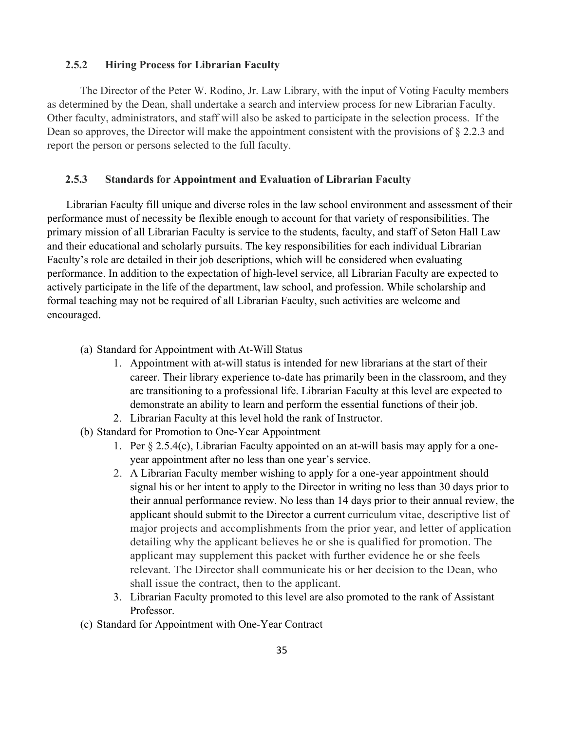### 2.5.2 Hiring Process for Librarian Faculty

The Director of the Peter W. Rodino, Jr. Law Library, with the input of Voting Faculty members as determined by the Dean, shall undertake a search and interview process for new Librarian Faculty. Other faculty, administrators, and staff will also be asked to participate in the selection process. If the Dean so approves, the Director will make the appointment consistent with the provisions of § 2.2.3 and report the person or persons selected to the full faculty.

### 2.5.3 Standards for Appointment and Evaluation of Librarian Faculty

Librarian Faculty fill unique and diverse roles in the law school environment and assessment of their performance must of necessity be flexible enough to account for that variety of responsibilities. The primary mission of all Librarian Faculty is service to the students, faculty, and staff of Seton Hall Law and their educational and scholarly pursuits. The key responsibilities for each individual Librarian Faculty's role are detailed in their job descriptions, which will be considered when evaluating performance. In addition to the expectation of high-level service, all Librarian Faculty are expected to actively participate in the life of the department, law school, and profession. While scholarship and formal teaching may not be required of all Librarian Faculty, such activities are welcome and encouraged.

(a) Standard for Appointment with At-Will Status

1. Appointment with at-will status is intended for new librarians at the start of their career. Their library experience to-date has primarily been in the classroom, and they are transitioning to a professional life. Librarian Faculty at this level are expected to demonstrate an ability to learn and perform the essential functions of their job.
2. Librarian Faculty at this level hold the rank of Instructor.

(b) Standard for Promotion to One-Year Appointment

1. Per § 2.5.4(c), Librarian Faculty appointed on an at-will basis may apply for a one-year appointment after no less than one year's service.
2. A Librarian Faculty member wishing to apply for a one-year appointment should signal his or her intent to apply to the Director in writing no less than 30 days prior to their annual performance review. No less than 14 days prior to their annual review, the applicant should submit to the Director a current curriculum vitae, descriptive list of major projects and accomplishments from the prior year, and letter of application detailing why the applicant believes he or she is qualified for promotion. The applicant may supplement this packet with further evidence he or she feels relevant. The Director shall communicate his or her decision to the Dean, who shall issue the contract, then to the applicant.
3. Librarian Faculty promoted to this level are also promoted to the rank of Assistant Professor.

(c) Standard for Appointment with One-Year Contract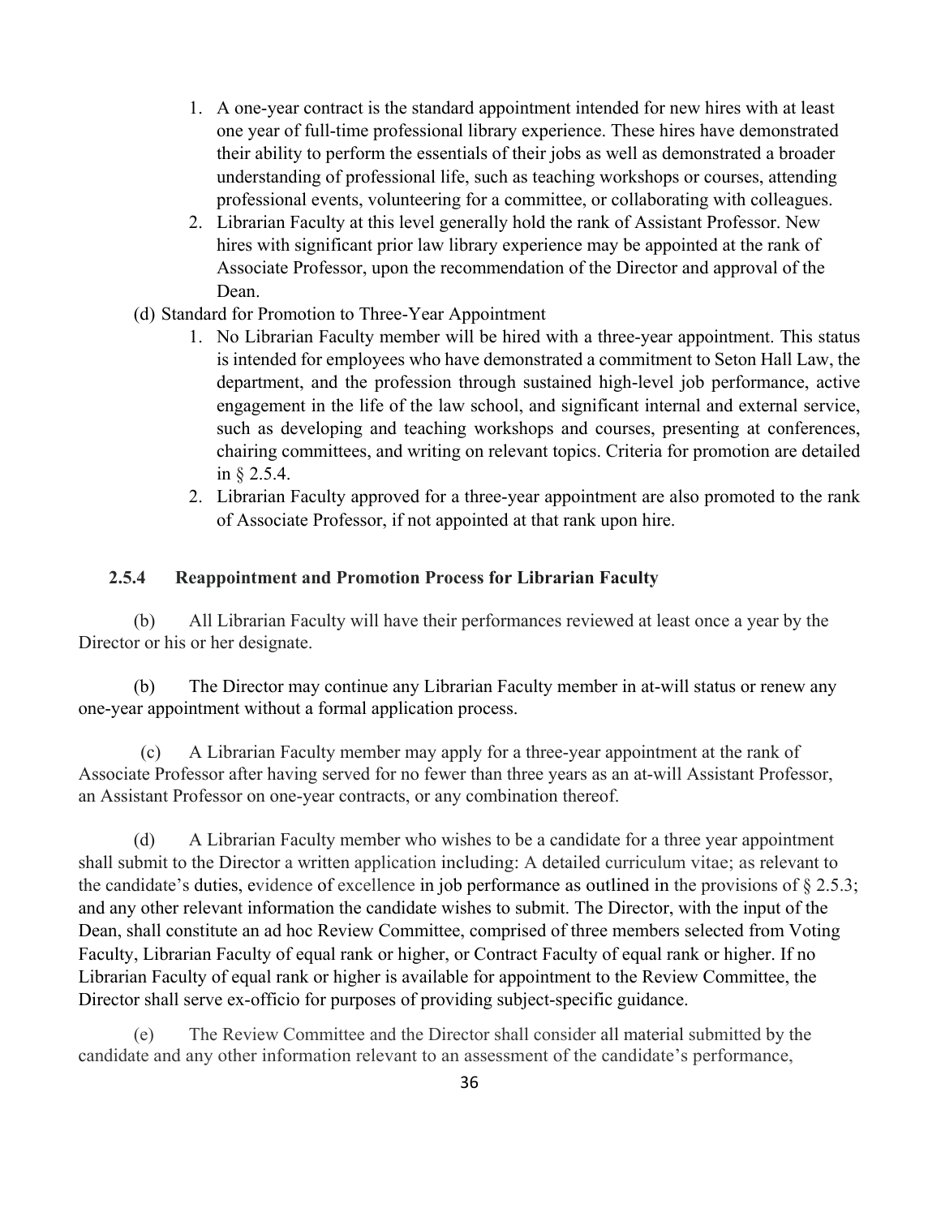1. A one-year contract is the standard appointment intended for new hires with at least one year of full-time professional library experience. These hires have demonstrated their ability to perform the essentials of their jobs as well as demonstrated a broader understanding of professional life, such as teaching workshops or courses, attending professional events, volunteering for a committee, or collaborating with colleagues.
2. Librarian Faculty at this level generally hold the rank of Assistant Professor. New hires with significant prior law library experience may be appointed at the rank of Associate Professor, upon the recommendation of the Director and approval of the Dean.

(d) Standard for Promotion to Three-Year Appointment

1. No Librarian Faculty member will be hired with a three-year appointment. This status is intended for employees who have demonstrated a commitment to Seton Hall Law, the department, and the profession through sustained high-level job performance, active engagement in the life of the law school, and significant internal and external service, such as developing and teaching workshops and courses, presenting at conferences, chairing committees, and writing on relevant topics. Criteria for promotion are detailed in § 2.5.4.
2. Librarian Faculty approved for a three-year appointment are also promoted to the rank of Associate Professor, if not appointed at that rank upon hire.

### 2.5.4 Reappointment and Promotion Process for Librarian Faculty

(b) All Librarian Faculty will have their performances reviewed at least once a year by the Director or his or her designate.

(b) The Director may continue any Librarian Faculty member in at-will status or renew any one-year appointment without a formal application process.

(c) A Librarian Faculty member may apply for a three-year appointment at the rank of Associate Professor after having served for no fewer than three years as an at-will Assistant Professor, an Assistant Professor on one-year contracts, or any combination thereof.

(d) A Librarian Faculty member who wishes to be a candidate for a three year appointment shall submit to the Director a written application including: A detailed curriculum vitae; as relevant to the candidate's duties, evidence of excellence in job performance as outlined in the provisions of § 2.5.3; and any other relevant information the candidate wishes to submit. The Director, with the input of the Dean, shall constitute an ad hoc Review Committee, comprised of three members selected from Voting Faculty, Librarian Faculty of equal rank or higher, or Contract Faculty of equal rank or higher. If no Librarian Faculty of equal rank or higher is available for appointment to the Review Committee, the Director shall serve ex-officio for purposes of providing subject-specific guidance.

(e) The Review Committee and the Director shall consider all material submitted by the candidate and any other information relevant to an assessment of the candidate's performance,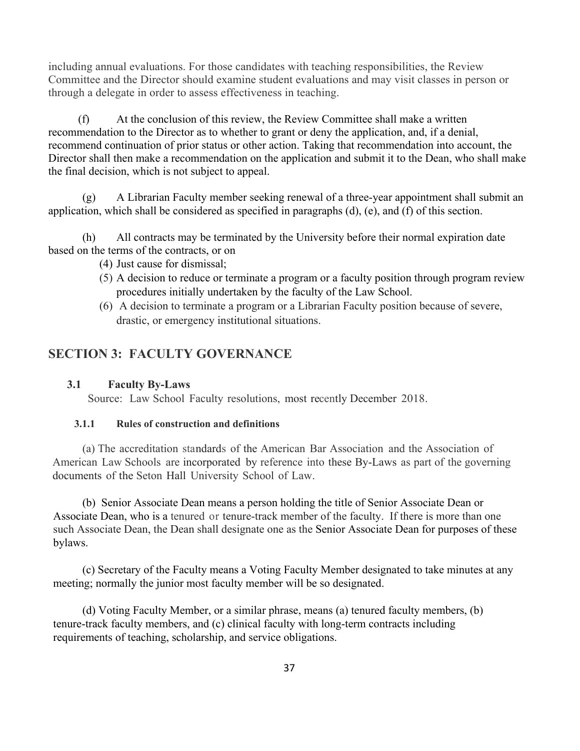including annual evaluations. For those candidates with teaching responsibilities, the Review Committee and the Director should examine student evaluations and may visit classes in person or through a delegate in order to assess effectiveness in teaching.

(f) At the conclusion of this review, the Review Committee shall make a written recommendation to the Director as to whether to grant or deny the application, and, if a denial, recommend continuation of prior status or other action. Taking that recommendation into account, the Director shall then make a recommendation on the application and submit it to the Dean, who shall make the final decision, which is not subject to appeal.

(g) A Librarian Faculty member seeking renewal of a three-year appointment shall submit an application, which shall be considered as specified in paragraphs (d), (e), and (f) of this section.

(h) All contracts may be terminated by the University before their normal expiration date based on the terms of the contracts, or on

(4) Just cause for dismissal;

(5) A decision to reduce or terminate a program or a faculty position through program review procedures initially undertaken by the faculty of the Law School.

(6) A decision to terminate a program or a Librarian Faculty position because of severe, drastic, or emergency institutional situations.

## SECTION 3: FACULTY GOVERNANCE

### 3.1 Faculty By-Laws

Source: Law School Faculty resolutions, most recently December 2018.

#### 3.1.1 Rules of construction and definitions

(a) The accreditation standards of the American Bar Association and the Association of American Law Schools are incorporated by reference into these By-Laws as part of the governing documents of the Seton Hall University School of Law.

(b) Senior Associate Dean means a person holding the title of Senior Associate Dean or Associate Dean, who is a tenured or tenure-track member of the faculty. If there is more than one such Associate Dean, the Dean shall designate one as the Senior Associate Dean for purposes of these bylaws.

(c) Secretary of the Faculty means a Voting Faculty Member designated to take minutes at any meeting; normally the junior most faculty member will be so designated.

(d) Voting Faculty Member, or a similar phrase, means (a) tenured faculty members, (b) tenure-track faculty members, and (c) clinical faculty with long-term contracts including requirements of teaching, scholarship, and service obligations.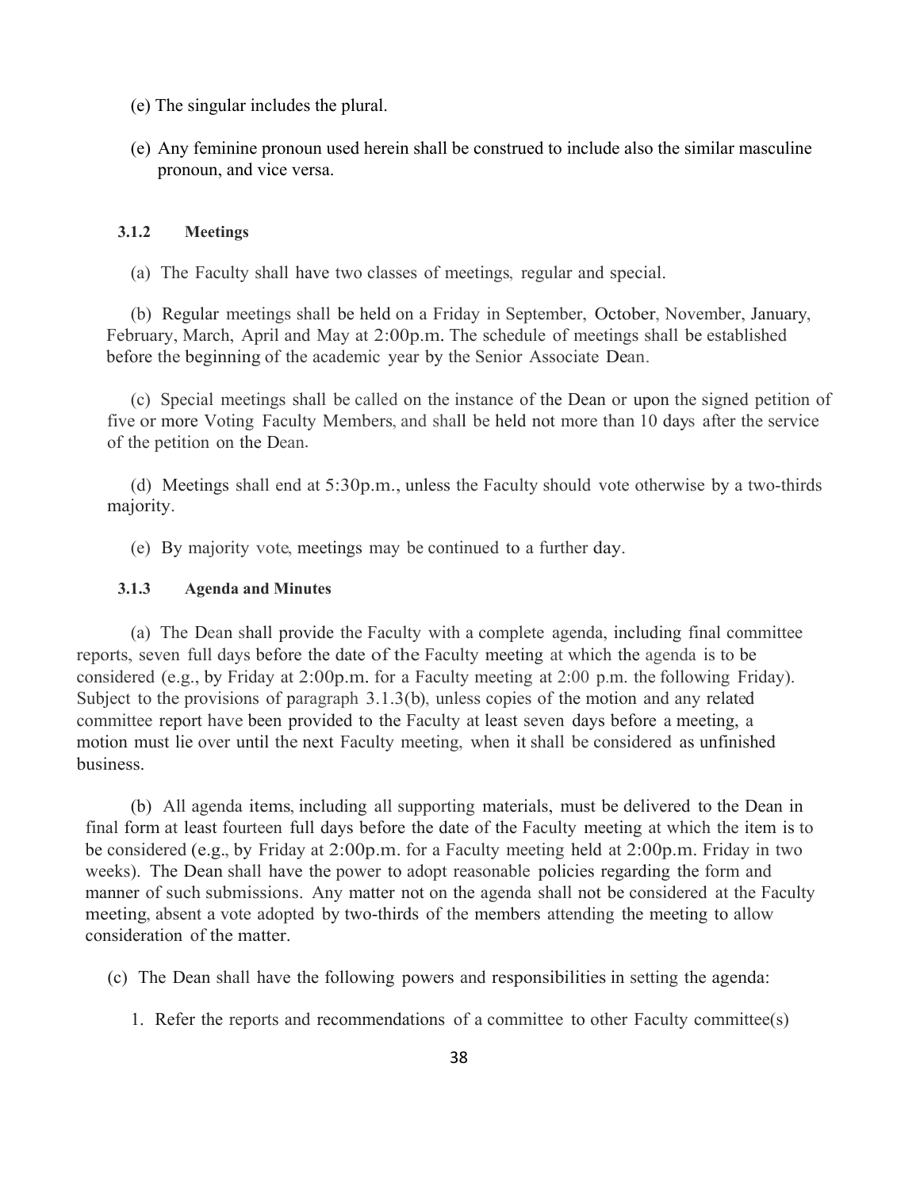(e) The singular includes the plural.

(e) Any feminine pronoun used herein shall be construed to include also the similar masculine pronoun, and vice versa.

### 3.1.2 Meetings

(a) The Faculty shall have two classes of meetings, regular and special.

(b) Regular meetings shall be held on a Friday in September, October, November, January, February, March, April and May at 2:00p.m. The schedule of meetings shall be established before the beginning of the academic year by the Senior Associate Dean.

(c) Special meetings shall be called on the instance of the Dean or upon the signed petition of five or more Voting Faculty Members, and shall be held not more than 10 days after the service of the petition on the Dean.

(d) Meetings shall end at 5:30p.m., unless the Faculty should vote otherwise by a two-thirds majority.

(e) By majority vote, meetings may be continued to a further day.

### 3.1.3 Agenda and Minutes

(a) The Dean shall provide the Faculty with a complete agenda, including final committee reports, seven full days before the date of the Faculty meeting at which the agenda is to be considered (e.g., by Friday at 2:00p.m. for a Faculty meeting at 2:00 p.m. the following Friday). Subject to the provisions of paragraph 3.1.3(b), unless copies of the motion and any related committee report have been provided to the Faculty at least seven days before a meeting, a motion must lie over until the next Faculty meeting, when it shall be considered as unfinished business.

(b) All agenda items, including all supporting materials, must be delivered to the Dean in final form at least fourteen full days before the date of the Faculty meeting at which the item is to be considered (e.g., by Friday at 2:00p.m. for a Faculty meeting held at 2:00p.m. Friday in two weeks). The Dean shall have the power to adopt reasonable policies regarding the form and manner of such submissions. Any matter not on the agenda shall not be considered at the Faculty meeting, absent a vote adopted by two-thirds of the members attending the meeting to allow consideration of the matter.

(c) The Dean shall have the following powers and responsibilities in setting the agenda:

1. Refer the reports and recommendations of a committee to other Faculty committee(s)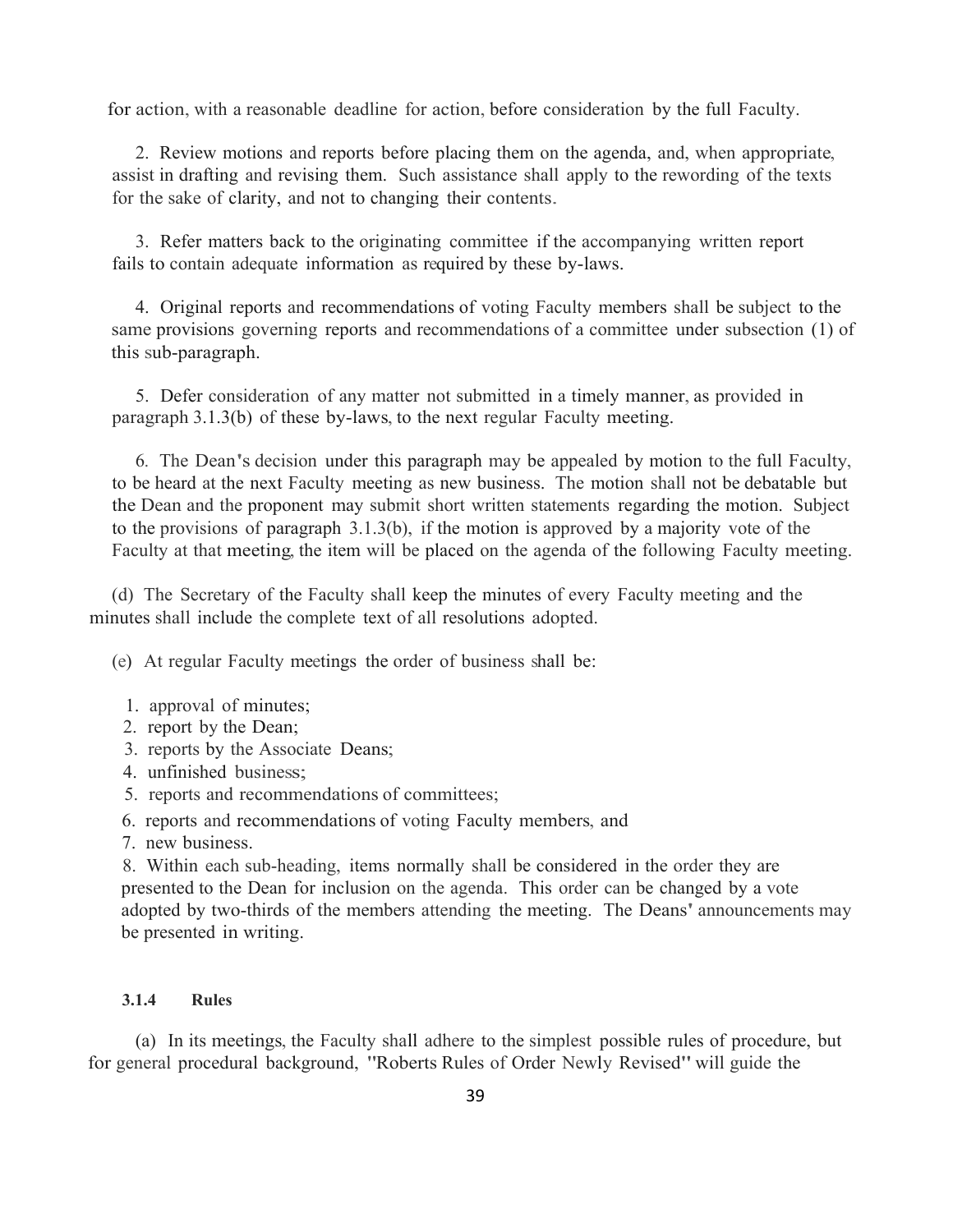for action, with a reasonable deadline for action, before consideration by the full Faculty.

2. Review motions and reports before placing them on the agenda, and, when appropriate, assist in drafting and revising them. Such assistance shall apply to the rewording of the texts for the sake of clarity, and not to changing their contents.

3. Refer matters back to the originating committee if the accompanying written report fails to contain adequate information as required by these by-laws.

4. Original reports and recommendations of voting Faculty members shall be subject to the same provisions governing reports and recommendations of a committee under subsection (1) of this sub-paragraph.

5. Defer consideration of any matter not submitted in a timely manner, as provided in paragraph 3.1.3(b) of these by-laws, to the next regular Faculty meeting.

6. The Dean's decision under this paragraph may be appealed by motion to the full Faculty, to be heard at the next Faculty meeting as new business. The motion shall not be debatable but the Dean and the proponent may submit short written statements regarding the motion. Subject to the provisions of paragraph 3.1.3(b), if the motion is approved by a majority vote of the Faculty at that meeting, the item will be placed on the agenda of the following Faculty meeting.

(d) The Secretary of the Faculty shall keep the minutes of every Faculty meeting and the minutes shall include the complete text of all resolutions adopted.

(e) At regular Faculty meetings the order of business shall be:

1. approval of minutes;
2. report by the Dean;
3. reports by the Associate Deans;
4. unfinished business;
5. reports and recommendations of committees;
6. reports and recommendations of voting Faculty members, and
7. new business.
8. Within each sub-heading, items normally shall be considered in the order they are presented to the Dean for inclusion on the agenda. This order can be changed by a vote adopted by two-thirds of the members attending the meeting. The Deans' announcements may be presented in writing.

#### 3.1.4 Rules

(a) In its meetings, the Faculty shall adhere to the simplest possible rules of procedure, but for general procedural background, "Roberts Rules of Order Newly Revised" will guide the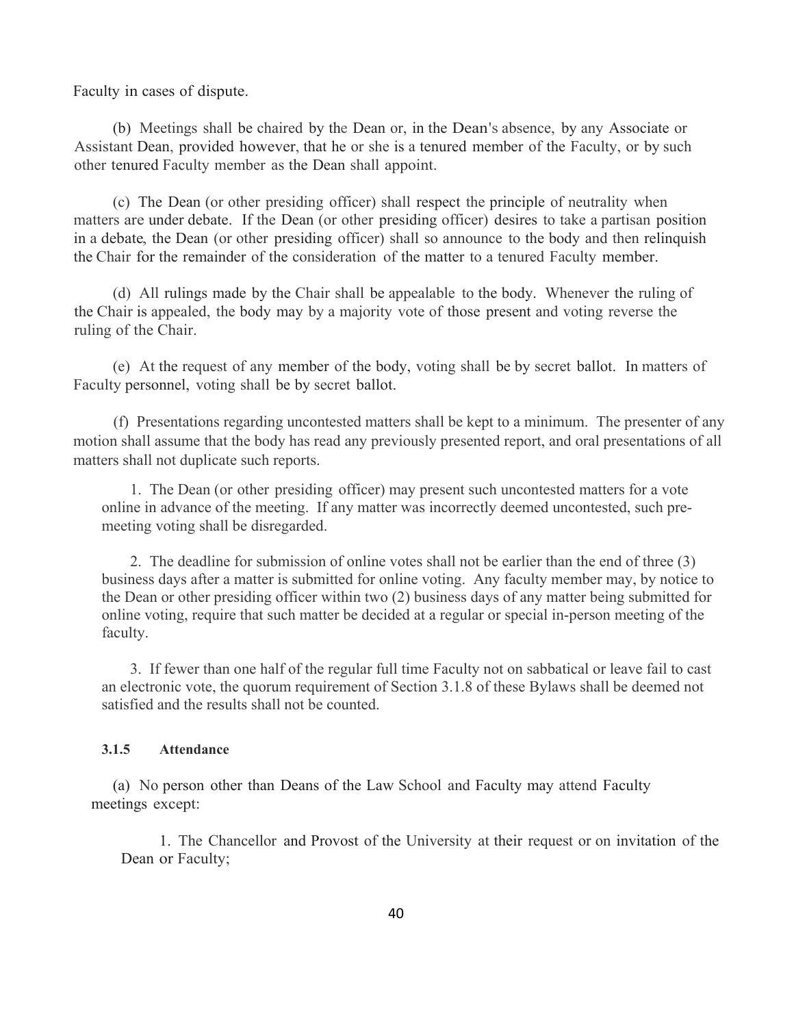Faculty in cases of dispute.

(b) Meetings shall be chaired by the Dean or, in the Dean's absence, by any Associate or Assistant Dean, provided however, that he or she is a tenured member of the Faculty, or by such other tenured Faculty member as the Dean shall appoint.

(c) The Dean (or other presiding officer) shall respect the principle of neutrality when matters are under debate. If the Dean (or other presiding officer) desires to take a partisan position in a debate, the Dean (or other presiding officer) shall so announce to the body and then relinquish the Chair for the remainder of the consideration of the matter to a tenured Faculty member.

(d) All rulings made by the Chair shall be appealable to the body. Whenever the ruling of the Chair is appealed, the body may by a majority vote of those present and voting reverse the ruling of the Chair.

(e) At the request of any member of the body, voting shall be by secret ballot. In matters of Faculty personnel, voting shall be by secret ballot.

(f) Presentations regarding uncontested matters shall be kept to a minimum. The presenter of any motion shall assume that the body has read any previously presented report, and oral presentations of all matters shall not duplicate such reports.

1. The Dean (or other presiding officer) may present such uncontested matters for a vote online in advance of the meeting. If any matter was incorrectly deemed uncontested, such pre-meeting voting shall be disregarded.

2. The deadline for submission of online votes shall not be earlier than the end of three (3) business days after a matter is submitted for online voting. Any faculty member may, by notice to the Dean or other presiding officer within two (2) business days of any matter being submitted for online voting, require that such matter be decided at a regular or special in-person meeting of the faculty.

3. If fewer than one half of the regular full time Faculty not on sabbatical or leave fail to cast an electronic vote, the quorum requirement of Section 3.1.8 of these Bylaws shall be deemed not satisfied and the results shall not be counted.

#### 3.1.5 Attendance

(a) No person other than Deans of the Law School and Faculty may attend Faculty meetings except:

1. The Chancellor and Provost of the University at their request or on invitation of the Dean or Faculty;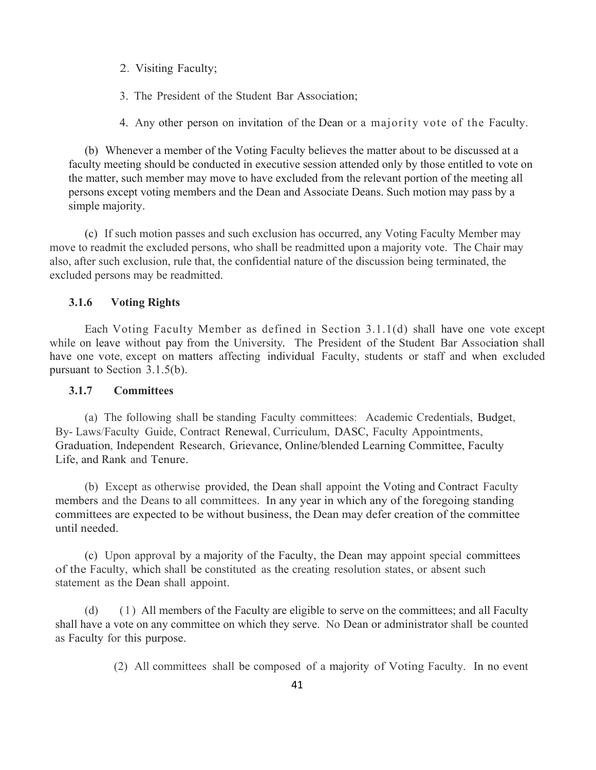2. Visiting Faculty;

3. The President of the Student Bar Association;

4. Any other person on invitation of the Dean or a majority vote of the Faculty.

(b) Whenever a member of the Voting Faculty believes the matter about to be discussed at a faculty meeting should be conducted in executive session attended only by those entitled to vote on the matter, such member may move to have excluded from the relevant portion of the meeting all persons except voting members and the Dean and Associate Deans. Such motion may pass by a simple majority.

(c) If such motion passes and such exclusion has occurred, any Voting Faculty Member may move to readmit the excluded persons, who shall be readmitted upon a majority vote. The Chair may also, after such exclusion, rule that, the confidential nature of the discussion being terminated, the excluded persons may be readmitted.

### 3.1.6 Voting Rights

Each Voting Faculty Member as defined in Section 3.1.1(d) shall have one vote except while on leave without pay from the University. The President of the Student Bar Association shall have one vote, except on matters affecting individual Faculty, students or staff and when excluded pursuant to Section 3.1.5(b).

### 3.1.7 Committees

(a) The following shall be standing Faculty committees: Academic Credentials, Budget, By- Laws/Faculty Guide, Contract Renewal, Curriculum, DASC, Faculty Appointments, Graduation, Independent Research, Grievance, Online/blended Learning Committee, Faculty Life, and Rank and Tenure.

(b) Except as otherwise provided, the Dean shall appoint the Voting and Contract Faculty members and the Deans to all committees. In any year in which any of the foregoing standing committees are expected to be without business, the Dean may defer creation of the committee until needed.

(c) Upon approval by a majority of the Faculty, the Dean may appoint special committees of the Faculty, which shall be constituted as the creating resolution states, or absent such statement as the Dean shall appoint.

(d) (1) All members of the Faculty are eligible to serve on the committees; and all Faculty shall have a vote on any committee on which they serve. No Dean or administrator shall be counted as Faculty for this purpose.

(2) All committees shall be composed of a majority of Voting Faculty. In no event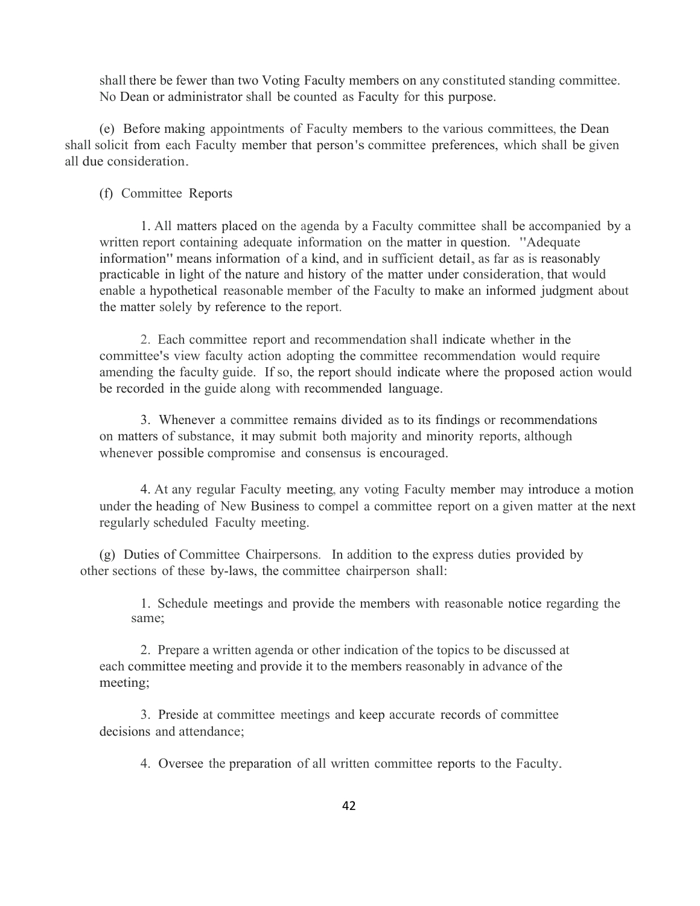shall there be fewer than two Voting Faculty members on any constituted standing committee. No Dean or administrator shall be counted as Faculty for this purpose.

(e) Before making appointments of Faculty members to the various committees, the Dean shall solicit from each Faculty member that person's committee preferences, which shall be given all due consideration.

(f) Committee Reports

1. All matters placed on the agenda by a Faculty committee shall be accompanied by a written report containing adequate information on the matter in question. "Adequate information" means information of a kind, and in sufficient detail, as far as is reasonably practicable in light of the nature and history of the matter under consideration, that would enable a hypothetical reasonable member of the Faculty to make an informed judgment about the matter solely by reference to the report.

2. Each committee report and recommendation shall indicate whether in the committee's view faculty action adopting the committee recommendation would require amending the faculty guide. If so, the report should indicate where the proposed action would be recorded in the guide along with recommended language.

3. Whenever a committee remains divided as to its findings or recommendations on matters of substance, it may submit both majority and minority reports, although whenever possible compromise and consensus is encouraged.

4. At any regular Faculty meeting, any voting Faculty member may introduce a motion under the heading of New Business to compel a committee report on a given matter at the next regularly scheduled Faculty meeting.

(g) Duties of Committee Chairpersons. In addition to the express duties provided by other sections of these by-laws, the committee chairperson shall:

1. Schedule meetings and provide the members with reasonable notice regarding the same;

2. Prepare a written agenda or other indication of the topics to be discussed at each committee meeting and provide it to the members reasonably in advance of the meeting;

3. Preside at committee meetings and keep accurate records of committee decisions and attendance;

4. Oversee the preparation of all written committee reports to the Faculty.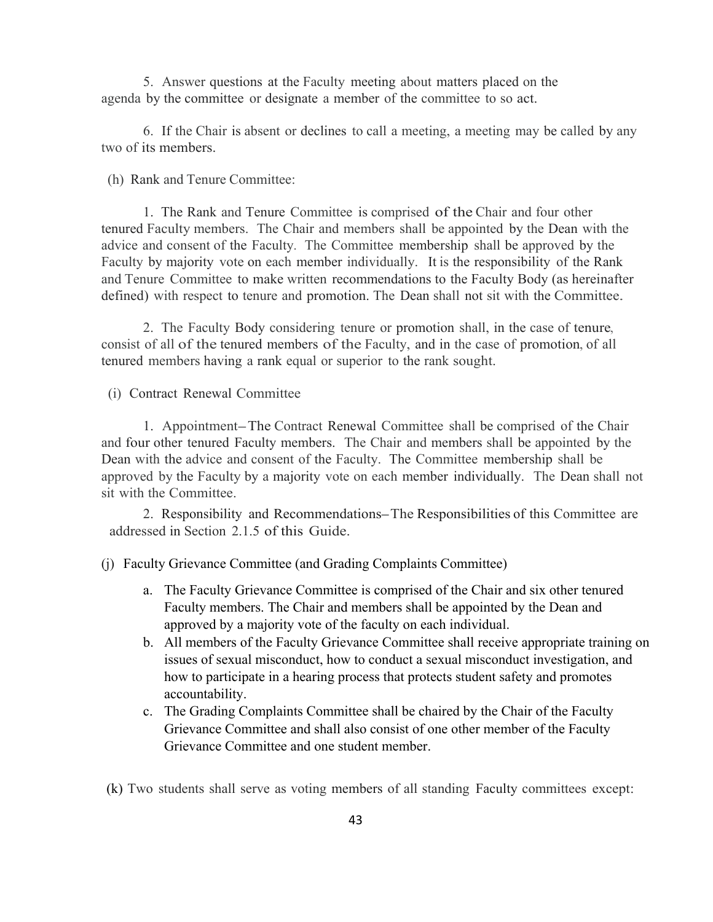5. Answer questions at the Faculty meeting about matters placed on the agenda by the committee or designate a member of the committee to so act.

6. If the Chair is absent or declines to call a meeting, a meeting may be called by any two of its members.

(h) Rank and Tenure Committee:

1. The Rank and Tenure Committee is comprised of the Chair and four other tenured Faculty members. The Chair and members shall be appointed by the Dean with the advice and consent of the Faculty. The Committee membership shall be approved by the Faculty by majority vote on each member individually. It is the responsibility of the Rank and Tenure Committee to make written recommendations to the Faculty Body (as hereinafter defined) with respect to tenure and promotion. The Dean shall not sit with the Committee.

2. The Faculty Body considering tenure or promotion shall, in the case of tenure, consist of all of the tenured members of the Faculty, and in the case of promotion, of all tenured members having a rank equal or superior to the rank sought.

(i) Contract Renewal Committee

1. Appointment– The Contract Renewal Committee shall be comprised of the Chair and four other tenured Faculty members. The Chair and members shall be appointed by the Dean with the advice and consent of the Faculty. The Committee membership shall be approved by the Faculty by a majority vote on each member individually. The Dean shall not sit with the Committee.

2. Responsibility and Recommendations– The Responsibilities of this Committee are addressed in Section 2.1.5 of this Guide.

(j) Faculty Grievance Committee (and Grading Complaints Committee)

a. The Faculty Grievance Committee is comprised of the Chair and six other tenured Faculty members. The Chair and members shall be appointed by the Dean and approved by a majority vote of the faculty on each individual.
b. All members of the Faculty Grievance Committee shall receive appropriate training on issues of sexual misconduct, how to conduct a sexual misconduct investigation, and how to participate in a hearing process that protects student safety and promotes accountability.
c. The Grading Complaints Committee shall be chaired by the Chair of the Faculty Grievance Committee and shall also consist of one other member of the Faculty Grievance Committee and one student member.

(k) Two students shall serve as voting members of all standing Faculty committees except: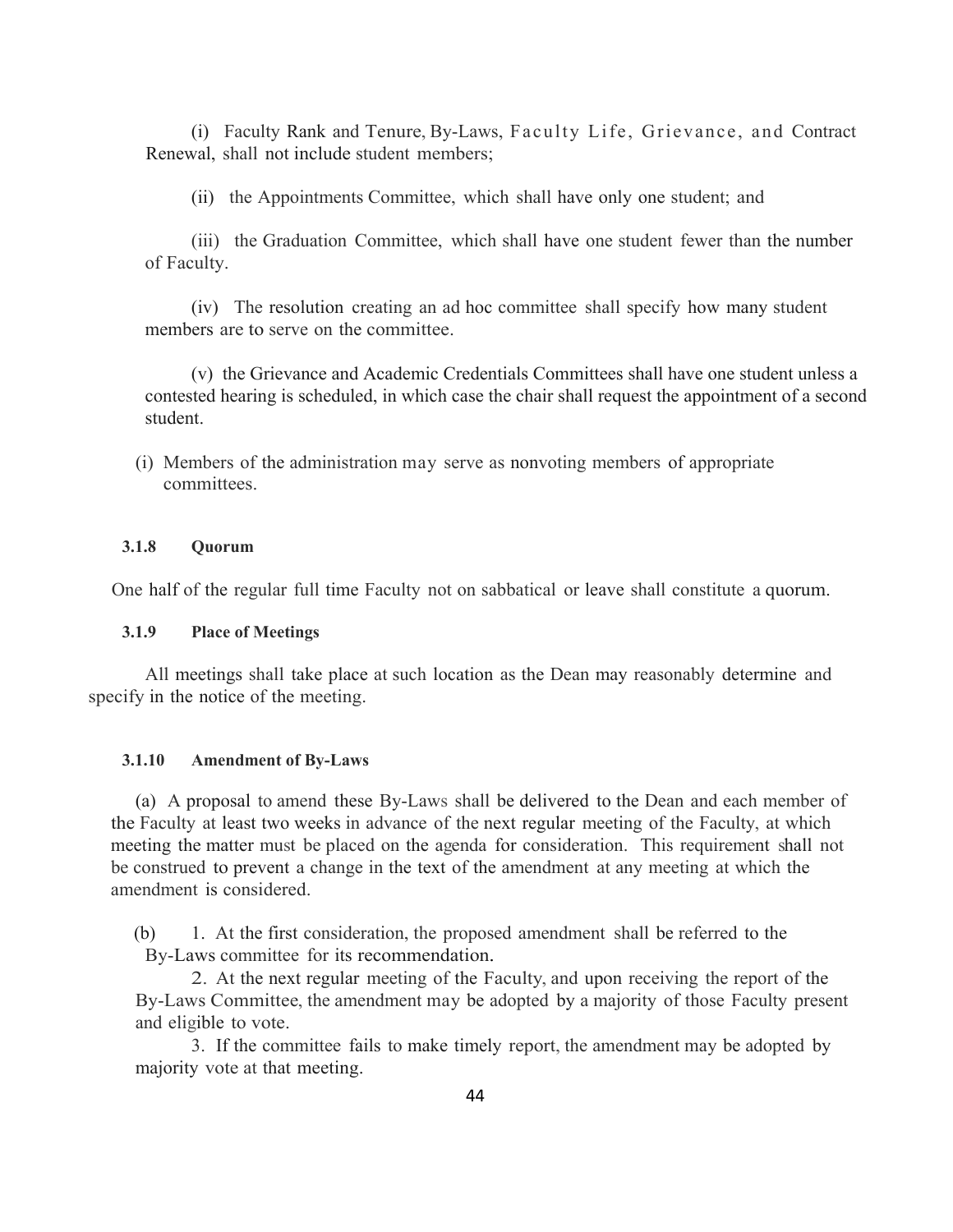(i) Faculty Rank and Tenure, By-Laws, Faculty Life, Grievance, and Contract Renewal, shall not include student members;

(ii) the Appointments Committee, which shall have only one student; and

(iii) the Graduation Committee, which shall have one student fewer than the number of Faculty.

(iv) The resolution creating an ad hoc committee shall specify how many student members are to serve on the committee.

(v) the Grievance and Academic Credentials Committees shall have one student unless a contested hearing is scheduled, in which case the chair shall request the appointment of a second student.

(i) Members of the administration may serve as nonvoting members of appropriate committees.

#### 3.1.8 Quorum

One half of the regular full time Faculty not on sabbatical or leave shall constitute a quorum.

#### 3.1.9 Place of Meetings

All meetings shall take place at such location as the Dean may reasonably determine and specify in the notice of the meeting.

#### 3.1.10 Amendment of By-Laws

(a) A proposal to amend these By-Laws shall be delivered to the Dean and each member of the Faculty at least two weeks in advance of the next regular meeting of the Faculty, at which meeting the matter must be placed on the agenda for consideration. This requirement shall not be construed to prevent a change in the text of the amendment at any meeting at which the amendment is considered.

(b) 1. At the first consideration, the proposed amendment shall be referred to the By-Laws committee for its recommendation.

2. At the next regular meeting of the Faculty, and upon receiving the report of the By-Laws Committee, the amendment may be adopted by a majority of those Faculty present and eligible to vote.

3. If the committee fails to make timely report, the amendment may be adopted by majority vote at that meeting.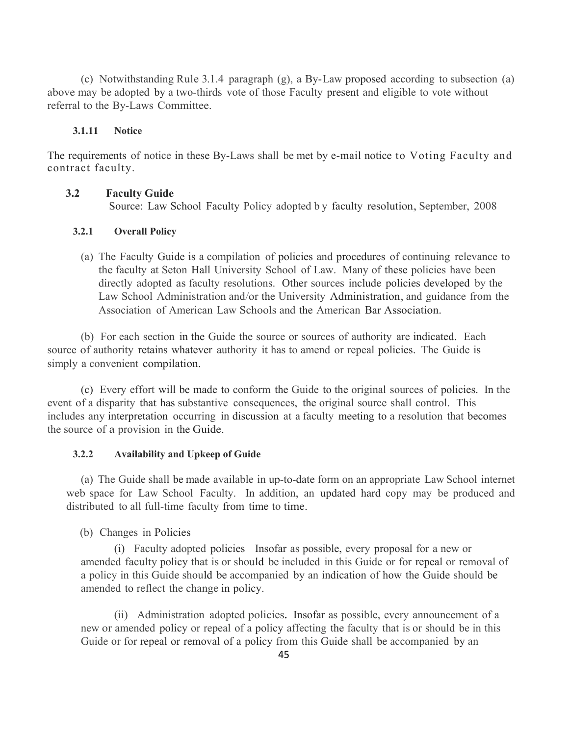(c) Notwithstanding Rule 3.1.4 paragraph (g), a By-Law proposed according to subsection (a) above may be adopted by a two-thirds vote of those Faculty present and eligible to vote without referral to the By-Laws Committee.

#### 3.1.11 Notice

The requirements of notice in these By-Laws shall be met by e-mail notice to Voting Faculty and contract faculty.

### 3.2 Faculty Guide

Source: Law School Faculty Policy adopted by faculty resolution, September, 2008

#### 3.2.1 Overall Policy

(a) The Faculty Guide is a compilation of policies and procedures of continuing relevance to the faculty at Seton Hall University School of Law. Many of these policies have been directly adopted as faculty resolutions. Other sources include policies developed by the Law School Administration and/or the University Administration, and guidance from the Association of American Law Schools and the American Bar Association.

(b) For each section in the Guide the source or sources of authority are indicated. Each source of authority retains whatever authority it has to amend or repeal policies. The Guide is simply a convenient compilation.

(c) Every effort will be made to conform the Guide to the original sources of policies. In the event of a disparity that has substantive consequences, the original source shall control. This includes any interpretation occurring in discussion at a faculty meeting to a resolution that becomes the source of a provision in the Guide.

#### 3.2.2 Availability and Upkeep of Guide

(a) The Guide shall be made available in up-to-date form on an appropriate Law School internet web space for Law School Faculty. In addition, an updated hard copy may be produced and distributed to all full-time faculty from time to time.

(b) Changes in Policies

(i) Faculty adopted policies Insofar as possible, every proposal for a new or amended faculty policy that is or should be included in this Guide or for repeal or removal of a policy in this Guide should be accompanied by an indication of how the Guide should be amended to reflect the change in policy.

(ii) Administration adopted policies. Insofar as possible, every announcement of a new or amended policy or repeal of a policy affecting the faculty that is or should be in this Guide or for repeal or removal of a policy from this Guide shall be accompanied by an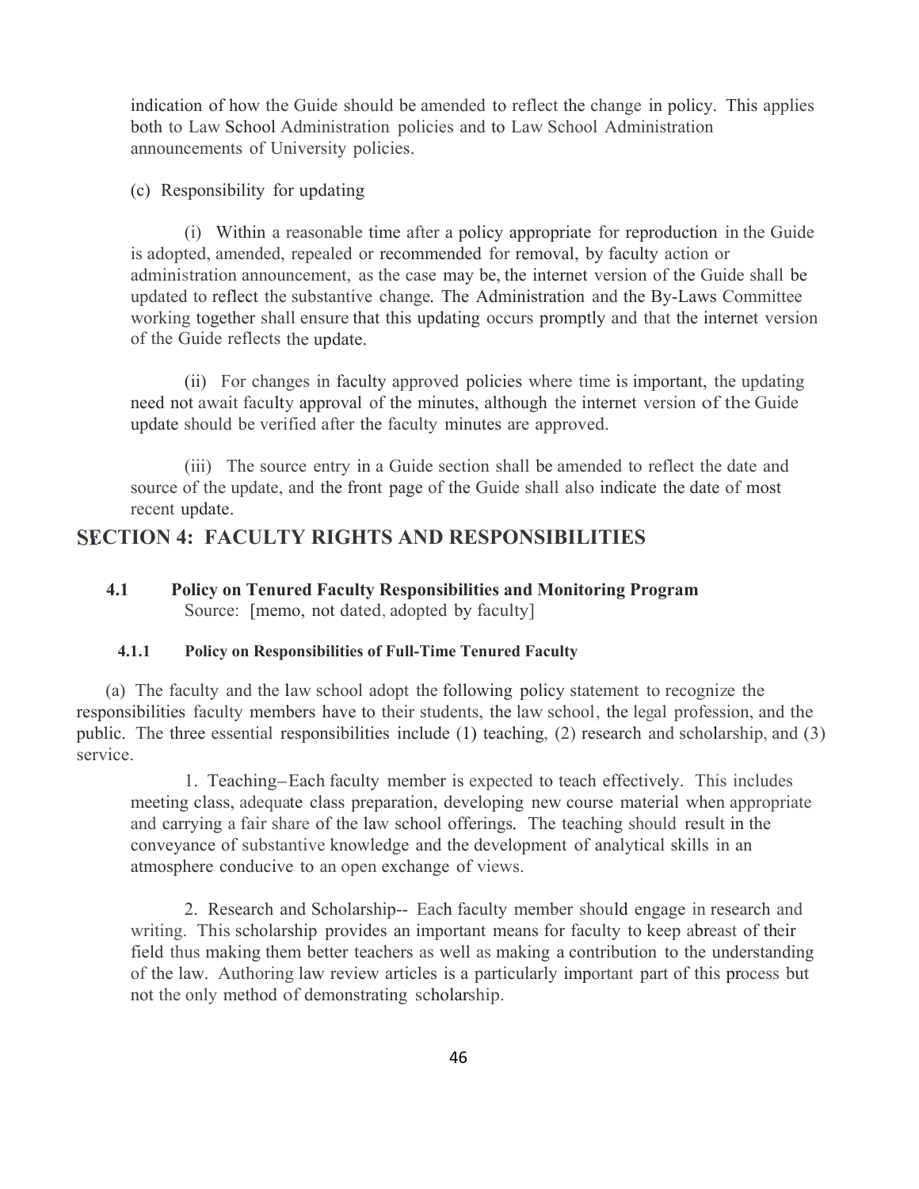indication of how the Guide should be amended to reflect the change in policy. This applies both to Law School Administration policies and to Law School Administration announcements of University policies.

(c) Responsibility for updating

(i) Within a reasonable time after a policy appropriate for reproduction in the Guide is adopted, amended, repealed or recommended for removal, by faculty action or administration announcement, as the case may be, the internet version of the Guide shall be updated to reflect the substantive change. The Administration and the By-Laws Committee working together shall ensure that this updating occurs promptly and that the internet version of the Guide reflects the update.

(ii) For changes in faculty approved policies where time is important, the updating need not await faculty approval of the minutes, although the internet version of the Guide update should be verified after the faculty minutes are approved.

(iii) The source entry in a Guide section shall be amended to reflect the date and source of the update, and the front page of the Guide shall also indicate the date of most recent update.

## SECTION 4: FACULTY RIGHTS AND RESPONSIBILITIES

### 4.1 Policy on Tenured Faculty Responsibilities and Monitoring Program

Source: [memo, not dated, adopted by faculty]

#### 4.1.1 Policy on Responsibilities of Full-Time Tenured Faculty

(a) The faculty and the law school adopt the following policy statement to recognize the responsibilities faculty members have to their students, the law school, the legal profession, and the public. The three essential responsibilities include (1) teaching, (2) research and scholarship, and (3) service.

1. Teaching–Each faculty member is expected to teach effectively. This includes meeting class, adequate class preparation, developing new course material when appropriate and carrying a fair share of the law school offerings. The teaching should result in the conveyance of substantive knowledge and the development of analytical skills in an atmosphere conducive to an open exchange of views.

2. Research and Scholarship-- Each faculty member should engage in research and writing. This scholarship provides an important means for faculty to keep abreast of their field thus making them better teachers as well as making a contribution to the understanding of the law. Authoring law review articles is a particularly important part of this process but not the only method of demonstrating scholarship.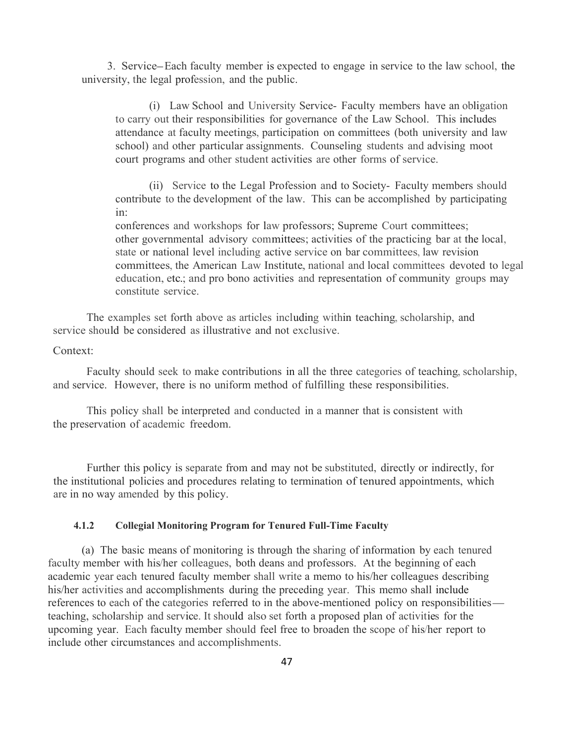3. Service– Each faculty member is expected to engage in service to the law school, the university, the legal profession, and the public.

(i) Law School and University Service- Faculty members have an obligation to carry out their responsibilities for governance of the Law School. This includes attendance at faculty meetings, participation on committees (both university and law school) and other particular assignments. Counseling students and advising moot court programs and other student activities are other forms of service.

(ii) Service to the Legal Profession and to Society- Faculty members should contribute to the development of the law. This can be accomplished by participating in:
conferences and workshops for law professors; Supreme Court committees; other governmental advisory committees; activities of the practicing bar at the local, state or national level including active service on bar committees, law revision committees, the American Law Institute, national and local committees devoted to legal education, etc.; and pro bono activities and representation of community groups may constitute service.

The examples set forth above as articles including within teaching, scholarship, and service should be considered as illustrative and not exclusive.

Context:

Faculty should seek to make contributions in all the three categories of teaching, scholarship, and service. However, there is no uniform method of fulfilling these responsibilities.

This policy shall be interpreted and conducted in a manner that is consistent with the preservation of academic freedom.

Further this policy is separate from and may not be substituted, directly or indirectly, for the institutional policies and procedures relating to termination of tenured appointments, which are in no way amended by this policy.

#### 4.1.2 Collegial Monitoring Program for Tenured Full-Time Faculty

(a) The basic means of monitoring is through the sharing of information by each tenured faculty member with his/her colleagues, both deans and professors. At the beginning of each academic year each tenured faculty member shall write a memo to his/her colleagues describing his/her activities and accomplishments during the preceding year. This memo shall include references to each of the categories referred to in the above-mentioned policy on responsibilities—teaching, scholarship and service. It should also set forth a proposed plan of activities for the upcoming year. Each faculty member should feel free to broaden the scope of his/her report to include other circumstances and accomplishments.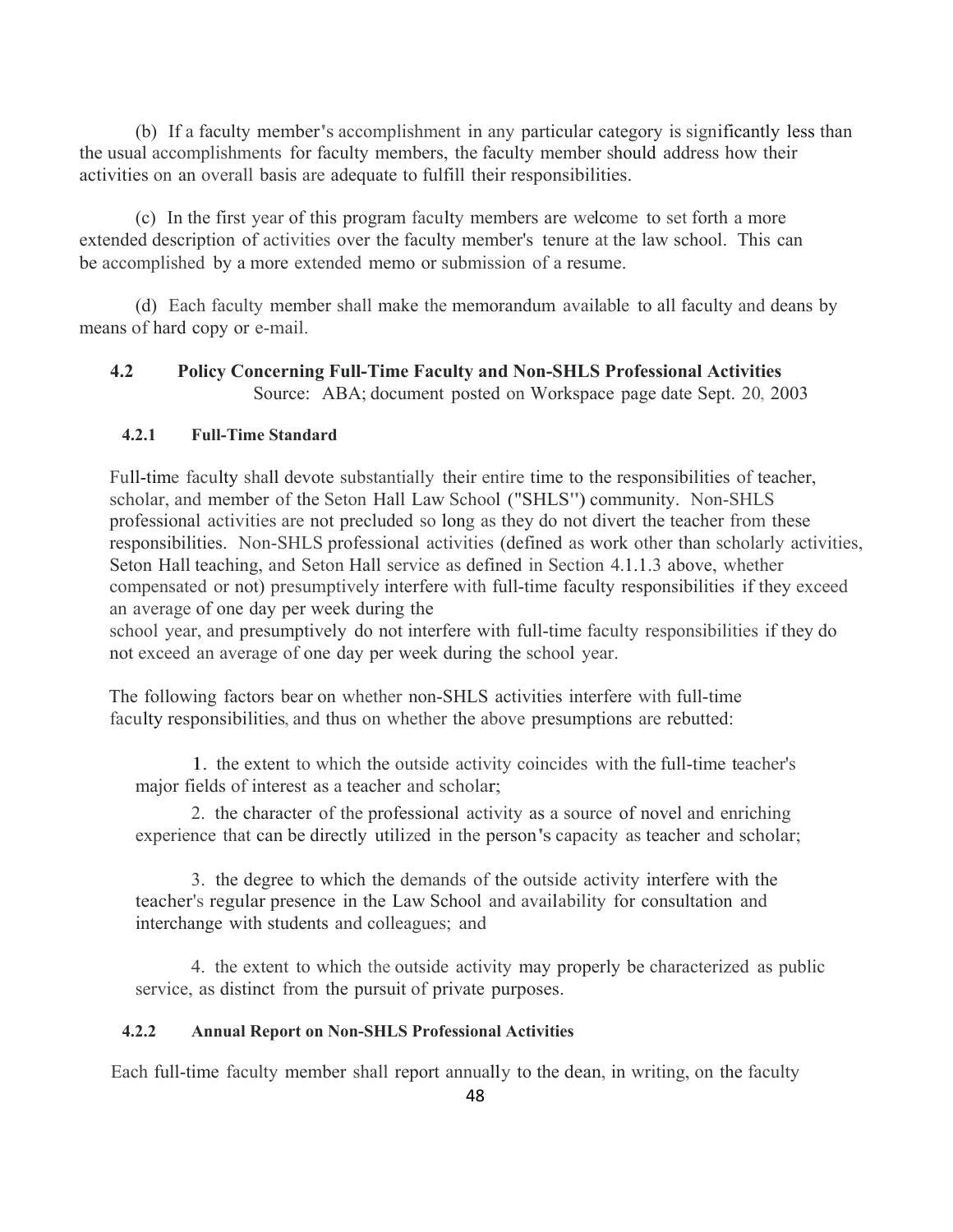(b) If a faculty member's accomplishment in any particular category is significantly less than the usual accomplishments for faculty members, the faculty member should address how their activities on an overall basis are adequate to fulfill their responsibilities.

(c) In the first year of this program faculty members are welcome to set forth a more extended description of activities over the faculty member's tenure at the law school. This can be accomplished by a more extended memo or submission of a resume.

(d) Each faculty member shall make the memorandum available to all faculty and deans by means of hard copy or e-mail.

## 4.2 Policy Concerning Full-Time Faculty and Non-SHLS Professional Activities

Source: ABA; document posted on Workspace page date Sept. 20, 2003

### 4.2.1 Full-Time Standard

Full-time faculty shall devote substantially their entire time to the responsibilities of teacher, scholar, and member of the Seton Hall Law School ("SHLS") community. Non-SHLS professional activities are not precluded so long as they do not divert the teacher from these responsibilities. Non-SHLS professional activities (defined as work other than scholarly activities, Seton Hall teaching, and Seton Hall service as defined in Section 4.1.1.3 above, whether compensated or not) presumptively interfere with full-time faculty responsibilities if they exceed an average of one day per week during the school year, and presumptively do not interfere with full-time faculty responsibilities if they do not exceed an average of one day per week during the school year.

The following factors bear on whether non-SHLS activities interfere with full-time faculty responsibilities, and thus on whether the above presumptions are rebutted:

1. the extent to which the outside activity coincides with the full-time teacher's major fields of interest as a teacher and scholar;
2. the character of the professional activity as a source of novel and enriching experience that can be directly utilized in the person's capacity as teacher and scholar;
3. the degree to which the demands of the outside activity interfere with the teacher's regular presence in the Law School and availability for consultation and interchange with students and colleagues; and
4. the extent to which the outside activity may properly be characterized as public service, as distinct from the pursuit of private purposes.

### 4.2.2 Annual Report on Non-SHLS Professional Activities

Each full-time faculty member shall report annually to the dean, in writing, on the faculty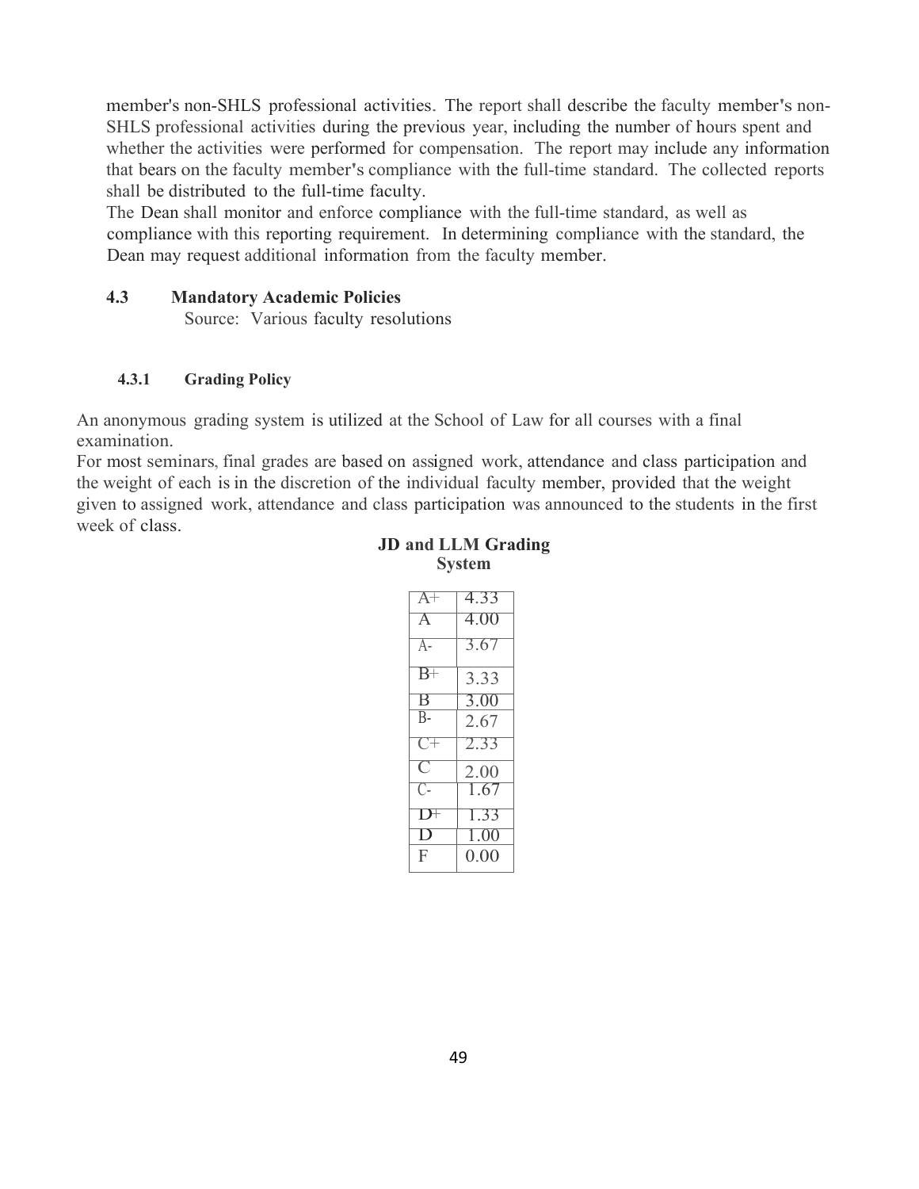member's non-SHLS professional activities. The report shall describe the faculty member's non-SHLS professional activities during the previous year, including the number of hours spent and whether the activities were performed for compensation. The report may include any information that bears on the faculty member's compliance with the full-time standard. The collected reports shall be distributed to the full-time faculty.

The Dean shall monitor and enforce compliance with the full-time standard, as well as compliance with this reporting requirement. In determining compliance with the standard, the Dean may request additional information from the faculty member.

### 4.3 Mandatory Academic Policies

Source: Various faculty resolutions

#### 4.3.1 Grading Policy

An anonymous grading system is utilized at the School of Law for all courses with a final examination.

For most seminars, final grades are based on assigned work, attendance and class participation and the weight of each is in the discretion of the individual faculty member, provided that the weight given to assigned work, attendance and class participation was announced to the students in the first week of class.

**JD and LLM Grading System**

| Grade | Points |
|---|---|
| A+ | 4.33 |
| A | 4.00 |
| A- | 3.67 |
| B+ | 3.33 |
| B | 3.00 |
| B- | 2.67 |
| C+ | 2.33 |
| C | 2.00 |
| C- | 1.67 |
| D+ | 1.33 |
| D | 1.00 |
| F | 0.00 |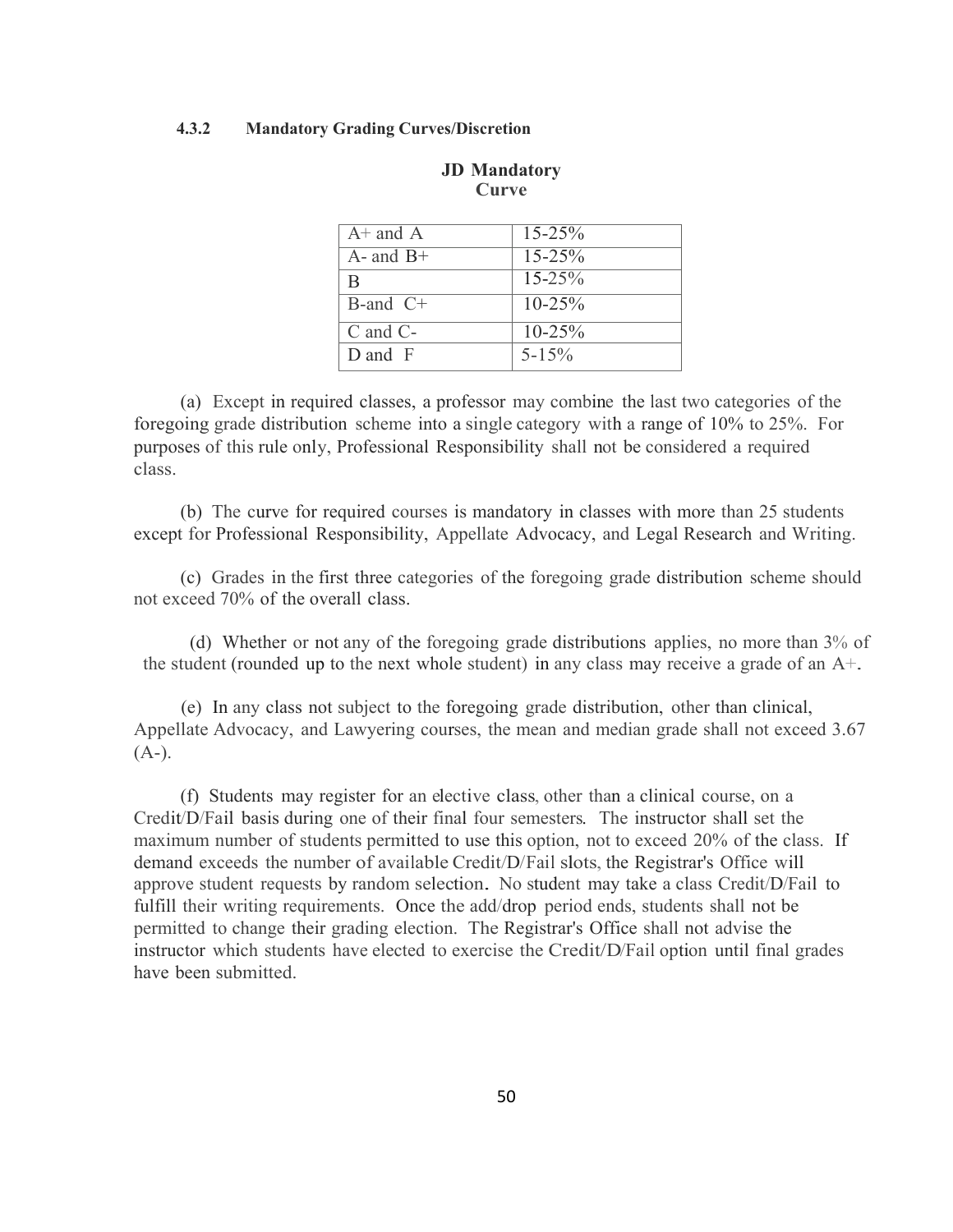#### 4.3.2 Mandatory Grading Curves/Discretion

**JD Mandatory Curve**

| Grade | Range |
|---|---|
| A+ and A | 15-25% |
| A- and B+ | 15-25% |
| B | 15-25% |
| B-and C+ | 10-25% |
| C and C- | 10-25% |
| D and F | 5-15% |

(a) Except in required classes, a professor may combine the last two categories of the foregoing grade distribution scheme into a single category with a range of 10% to 25%. For purposes of this rule only, Professional Responsibility shall not be considered a required class.

(b) The curve for required courses is mandatory in classes with more than 25 students except for Professional Responsibility, Appellate Advocacy, and Legal Research and Writing.

(c) Grades in the first three categories of the foregoing grade distribution scheme should not exceed 70% of the overall class.

(d) Whether or not any of the foregoing grade distributions applies, no more than 3% of the student (rounded up to the next whole student) in any class may receive a grade of an A+.

(e) In any class not subject to the foregoing grade distribution, other than clinical, Appellate Advocacy, and Lawyering courses, the mean and median grade shall not exceed 3.67 (A-).

(f) Students may register for an elective class, other than a clinical course, on a Credit/D/Fail basis during one of their final four semesters. The instructor shall set the maximum number of students permitted to use this option, not to exceed 20% of the class. If demand exceeds the number of available Credit/D/Fail slots, the Registrar's Office will approve student requests by random selection. No student may take a class Credit/D/Fail to fulfill their writing requirements. Once the add/drop period ends, students shall not be permitted to change their grading election. The Registrar's Office shall not advise the instructor which students have elected to exercise the Credit/D/Fail option until final grades have been submitted.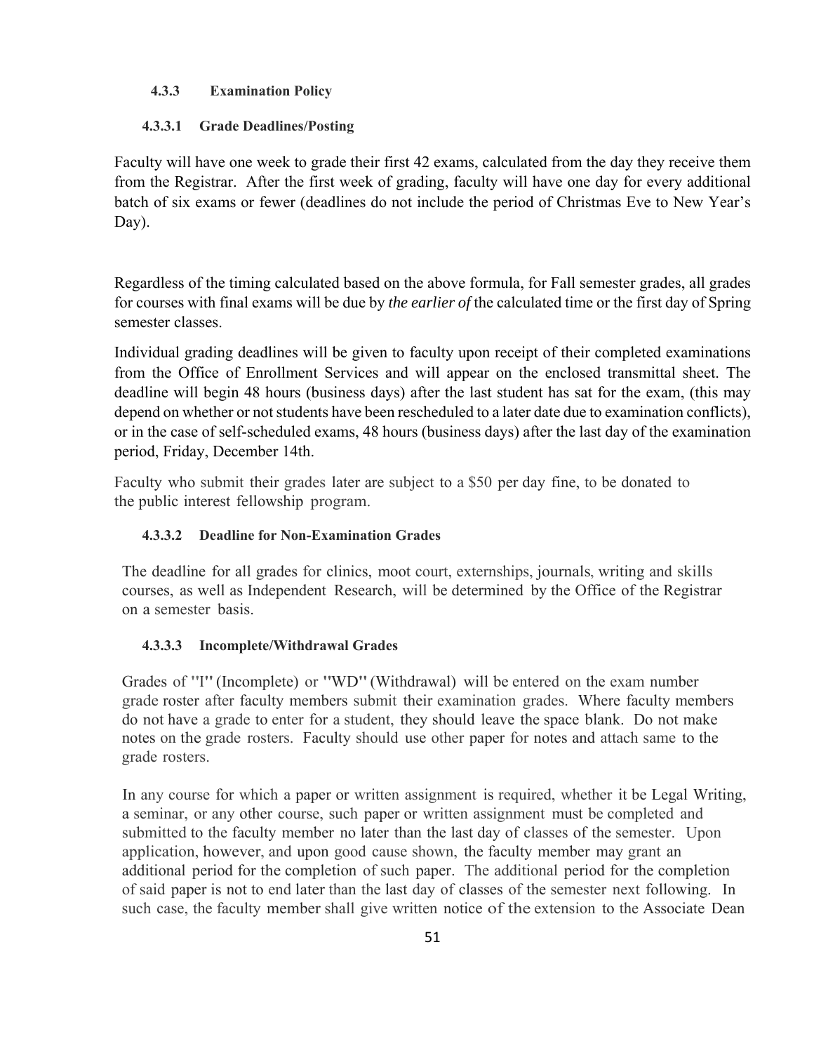#### 4.3.3 Examination Policy

##### 4.3.3.1 Grade Deadlines/Posting

Faculty will have one week to grade their first 42 exams, calculated from the day they receive them from the Registrar. After the first week of grading, faculty will have one day for every additional batch of six exams or fewer (deadlines do not include the period of Christmas Eve to New Year's Day).

Regardless of the timing calculated based on the above formula, for Fall semester grades, all grades for courses with final exams will be due by *the earlier of* the calculated time or the first day of Spring semester classes.

Individual grading deadlines will be given to faculty upon receipt of their completed examinations from the Office of Enrollment Services and will appear on the enclosed transmittal sheet. The deadline will begin 48 hours (business days) after the last student has sat for the exam, (this may depend on whether or not students have been rescheduled to a later date due to examination conflicts), or in the case of self-scheduled exams, 48 hours (business days) after the last day of the examination period, Friday, December 14th.

Faculty who submit their grades later are subject to a $50 per day fine, to be donated to the public interest fellowship program.

##### 4.3.3.2 Deadline for Non-Examination Grades

The deadline for all grades for clinics, moot court, externships, journals, writing and skills courses, as well as Independent Research, will be determined by the Office of the Registrar on a semester basis.

##### 4.3.3.3 Incomplete/Withdrawal Grades

Grades of "I" (Incomplete) or "WD" (Withdrawal) will be entered on the exam number grade roster after faculty members submit their examination grades. Where faculty members do not have a grade to enter for a student, they should leave the space blank. Do not make notes on the grade rosters. Faculty should use other paper for notes and attach same to the grade rosters.

In any course for which a paper or written assignment is required, whether it be Legal Writing, a seminar, or any other course, such paper or written assignment must be completed and submitted to the faculty member no later than the last day of classes of the semester. Upon application, however, and upon good cause shown, the faculty member may grant an additional period for the completion of such paper. The additional period for the completion of said paper is not to end later than the last day of classes of the semester next following. In such case, the faculty member shall give written notice of the extension to the Associate Dean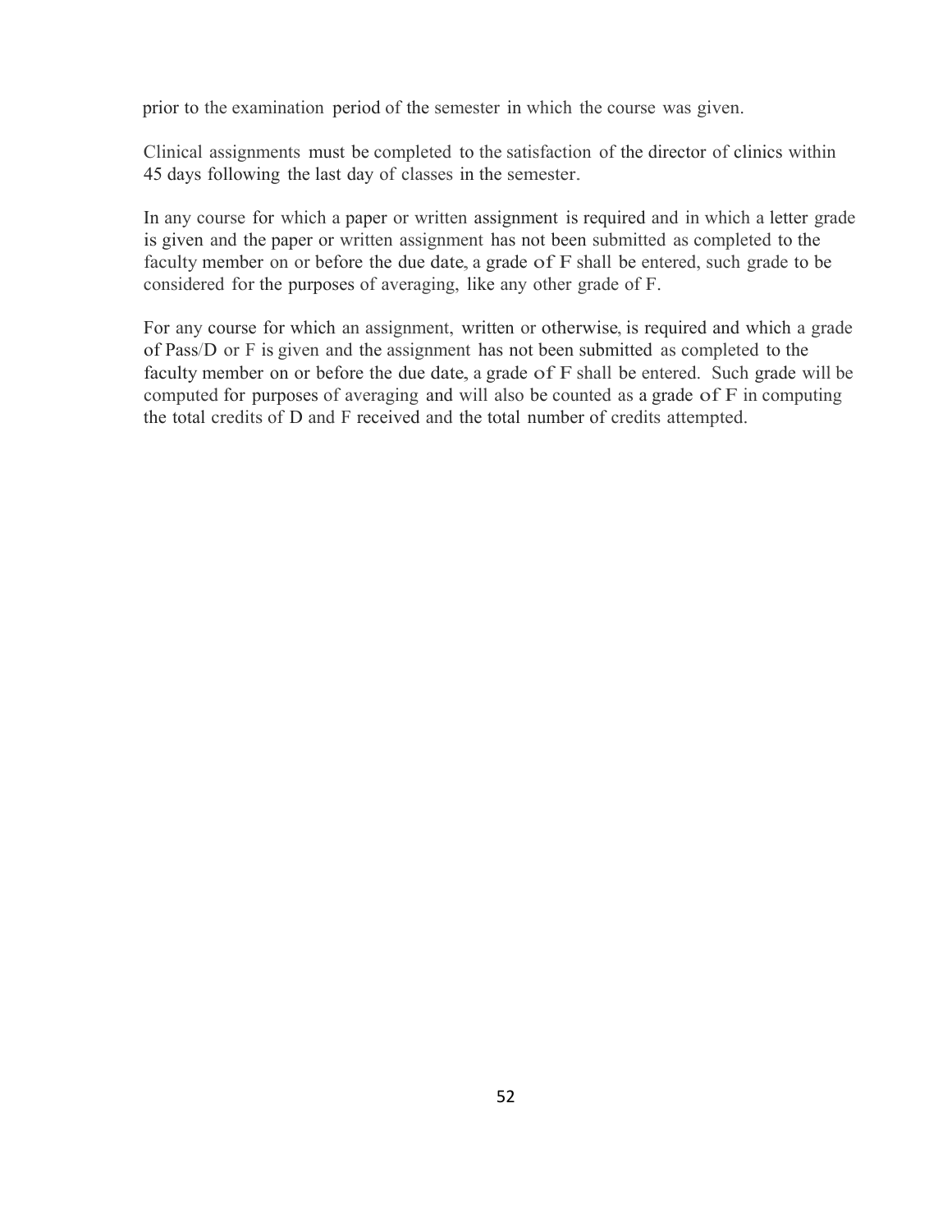prior to the examination period of the semester in which the course was given.

Clinical assignments must be completed to the satisfaction of the director of clinics within 45 days following the last day of classes in the semester.

In any course for which a paper or written assignment is required and in which a letter grade is given and the paper or written assignment has not been submitted as completed to the faculty member on or before the due date, a grade of F shall be entered, such grade to be considered for the purposes of averaging, like any other grade of F.

For any course for which an assignment, written or otherwise, is required and which a grade of Pass/D or F is given and the assignment has not been submitted as completed to the faculty member on or before the due date, a grade of F shall be entered. Such grade will be computed for purposes of averaging and will also be counted as a grade of F in computing the total credits of D and F received and the total number of credits attempted.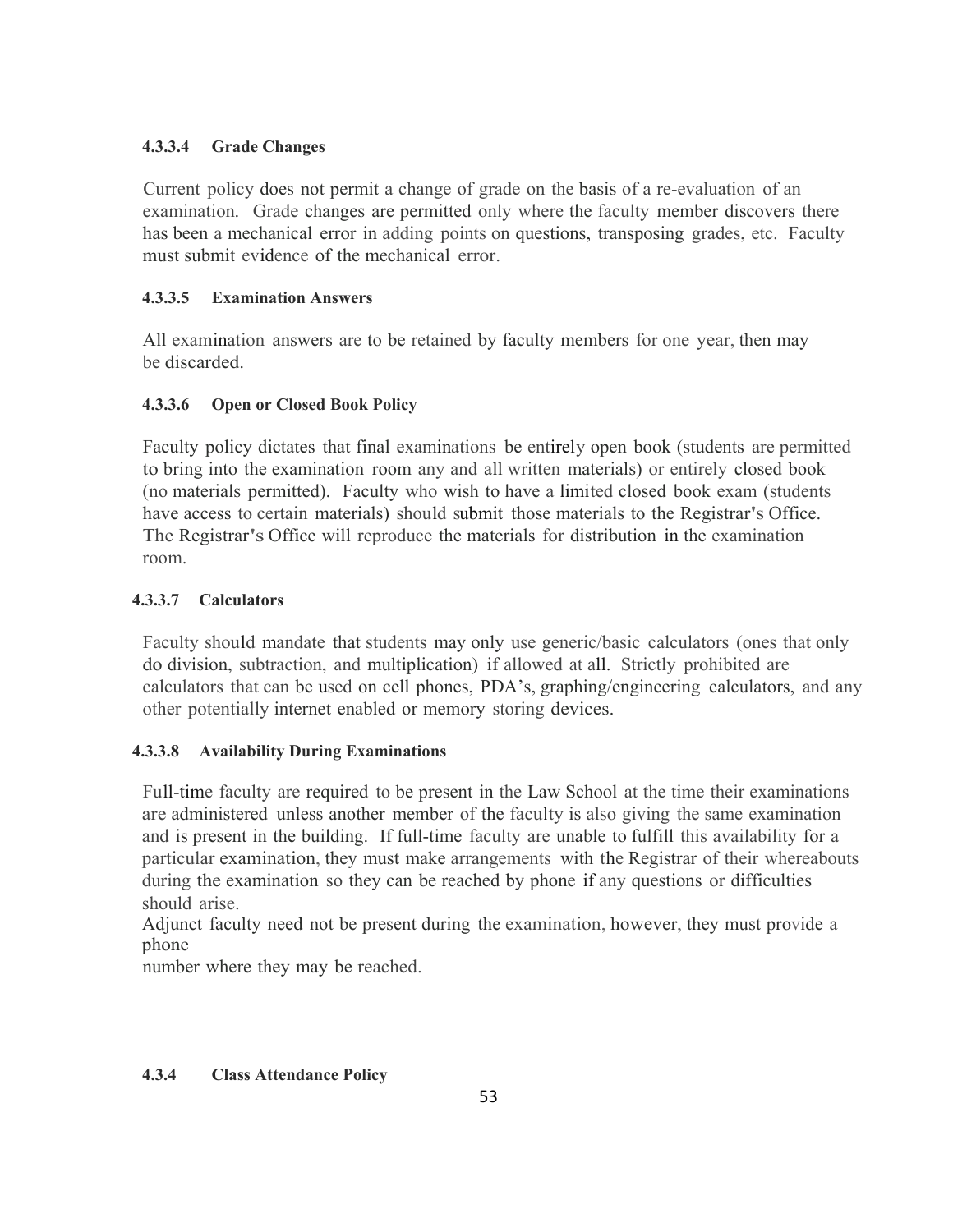#### 4.3.3.4 Grade Changes

Current policy does not permit a change of grade on the basis of a re-evaluation of an examination. Grade changes are permitted only where the faculty member discovers there has been a mechanical error in adding points on questions, transposing grades, etc. Faculty must submit evidence of the mechanical error.

#### 4.3.3.5 Examination Answers

All examination answers are to be retained by faculty members for one year, then may be discarded.

#### 4.3.3.6 Open or Closed Book Policy

Faculty policy dictates that final examinations be entirely open book (students are permitted to bring into the examination room any and all written materials) or entirely closed book (no materials permitted). Faculty who wish to have a limited closed book exam (students have access to certain materials) should submit those materials to the Registrar's Office. The Registrar's Office will reproduce the materials for distribution in the examination room.

#### 4.3.3.7 Calculators

Faculty should mandate that students may only use generic/basic calculators (ones that only do division, subtraction, and multiplication) if allowed at all. Strictly prohibited are calculators that can be used on cell phones, PDA's, graphing/engineering calculators, and any other potentially internet enabled or memory storing devices.

#### 4.3.3.8 Availability During Examinations

Full-time faculty are required to be present in the Law School at the time their examinations are administered unless another member of the faculty is also giving the same examination and is present in the building. If full-time faculty are unable to fulfill this availability for a particular examination, they must make arrangements with the Registrar of their whereabouts during the examination so they can be reached by phone if any questions or difficulties should arise.

Adjunct faculty need not be present during the examination, however, they must provide a phone number where they may be reached.

### 4.3.4 Class Attendance Policy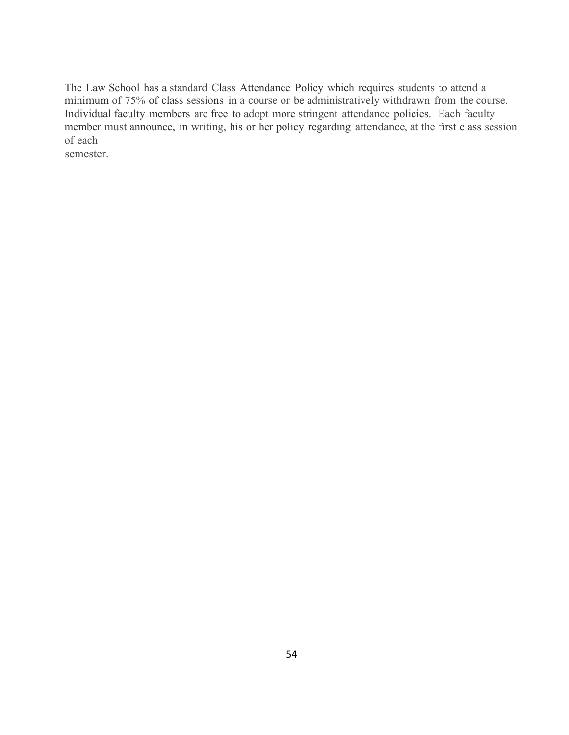The Law School has a standard Class Attendance Policy which requires students to attend a minimum of 75% of class sessions in a course or be administratively withdrawn from the course. Individual faculty members are free to adopt more stringent attendance policies. Each faculty member must announce, in writing, his or her policy regarding attendance, at the first class session of each semester.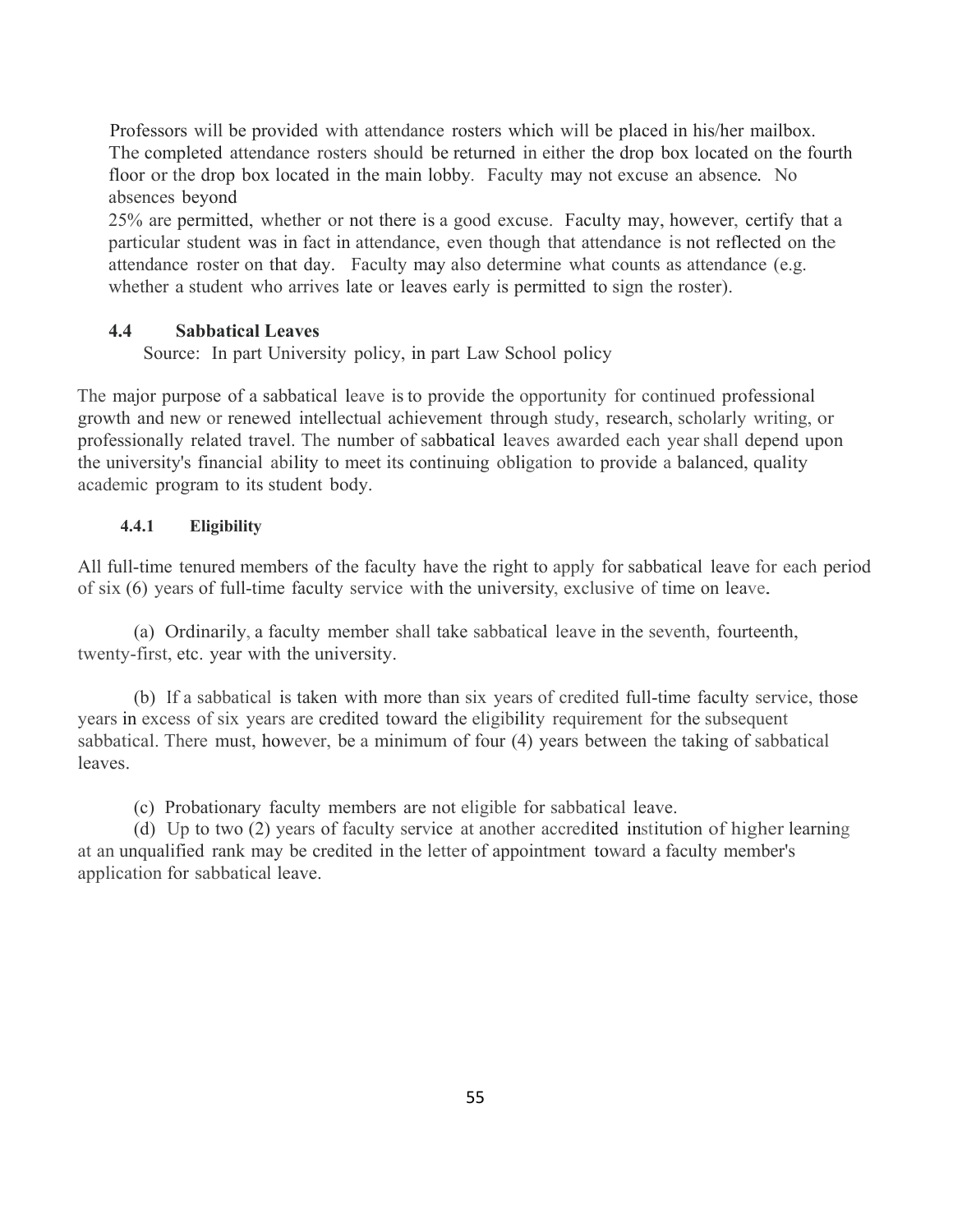Professors will be provided with attendance rosters which will be placed in his/her mailbox. The completed attendance rosters should be returned in either the drop box located on the fourth floor or the drop box located in the main lobby. Faculty may not excuse an absence. No absences beyond 25% are permitted, whether or not there is a good excuse. Faculty may, however, certify that a particular student was in fact in attendance, even though that attendance is not reflected on the attendance roster on that day. Faculty may also determine what counts as attendance (e.g. whether a student who arrives late or leaves early is permitted to sign the roster).

### 4.4 Sabbatical Leaves

Source: In part University policy, in part Law School policy

The major purpose of a sabbatical leave is to provide the opportunity for continued professional growth and new or renewed intellectual achievement through study, research, scholarly writing, or professionally related travel. The number of sabbatical leaves awarded each year shall depend upon the university's financial ability to meet its continuing obligation to provide a balanced, quality academic program to its student body.

#### 4.4.1 Eligibility

All full-time tenured members of the faculty have the right to apply for sabbatical leave for each period of six (6) years of full-time faculty service with the university, exclusive of time on leave.

(a) Ordinarily, a faculty member shall take sabbatical leave in the seventh, fourteenth, twenty-first, etc. year with the university.

(b) If a sabbatical is taken with more than six years of credited full-time faculty service, those years in excess of six years are credited toward the eligibility requirement for the subsequent sabbatical. There must, however, be a minimum of four (4) years between the taking of sabbatical leaves.

(c) Probationary faculty members are not eligible for sabbatical leave.

(d) Up to two (2) years of faculty service at another accredited institution of higher learning at an unqualified rank may be credited in the letter of appointment toward a faculty member's application for sabbatical leave.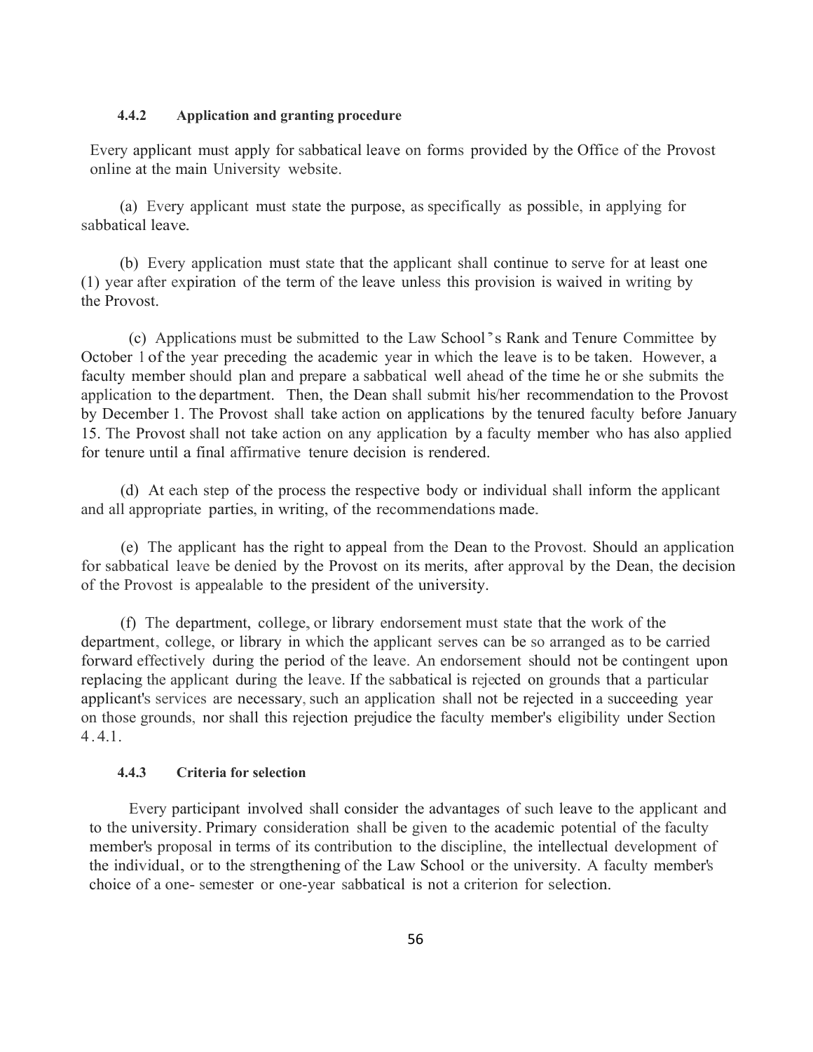#### 4.4.2 Application and granting procedure

Every applicant must apply for sabbatical leave on forms provided by the Office of the Provost online at the main University website.

(a) Every applicant must state the purpose, as specifically as possible, in applying for sabbatical leave.

(b) Every application must state that the applicant shall continue to serve for at least one (1) year after expiration of the term of the leave unless this provision is waived in writing by the Provost.

(c) Applications must be submitted to the Law School's Rank and Tenure Committee by October 1 of the year preceding the academic year in which the leave is to be taken. However, a faculty member should plan and prepare a sabbatical well ahead of the time he or she submits the application to the department. Then, the Dean shall submit his/her recommendation to the Provost by December 1. The Provost shall take action on applications by the tenured faculty before January 15. The Provost shall not take action on any application by a faculty member who has also applied for tenure until a final affirmative tenure decision is rendered.

(d) At each step of the process the respective body or individual shall inform the applicant and all appropriate parties, in writing, of the recommendations made.

(e) The applicant has the right to appeal from the Dean to the Provost. Should an application for sabbatical leave be denied by the Provost on its merits, after approval by the Dean, the decision of the Provost is appealable to the president of the university.

(f) The department, college, or library endorsement must state that the work of the department, college, or library in which the applicant serves can be so arranged as to be carried forward effectively during the period of the leave. An endorsement should not be contingent upon replacing the applicant during the leave. If the sabbatical is rejected on grounds that a particular applicant's services are necessary, such an application shall not be rejected in a succeeding year on those grounds, nor shall this rejection prejudice the faculty member's eligibility under Section 4.4.1.

#### 4.4.3 Criteria for selection

Every participant involved shall consider the advantages of such leave to the applicant and to the university. Primary consideration shall be given to the academic potential of the faculty member's proposal in terms of its contribution to the discipline, the intellectual development of the individual, or to the strengthening of the Law School or the university. A faculty member's choice of a one- semester or one-year sabbatical is not a criterion for selection.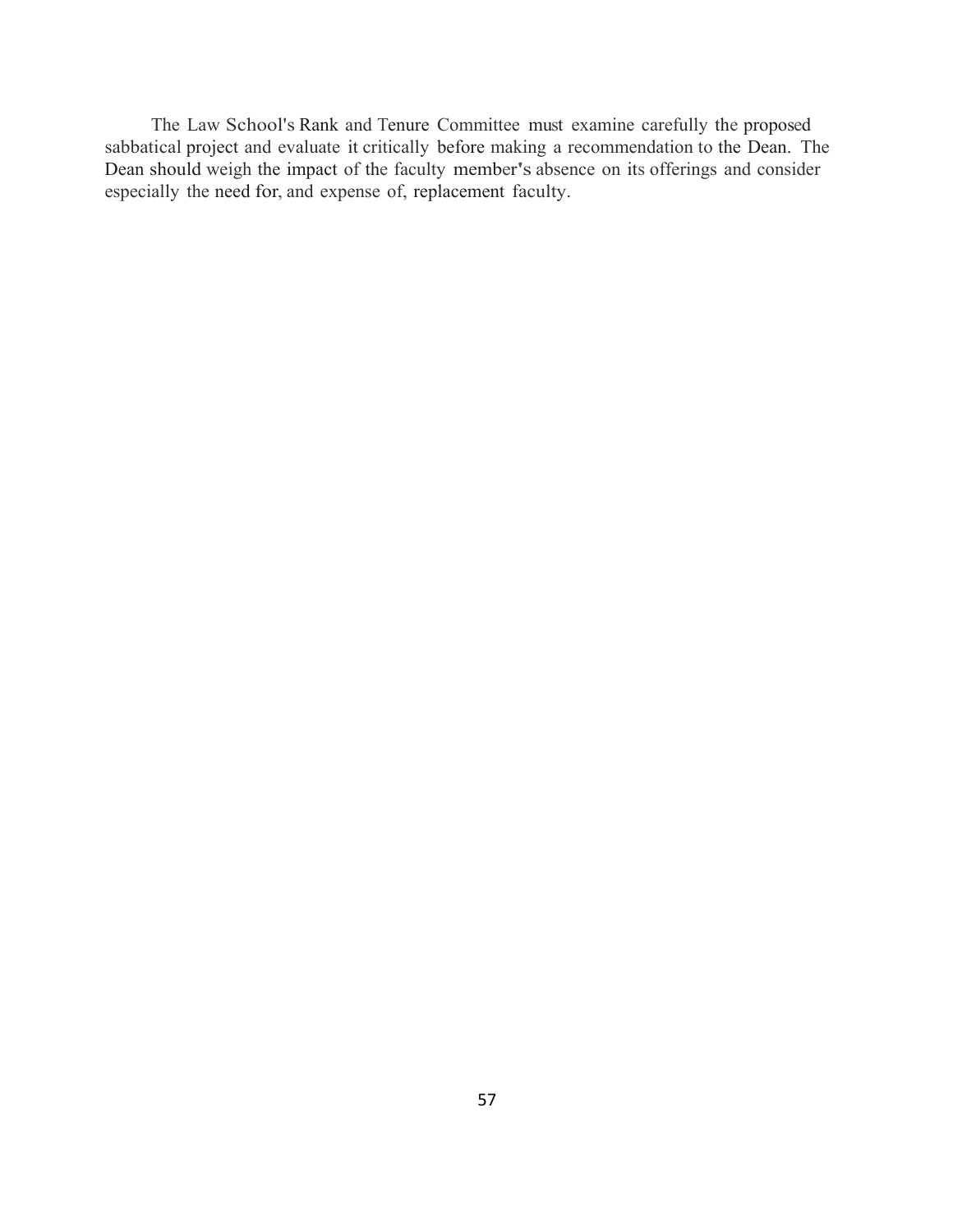The Law School's Rank and Tenure Committee must examine carefully the proposed sabbatical project and evaluate it critically before making a recommendation to the Dean. The Dean should weigh the impact of the faculty member's absence on its offerings and consider especially the need for, and expense of, replacement faculty.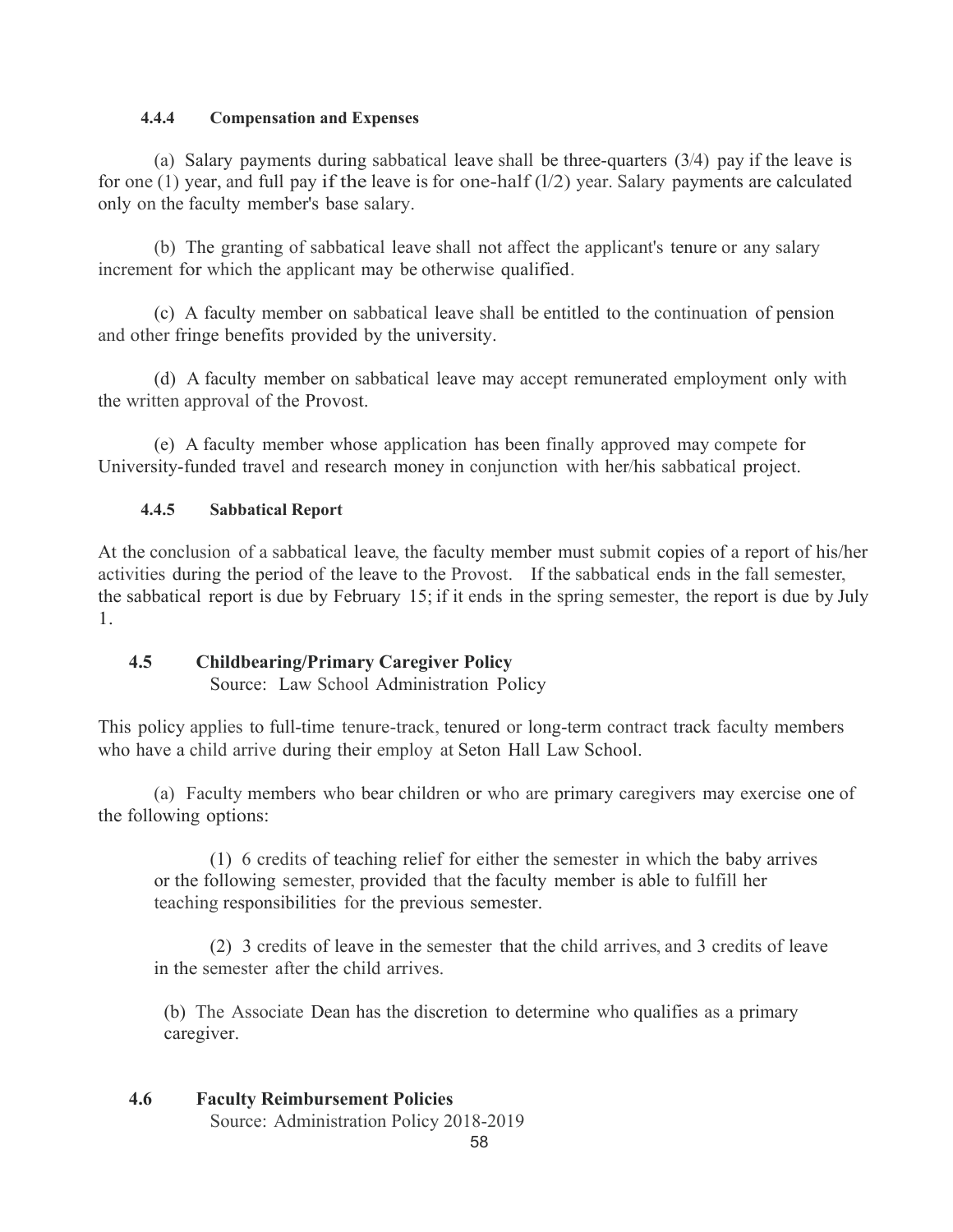#### 4.4.4 Compensation and Expenses

(a) Salary payments during sabbatical leave shall be three-quarters (3/4) pay if the leave is for one (1) year, and full pay if the leave is for one-half (1/2) year. Salary payments are calculated only on the faculty member's base salary.

(b) The granting of sabbatical leave shall not affect the applicant's tenure or any salary increment for which the applicant may be otherwise qualified.

(c) A faculty member on sabbatical leave shall be entitled to the continuation of pension and other fringe benefits provided by the university.

(d) A faculty member on sabbatical leave may accept remunerated employment only with the written approval of the Provost.

(e) A faculty member whose application has been finally approved may compete for University-funded travel and research money in conjunction with her/his sabbatical project.

#### 4.4.5 Sabbatical Report

At the conclusion of a sabbatical leave, the faculty member must submit copies of a report of his/her activities during the period of the leave to the Provost. If the sabbatical ends in the fall semester, the sabbatical report is due by February 15; if it ends in the spring semester, the report is due by July 1.

### 4.5 Childbearing/Primary Caregiver Policy

Source: Law School Administration Policy

This policy applies to full-time tenure-track, tenured or long-term contract track faculty members who have a child arrive during their employ at Seton Hall Law School.

(a) Faculty members who bear children or who are primary caregivers may exercise one of the following options:

(1) 6 credits of teaching relief for either the semester in which the baby arrives or the following semester, provided that the faculty member is able to fulfill her teaching responsibilities for the previous semester.

(2) 3 credits of leave in the semester that the child arrives, and 3 credits of leave in the semester after the child arrives.

(b) The Associate Dean has the discretion to determine who qualifies as a primary caregiver.

### 4.6 Faculty Reimbursement Policies

Source: Administration Policy 2018-2019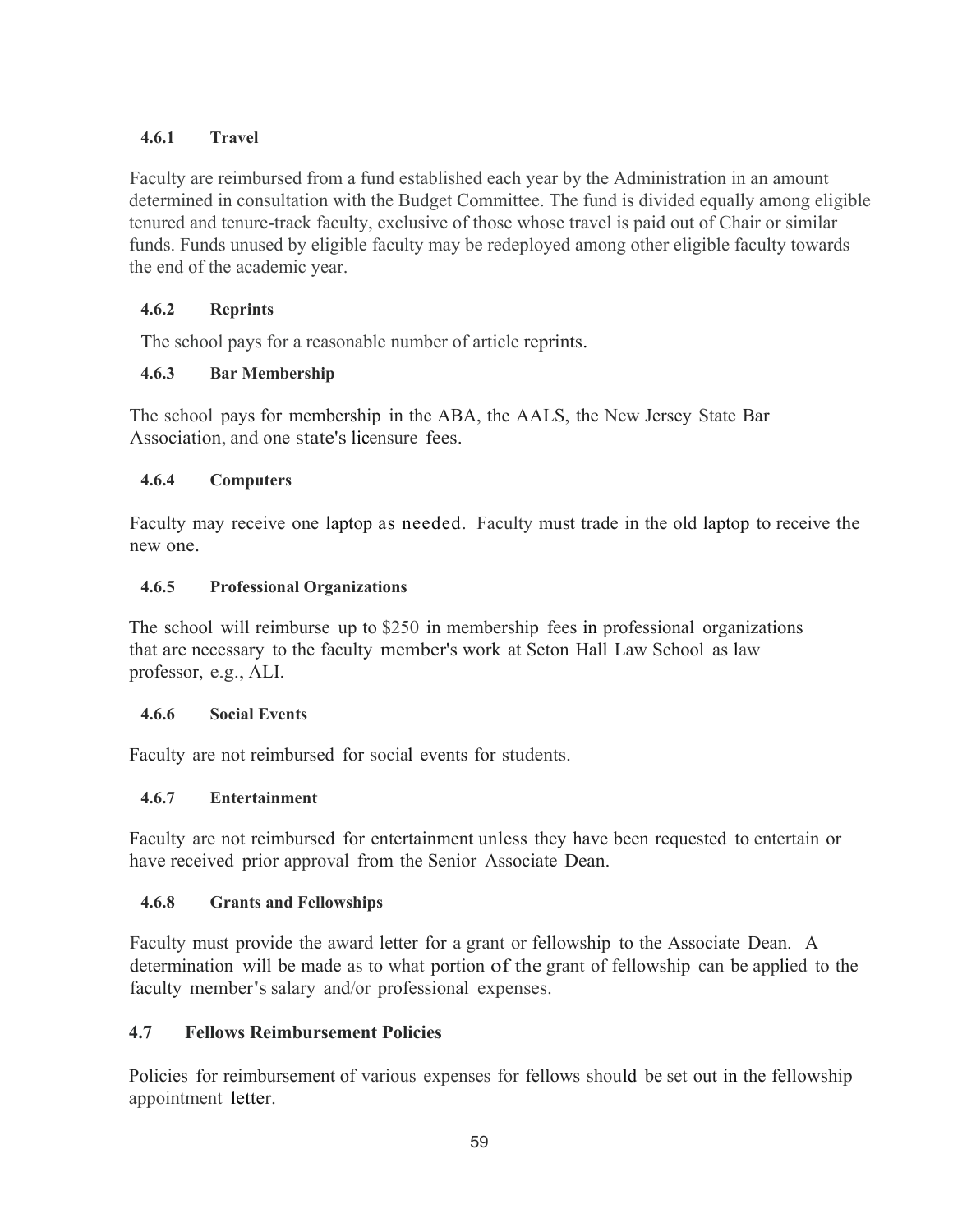#### 4.6.1 Travel

Faculty are reimbursed from a fund established each year by the Administration in an amount determined in consultation with the Budget Committee. The fund is divided equally among eligible tenured and tenure-track faculty, exclusive of those whose travel is paid out of Chair or similar funds. Funds unused by eligible faculty may be redeployed among other eligible faculty towards the end of the academic year.

#### 4.6.2 Reprints

The school pays for a reasonable number of article reprints.

#### 4.6.3 Bar Membership

The school pays for membership in the ABA, the AALS, the New Jersey State Bar Association, and one state's licensure fees.

#### 4.6.4 Computers

Faculty may receive one laptop as needed. Faculty must trade in the old laptop to receive the new one.

#### 4.6.5 Professional Organizations

The school will reimburse up to $250 in membership fees in professional organizations that are necessary to the faculty member's work at Seton Hall Law School as law professor, e.g., ALI.

#### 4.6.6 Social Events

Faculty are not reimbursed for social events for students.

#### 4.6.7 Entertainment

Faculty are not reimbursed for entertainment unless they have been requested to entertain or have received prior approval from the Senior Associate Dean.

#### 4.6.8 Grants and Fellowships

Faculty must provide the award letter for a grant or fellowship to the Associate Dean. A determination will be made as to what portion of the grant of fellowship can be applied to the faculty member's salary and/or professional expenses.

### 4.7 Fellows Reimbursement Policies

Policies for reimbursement of various expenses for fellows should be set out in the fellowship appointment letter.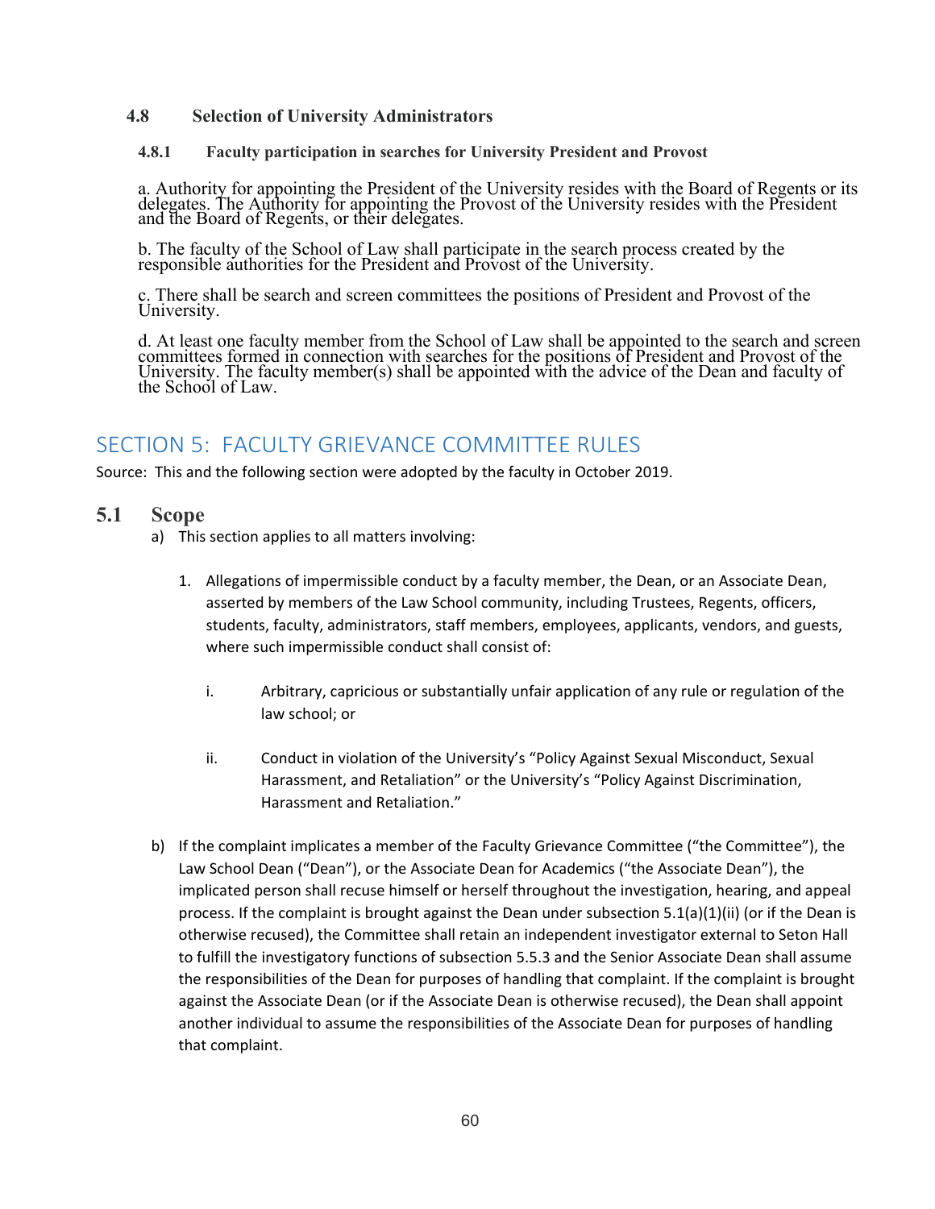### 4.8 Selection of University Administrators

#### 4.8.1 Faculty participation in searches for University President and Provost

a. Authority for appointing the President of the University resides with the Board of Regents or its delegates. The Authority for appointing the Provost of the University resides with the President and the Board of Regents, or their delegates.

b. The faculty of the School of Law shall participate in the search process created by the responsible authorities for the President and Provost of the University.

c. There shall be search and screen committees the positions of President and Provost of the University.

d. At least one faculty member from the School of Law shall be appointed to the search and screen committees formed in connection with searches for the positions of President and Provost of the University. The faculty member(s) shall be appointed with the advice of the Dean and faculty of the School of Law.

## SECTION 5: FACULTY GRIEVANCE COMMITTEE RULES

Source: This and the following section were adopted by the faculty in October 2019.

### 5.1 Scope

a) This section applies to all matters involving:

1. Allegations of impermissible conduct by a faculty member, the Dean, or an Associate Dean, asserted by members of the Law School community, including Trustees, Regents, officers, students, faculty, administrators, staff members, employees, applicants, vendors, and guests, where such impermissible conduct shall consist of:

   i. Arbitrary, capricious or substantially unfair application of any rule or regulation of the law school; or

   ii. Conduct in violation of the University's "Policy Against Sexual Misconduct, Sexual Harassment, and Retaliation" or the University's "Policy Against Discrimination, Harassment and Retaliation."

b) If the complaint implicates a member of the Faculty Grievance Committee ("the Committee"), the Law School Dean ("Dean"), or the Associate Dean for Academics ("the Associate Dean"), the implicated person shall recuse himself or herself throughout the investigation, hearing, and appeal process. If the complaint is brought against the Dean under subsection 5.1(a)(1)(ii) (or if the Dean is otherwise recused), the Committee shall retain an independent investigator external to Seton Hall to fulfill the investigatory functions of subsection 5.5.3 and the Senior Associate Dean shall assume the responsibilities of the Dean for purposes of handling that complaint. If the complaint is brought against the Associate Dean (or if the Associate Dean is otherwise recused), the Dean shall appoint another individual to assume the responsibilities of the Associate Dean for purposes of handling that complaint.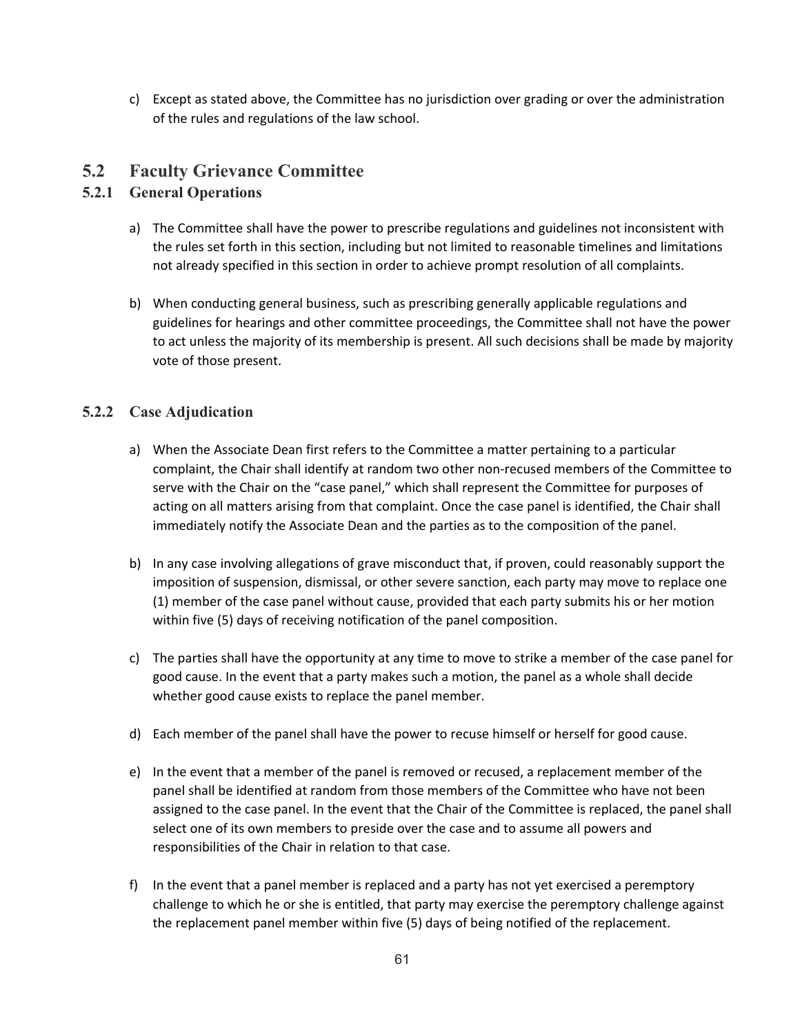c) Except as stated above, the Committee has no jurisdiction over grading or over the administration of the rules and regulations of the law school.

## 5.2 Faculty Grievance Committee

### 5.2.1 General Operations

a) The Committee shall have the power to prescribe regulations and guidelines not inconsistent with the rules set forth in this section, including but not limited to reasonable timelines and limitations not already specified in this section in order to achieve prompt resolution of all complaints.

b) When conducting general business, such as prescribing generally applicable regulations and guidelines for hearings and other committee proceedings, the Committee shall not have the power to act unless the majority of its membership is present. All such decisions shall be made by majority vote of those present.

### 5.2.2 Case Adjudication

a) When the Associate Dean first refers to the Committee a matter pertaining to a particular complaint, the Chair shall identify at random two other non-recused members of the Committee to serve with the Chair on the "case panel," which shall represent the Committee for purposes of acting on all matters arising from that complaint. Once the case panel is identified, the Chair shall immediately notify the Associate Dean and the parties as to the composition of the panel.

b) In any case involving allegations of grave misconduct that, if proven, could reasonably support the imposition of suspension, dismissal, or other severe sanction, each party may move to replace one (1) member of the case panel without cause, provided that each party submits his or her motion within five (5) days of receiving notification of the panel composition.

c) The parties shall have the opportunity at any time to move to strike a member of the case panel for good cause. In the event that a party makes such a motion, the panel as a whole shall decide whether good cause exists to replace the panel member.

d) Each member of the panel shall have the power to recuse himself or herself for good cause.

e) In the event that a member of the panel is removed or recused, a replacement member of the panel shall be identified at random from those members of the Committee who have not been assigned to the case panel. In the event that the Chair of the Committee is replaced, the panel shall select one of its own members to preside over the case and to assume all powers and responsibilities of the Chair in relation to that case.

f) In the event that a panel member is replaced and a party has not yet exercised a peremptory challenge to which he or she is entitled, that party may exercise the peremptory challenge against the replacement panel member within five (5) days of being notified of the replacement.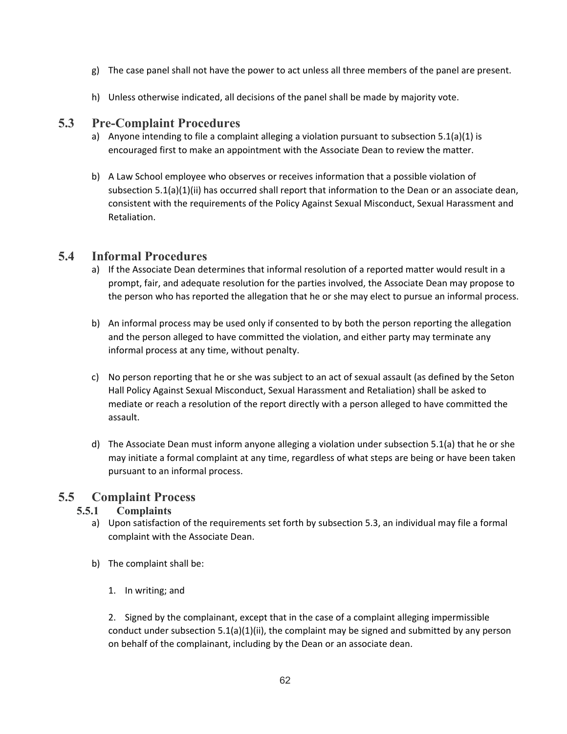g) The case panel shall not have the power to act unless all three members of the panel are present.

h) Unless otherwise indicated, all decisions of the panel shall be made by majority vote.

## 5.3 Pre-Complaint Procedures

a) Anyone intending to file a complaint alleging a violation pursuant to subsection 5.1(a)(1) is encouraged first to make an appointment with the Associate Dean to review the matter.

b) A Law School employee who observes or receives information that a possible violation of subsection 5.1(a)(1)(ii) has occurred shall report that information to the Dean or an associate dean, consistent with the requirements of the Policy Against Sexual Misconduct, Sexual Harassment and Retaliation.

## 5.4 Informal Procedures

a) If the Associate Dean determines that informal resolution of a reported matter would result in a prompt, fair, and adequate resolution for the parties involved, the Associate Dean may propose to the person who has reported the allegation that he or she may elect to pursue an informal process.

b) An informal process may be used only if consented to by both the person reporting the allegation and the person alleged to have committed the violation, and either party may terminate any informal process at any time, without penalty.

c) No person reporting that he or she was subject to an act of sexual assault (as defined by the Seton Hall Policy Against Sexual Misconduct, Sexual Harassment and Retaliation) shall be asked to mediate or reach a resolution of the report directly with a person alleged to have committed the assault.

d) The Associate Dean must inform anyone alleging a violation under subsection 5.1(a) that he or she may initiate a formal complaint at any time, regardless of what steps are being or have been taken pursuant to an informal process.

## 5.5 Complaint Process

### 5.5.1 Complaints

a) Upon satisfaction of the requirements set forth by subsection 5.3, an individual may file a formal complaint with the Associate Dean.

b) The complaint shall be:

1. In writing; and

2. Signed by the complainant, except that in the case of a complaint alleging impermissible conduct under subsection 5.1(a)(1)(ii), the complaint may be signed and submitted by any person on behalf of the complainant, including by the Dean or an associate dean.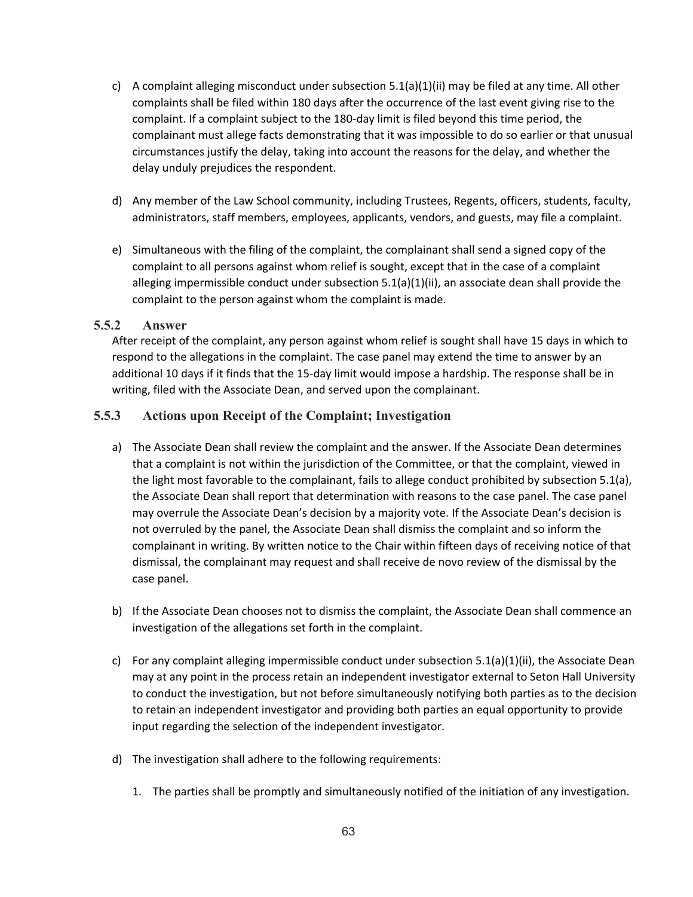c) A complaint alleging misconduct under subsection 5.1(a)(1)(ii) may be filed at any time. All other complaints shall be filed within 180 days after the occurrence of the last event giving rise to the complaint. If a complaint subject to the 180-day limit is filed beyond this time period, the complainant must allege facts demonstrating that it was impossible to do so earlier or that unusual circumstances justify the delay, taking into account the reasons for the delay, and whether the delay unduly prejudices the respondent.

d) Any member of the Law School community, including Trustees, Regents, officers, students, faculty, administrators, staff members, employees, applicants, vendors, and guests, may file a complaint.

e) Simultaneous with the filing of the complaint, the complainant shall send a signed copy of the complaint to all persons against whom relief is sought, except that in the case of a complaint alleging impermissible conduct under subsection 5.1(a)(1)(ii), an associate dean shall provide the complaint to the person against whom the complaint is made.

### 5.5.2 Answer

After receipt of the complaint, any person against whom relief is sought shall have 15 days in which to respond to the allegations in the complaint. The case panel may extend the time to answer by an additional 10 days if it finds that the 15-day limit would impose a hardship. The response shall be in writing, filed with the Associate Dean, and served upon the complainant.

### 5.5.3 Actions upon Receipt of the Complaint; Investigation

a) The Associate Dean shall review the complaint and the answer. If the Associate Dean determines that a complaint is not within the jurisdiction of the Committee, or that the complaint, viewed in the light most favorable to the complainant, fails to allege conduct prohibited by subsection 5.1(a), the Associate Dean shall report that determination with reasons to the case panel. The case panel may overrule the Associate Dean's decision by a majority vote. If the Associate Dean's decision is not overruled by the panel, the Associate Dean shall dismiss the complaint and so inform the complainant in writing. By written notice to the Chair within fifteen days of receiving notice of that dismissal, the complainant may request and shall receive de novo review of the dismissal by the case panel.

b) If the Associate Dean chooses not to dismiss the complaint, the Associate Dean shall commence an investigation of the allegations set forth in the complaint.

c) For any complaint alleging impermissible conduct under subsection 5.1(a)(1)(ii), the Associate Dean may at any point in the process retain an independent investigator external to Seton Hall University to conduct the investigation, but not before simultaneously notifying both parties as to the decision to retain an independent investigator and providing both parties an equal opportunity to provide input regarding the selection of the independent investigator.

d) The investigation shall adhere to the following requirements:

1. The parties shall be promptly and simultaneously notified of the initiation of any investigation.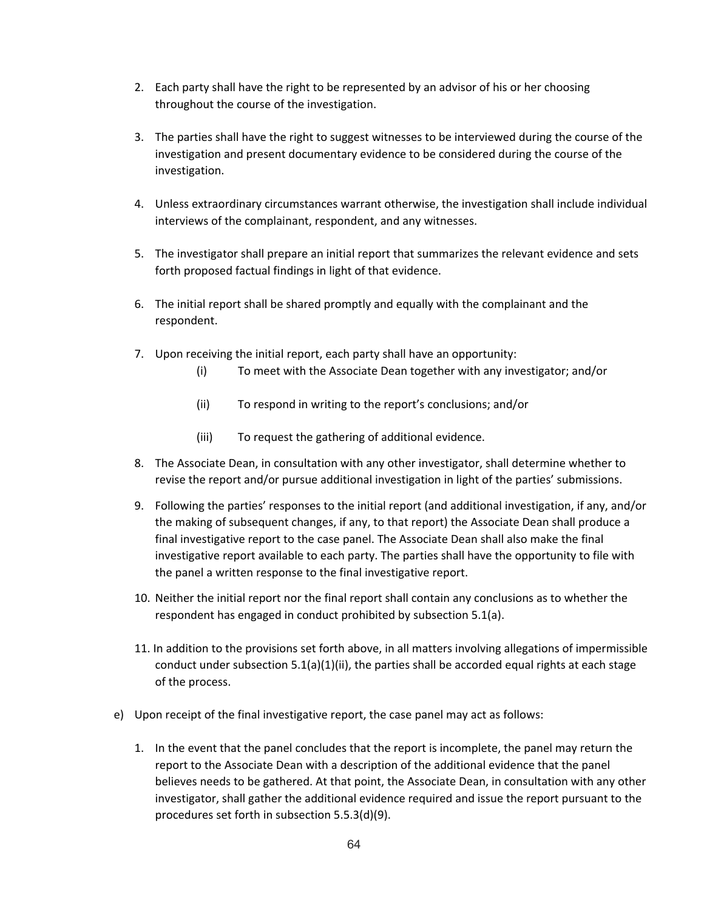2. Each party shall have the right to be represented by an advisor of his or her choosing throughout the course of the investigation.

3. The parties shall have the right to suggest witnesses to be interviewed during the course of the investigation and present documentary evidence to be considered during the course of the investigation.

4. Unless extraordinary circumstances warrant otherwise, the investigation shall include individual interviews of the complainant, respondent, and any witnesses.

5. The investigator shall prepare an initial report that summarizes the relevant evidence and sets forth proposed factual findings in light of that evidence.

6. The initial report shall be shared promptly and equally with the complainant and the respondent.

7. Upon receiving the initial report, each party shall have an opportunity:
   - (i) To meet with the Associate Dean together with any investigator; and/or
   - (ii) To respond in writing to the report's conclusions; and/or
   - (iii) To request the gathering of additional evidence.

8. The Associate Dean, in consultation with any other investigator, shall determine whether to revise the report and/or pursue additional investigation in light of the parties' submissions.

9. Following the parties' responses to the initial report (and additional investigation, if any, and/or the making of subsequent changes, if any, to that report) the Associate Dean shall produce a final investigative report to the case panel. The Associate Dean shall also make the final investigative report available to each party. The parties shall have the opportunity to file with the panel a written response to the final investigative report.

10. Neither the initial report nor the final report shall contain any conclusions as to whether the respondent has engaged in conduct prohibited by subsection 5.1(a).

11. In addition to the provisions set forth above, in all matters involving allegations of impermissible conduct under subsection 5.1(a)(1)(ii), the parties shall be accorded equal rights at each stage of the process.

e) Upon receipt of the final investigative report, the case panel may act as follows:

1. In the event that the panel concludes that the report is incomplete, the panel may return the report to the Associate Dean with a description of the additional evidence that the panel believes needs to be gathered. At that point, the Associate Dean, in consultation with any other investigator, shall gather the additional evidence required and issue the report pursuant to the procedures set forth in subsection 5.5.3(d)(9).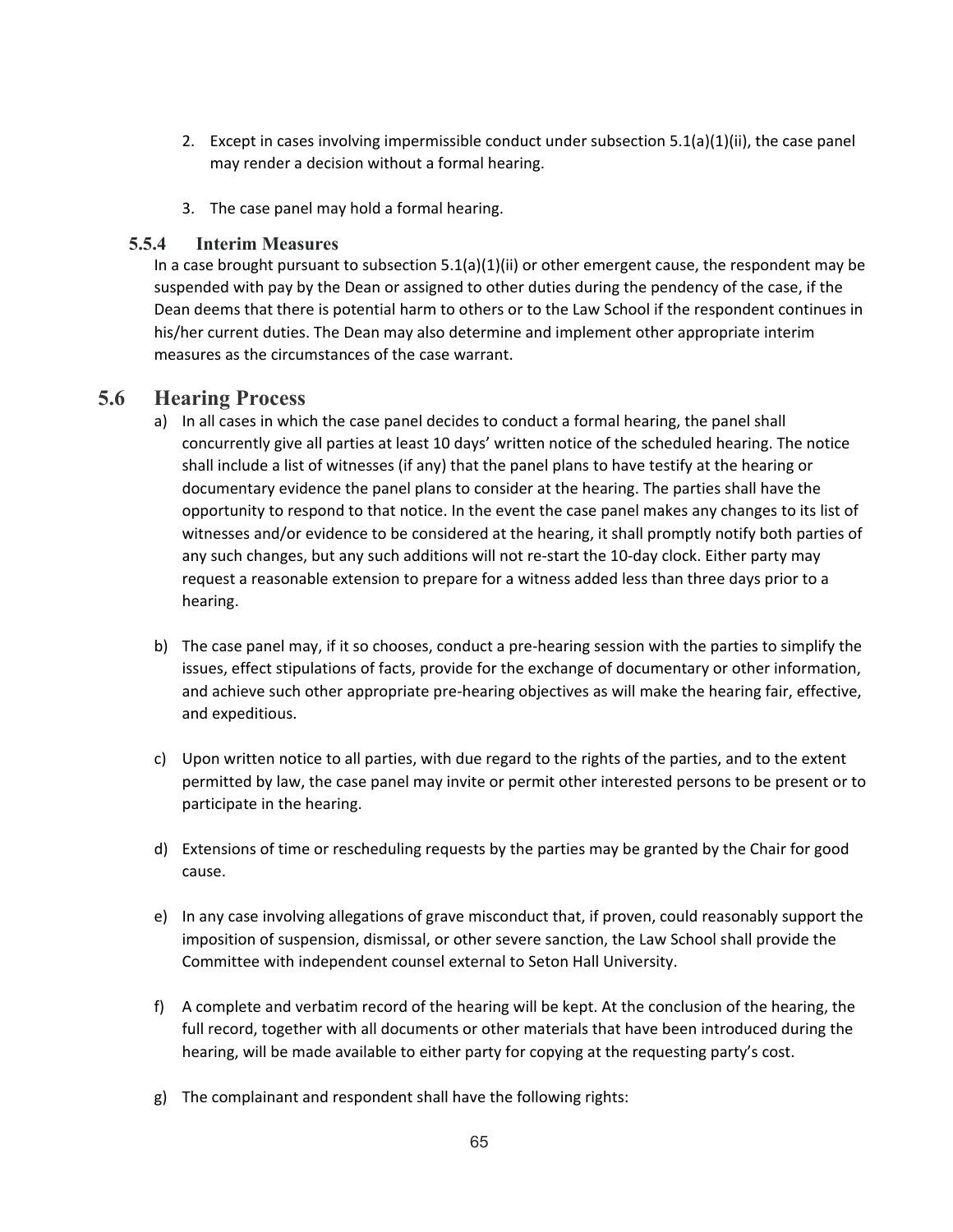2. Except in cases involving impermissible conduct under subsection 5.1(a)(1)(ii), the case panel may render a decision without a formal hearing.

3. The case panel may hold a formal hearing.

### 5.5.4 Interim Measures

In a case brought pursuant to subsection 5.1(a)(1)(ii) or other emergent cause, the respondent may be suspended with pay by the Dean or assigned to other duties during the pendency of the case, if the Dean deems that there is potential harm to others or to the Law School if the respondent continues in his/her current duties. The Dean may also determine and implement other appropriate interim measures as the circumstances of the case warrant.

## 5.6 Hearing Process

a) In all cases in which the case panel decides to conduct a formal hearing, the panel shall concurrently give all parties at least 10 days' written notice of the scheduled hearing. The notice shall include a list of witnesses (if any) that the panel plans to have testify at the hearing or documentary evidence the panel plans to consider at the hearing. The parties shall have the opportunity to respond to that notice. In the event the case panel makes any changes to its list of witnesses and/or evidence to be considered at the hearing, it shall promptly notify both parties of any such changes, but any such additions will not re-start the 10-day clock. Either party may request a reasonable extension to prepare for a witness added less than three days prior to a hearing.

b) The case panel may, if it so chooses, conduct a pre-hearing session with the parties to simplify the issues, effect stipulations of facts, provide for the exchange of documentary or other information, and achieve such other appropriate pre-hearing objectives as will make the hearing fair, effective, and expeditious.

c) Upon written notice to all parties, with due regard to the rights of the parties, and to the extent permitted by law, the case panel may invite or permit other interested persons to be present or to participate in the hearing.

d) Extensions of time or rescheduling requests by the parties may be granted by the Chair for good cause.

e) In any case involving allegations of grave misconduct that, if proven, could reasonably support the imposition of suspension, dismissal, or other severe sanction, the Law School shall provide the Committee with independent counsel external to Seton Hall University.

f) A complete and verbatim record of the hearing will be kept. At the conclusion of the hearing, the full record, together with all documents or other materials that have been introduced during the hearing, will be made available to either party for copying at the requesting party's cost.

g) The complainant and respondent shall have the following rights: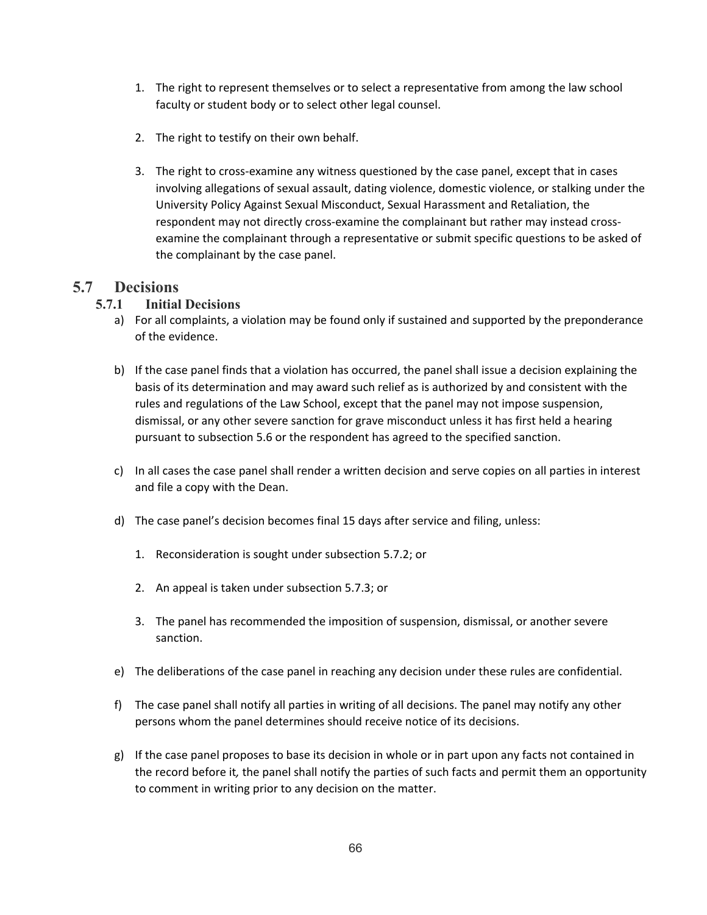1. The right to represent themselves or to select a representative from among the law school faculty or student body or to select other legal counsel.

2. The right to testify on their own behalf.

3. The right to cross-examine any witness questioned by the case panel, except that in cases involving allegations of sexual assault, dating violence, domestic violence, or stalking under the University Policy Against Sexual Misconduct, Sexual Harassment and Retaliation, the respondent may not directly cross-examine the complainant but rather may instead cross-examine the complainant through a representative or submit specific questions to be asked of the complainant by the case panel.

## 5.7 Decisions

### 5.7.1 Initial Decisions

a) For all complaints, a violation may be found only if sustained and supported by the preponderance of the evidence.

b) If the case panel finds that a violation has occurred, the panel shall issue a decision explaining the basis of its determination and may award such relief as is authorized by and consistent with the rules and regulations of the Law School, except that the panel may not impose suspension, dismissal, or any other severe sanction for grave misconduct unless it has first held a hearing pursuant to subsection 5.6 or the respondent has agreed to the specified sanction.

c) In all cases the case panel shall render a written decision and serve copies on all parties in interest and file a copy with the Dean.

d) The case panel's decision becomes final 15 days after service and filing, unless:

   1. Reconsideration is sought under subsection 5.7.2; or

   2. An appeal is taken under subsection 5.7.3; or

   3. The panel has recommended the imposition of suspension, dismissal, or another severe sanction.

e) The deliberations of the case panel in reaching any decision under these rules are confidential.

f) The case panel shall notify all parties in writing of all decisions. The panel may notify any other persons whom the panel determines should receive notice of its decisions.

g) If the case panel proposes to base its decision in whole or in part upon any facts not contained in the record before it, the panel shall notify the parties of such facts and permit them an opportunity to comment in writing prior to any decision on the matter.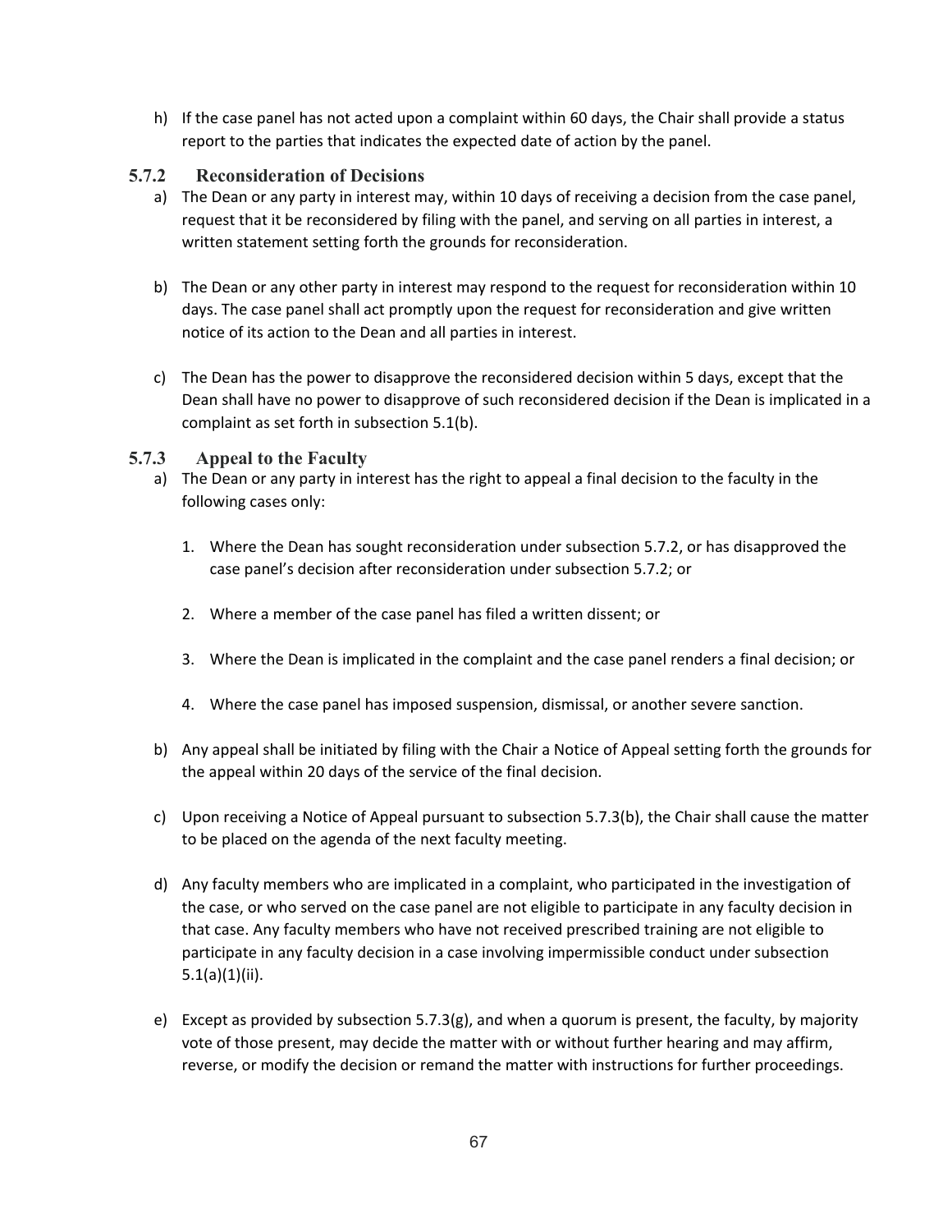h) If the case panel has not acted upon a complaint within 60 days, the Chair shall provide a status report to the parties that indicates the expected date of action by the panel.

### 5.7.2 Reconsideration of Decisions

a) The Dean or any party in interest may, within 10 days of receiving a decision from the case panel, request that it be reconsidered by filing with the panel, and serving on all parties in interest, a written statement setting forth the grounds for reconsideration.

b) The Dean or any other party in interest may respond to the request for reconsideration within 10 days. The case panel shall act promptly upon the request for reconsideration and give written notice of its action to the Dean and all parties in interest.

c) The Dean has the power to disapprove the reconsidered decision within 5 days, except that the Dean shall have no power to disapprove of such reconsidered decision if the Dean is implicated in a complaint as set forth in subsection 5.1(b).

### 5.7.3 Appeal to the Faculty

a) The Dean or any party in interest has the right to appeal a final decision to the faculty in the following cases only:

   1. Where the Dean has sought reconsideration under subsection 5.7.2, or has disapproved the case panel's decision after reconsideration under subsection 5.7.2; or

   2. Where a member of the case panel has filed a written dissent; or

   3. Where the Dean is implicated in the complaint and the case panel renders a final decision; or

   4. Where the case panel has imposed suspension, dismissal, or another severe sanction.

b) Any appeal shall be initiated by filing with the Chair a Notice of Appeal setting forth the grounds for the appeal within 20 days of the service of the final decision.

c) Upon receiving a Notice of Appeal pursuant to subsection 5.7.3(b), the Chair shall cause the matter to be placed on the agenda of the next faculty meeting.

d) Any faculty members who are implicated in a complaint, who participated in the investigation of the case, or who served on the case panel are not eligible to participate in any faculty decision in that case. Any faculty members who have not received prescribed training are not eligible to participate in any faculty decision in a case involving impermissible conduct under subsection 5.1(a)(1)(ii).

e) Except as provided by subsection 5.7.3(g), and when a quorum is present, the faculty, by majority vote of those present, may decide the matter with or without further hearing and may affirm, reverse, or modify the decision or remand the matter with instructions for further proceedings.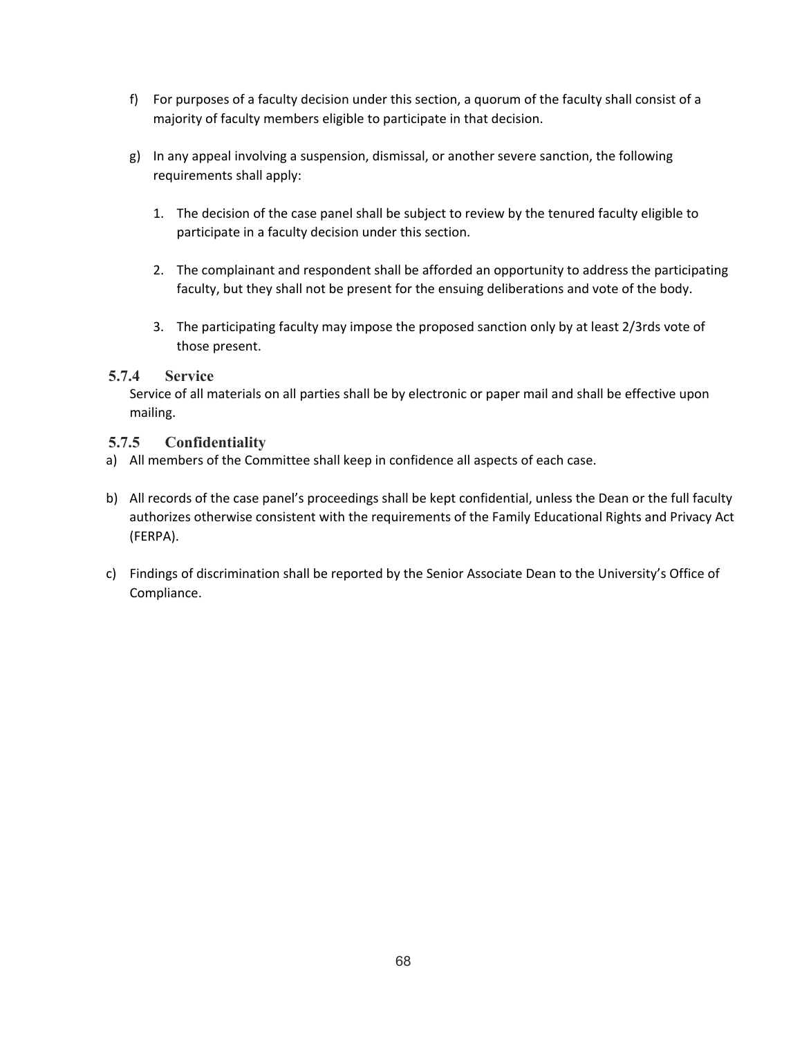f) For purposes of a faculty decision under this section, a quorum of the faculty shall consist of a majority of faculty members eligible to participate in that decision.

g) In any appeal involving a suspension, dismissal, or another severe sanction, the following requirements shall apply:

   1. The decision of the case panel shall be subject to review by the tenured faculty eligible to participate in a faculty decision under this section.

   2. The complainant and respondent shall be afforded an opportunity to address the participating faculty, but they shall not be present for the ensuing deliberations and vote of the body.

   3. The participating faculty may impose the proposed sanction only by at least 2/3rds vote of those present.

### 5.7.4 Service

Service of all materials on all parties shall be by electronic or paper mail and shall be effective upon mailing.

### 5.7.5 Confidentiality

a) All members of the Committee shall keep in confidence all aspects of each case.

b) All records of the case panel's proceedings shall be kept confidential, unless the Dean or the full faculty authorizes otherwise consistent with the requirements of the Family Educational Rights and Privacy Act (FERPA).

c) Findings of discrimination shall be reported by the Senior Associate Dean to the University's Office of Compliance.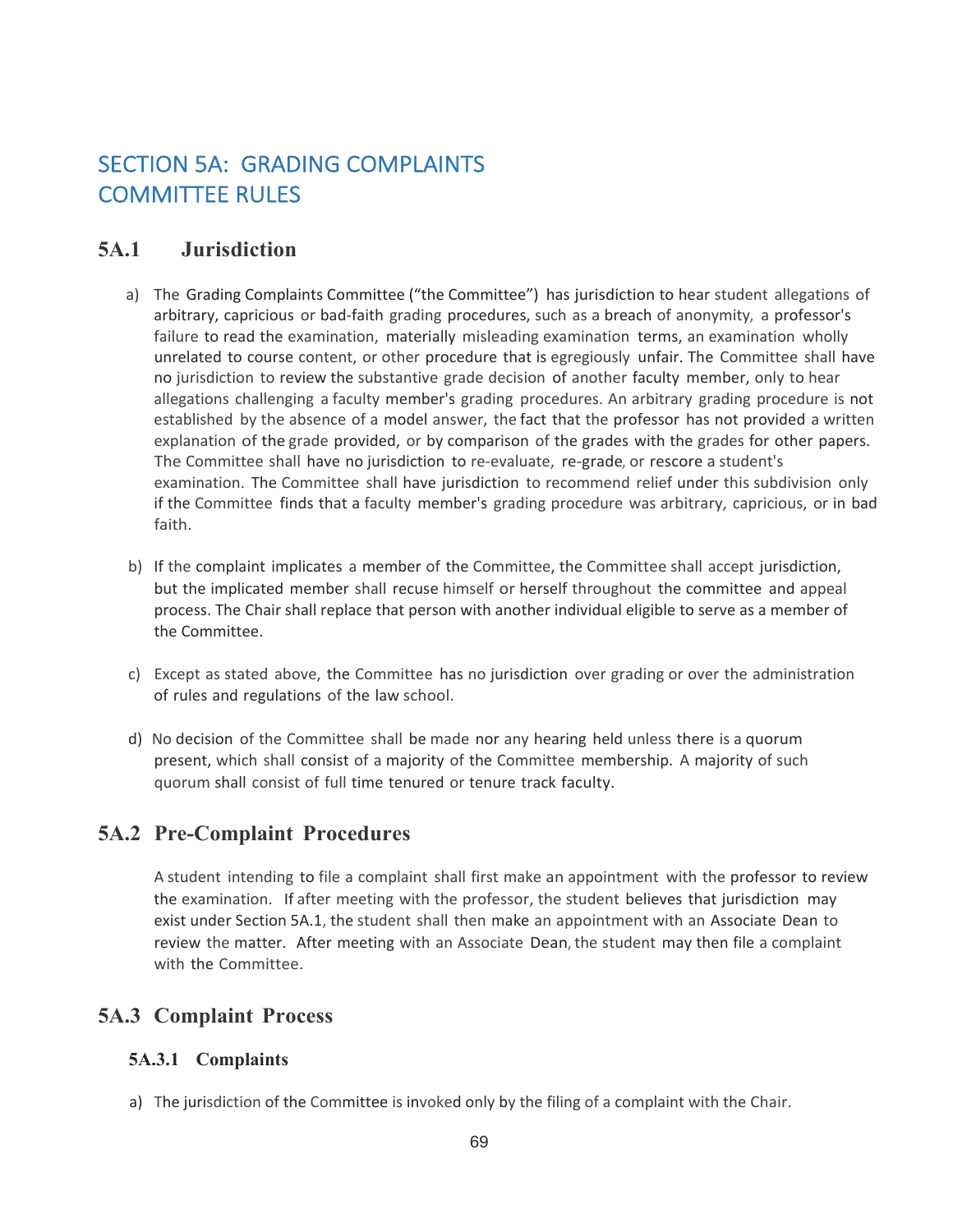# SECTION 5A: GRADING COMPLAINTS COMMITTEE RULES

## 5A.1 Jurisdiction

a) The Grading Complaints Committee ("the Committee") has jurisdiction to hear student allegations of arbitrary, capricious or bad-faith grading procedures, such as a breach of anonymity, a professor's failure to read the examination, materially misleading examination terms, an examination wholly unrelated to course content, or other procedure that is egregiously unfair. The Committee shall have no jurisdiction to review the substantive grade decision of another faculty member, only to hear allegations challenging a faculty member's grading procedures. An arbitrary grading procedure is not established by the absence of a model answer, the fact that the professor has not provided a written explanation of the grade provided, or by comparison of the grades with the grades for other papers. The Committee shall have no jurisdiction to re-evaluate, re-grade, or rescore a student's examination. The Committee shall have jurisdiction to recommend relief under this subdivision only if the Committee finds that a faculty member's grading procedure was arbitrary, capricious, or in bad faith.

b) If the complaint implicates a member of the Committee, the Committee shall accept jurisdiction, but the implicated member shall recuse himself or herself throughout the committee and appeal process. The Chair shall replace that person with another individual eligible to serve as a member of the Committee.

c) Except as stated above, the Committee has no jurisdiction over grading or over the administration of rules and regulations of the law school.

d) No decision of the Committee shall be made nor any hearing held unless there is a quorum present, which shall consist of a majority of the Committee membership. A majority of such quorum shall consist of full time tenured or tenure track faculty.

## 5A.2 Pre-Complaint Procedures

A student intending to file a complaint shall first make an appointment with the professor to review the examination. If after meeting with the professor, the student believes that jurisdiction may exist under Section 5A.1, the student shall then make an appointment with an Associate Dean to review the matter. After meeting with an Associate Dean, the student may then file a complaint with the Committee.

## 5A.3 Complaint Process

### 5A.3.1 Complaints

a) The jurisdiction of the Committee is invoked only by the filing of a complaint with the Chair.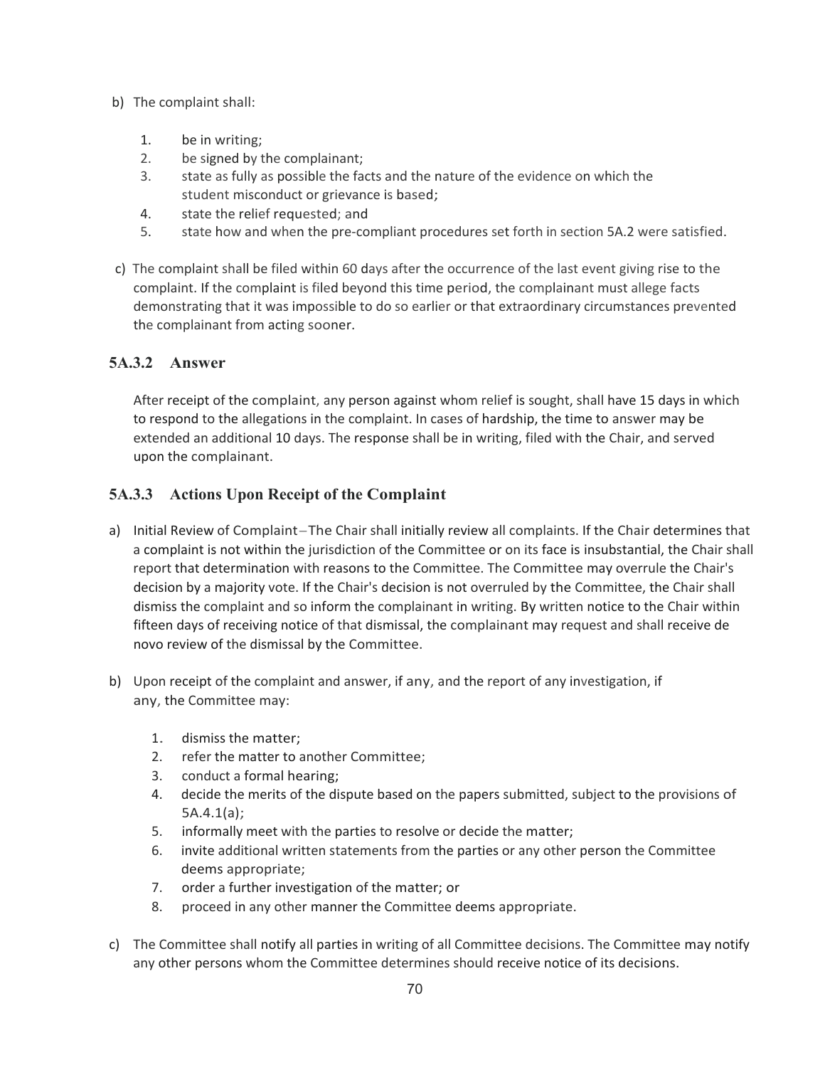b) The complaint shall:

1. be in writing;
2. be signed by the complainant;
3. state as fully as possible the facts and the nature of the evidence on which the student misconduct or grievance is based;
4. state the relief requested; and
5. state how and when the pre-compliant procedures set forth in section 5A.2 were satisfied.

c) The complaint shall be filed within 60 days after the occurrence of the last event giving rise to the complaint. If the complaint is filed beyond this time period, the complainant must allege facts demonstrating that it was impossible to do so earlier or that extraordinary circumstances prevented the complainant from acting sooner.

### 5A.3.2 Answer

After receipt of the complaint, any person against whom relief is sought, shall have 15 days in which to respond to the allegations in the complaint. In cases of hardship, the time to answer may be extended an additional 10 days. The response shall be in writing, filed with the Chair, and served upon the complainant.

### 5A.3.3 Actions Upon Receipt of the Complaint

a) Initial Review of Complaint – The Chair shall initially review all complaints. If the Chair determines that a complaint is not within the jurisdiction of the Committee or on its face is insubstantial, the Chair shall report that determination with reasons to the Committee. The Committee may overrule the Chair's decision by a majority vote. If the Chair's decision is not overruled by the Committee, the Chair shall dismiss the complaint and so inform the complainant in writing. By written notice to the Chair within fifteen days of receiving notice of that dismissal, the complainant may request and shall receive de novo review of the dismissal by the Committee.

b) Upon receipt of the complaint and answer, if any, and the report of any investigation, if any, the Committee may:

1. dismiss the matter;
2. refer the matter to another Committee;
3. conduct a formal hearing;
4. decide the merits of the dispute based on the papers submitted, subject to the provisions of 5A.4.1(a);
5. informally meet with the parties to resolve or decide the matter;
6. invite additional written statements from the parties or any other person the Committee deems appropriate;
7. order a further investigation of the matter; or
8. proceed in any other manner the Committee deems appropriate.

c) The Committee shall notify all parties in writing of all Committee decisions. The Committee may notify any other persons whom the Committee determines should receive notice of its decisions.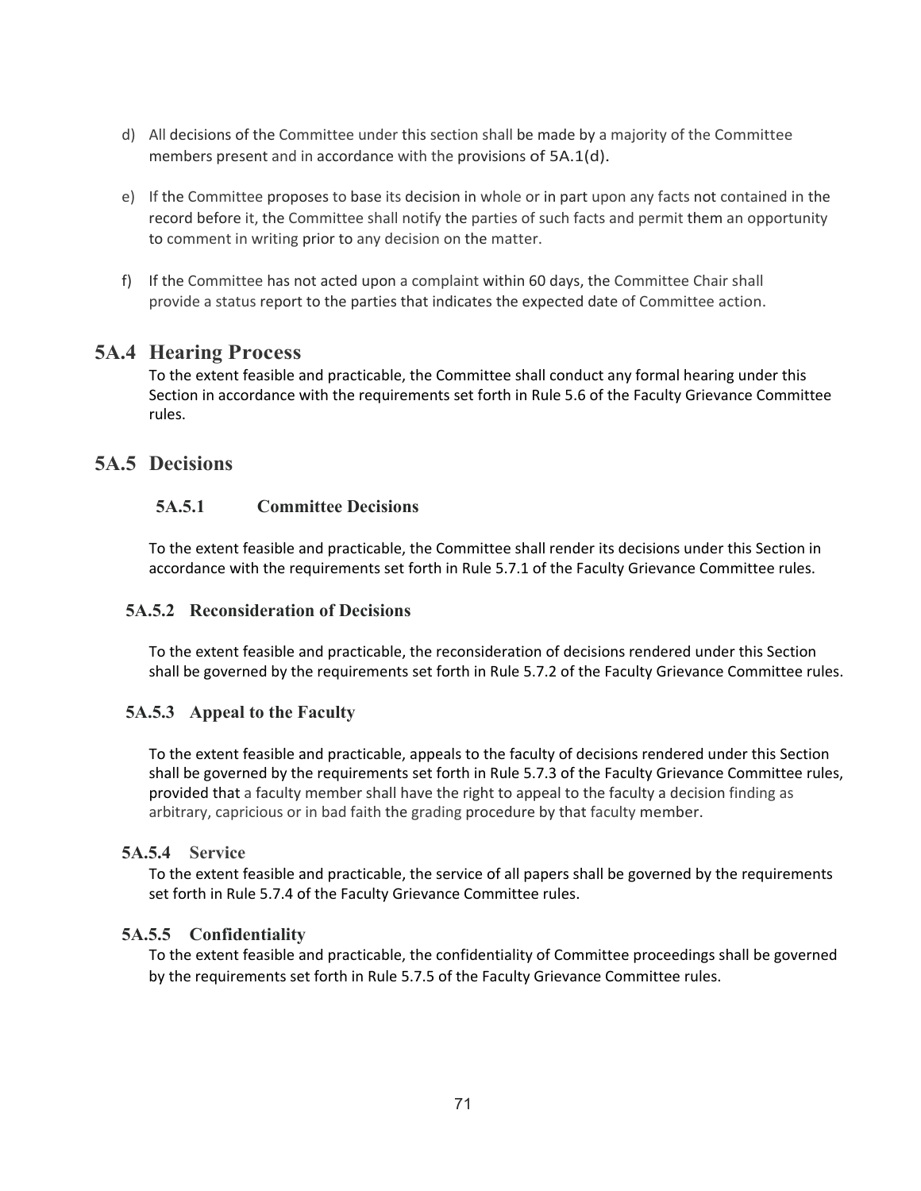d) All decisions of the Committee under this section shall be made by a majority of the Committee members present and in accordance with the provisions of 5A.1(d).

e) If the Committee proposes to base its decision in whole or in part upon any facts not contained in the record before it, the Committee shall notify the parties of such facts and permit them an opportunity to comment in writing prior to any decision on the matter.

f) If the Committee has not acted upon a complaint within 60 days, the Committee Chair shall provide a status report to the parties that indicates the expected date of Committee action.

## 5A.4 Hearing Process

To the extent feasible and practicable, the Committee shall conduct any formal hearing under this Section in accordance with the requirements set forth in Rule 5.6 of the Faculty Grievance Committee rules.

## 5A.5 Decisions

### 5A.5.1 Committee Decisions

To the extent feasible and practicable, the Committee shall render its decisions under this Section in accordance with the requirements set forth in Rule 5.7.1 of the Faculty Grievance Committee rules.

### 5A.5.2 Reconsideration of Decisions

To the extent feasible and practicable, the reconsideration of decisions rendered under this Section shall be governed by the requirements set forth in Rule 5.7.2 of the Faculty Grievance Committee rules.

### 5A.5.3 Appeal to the Faculty

To the extent feasible and practicable, appeals to the faculty of decisions rendered under this Section shall be governed by the requirements set forth in Rule 5.7.3 of the Faculty Grievance Committee rules, provided that a faculty member shall have the right to appeal to the faculty a decision finding as arbitrary, capricious or in bad faith the grading procedure by that faculty member.

### 5A.5.4 Service

To the extent feasible and practicable, the service of all papers shall be governed by the requirements set forth in Rule 5.7.4 of the Faculty Grievance Committee rules.

### 5A.5.5 Confidentiality

To the extent feasible and practicable, the confidentiality of Committee proceedings shall be governed by the requirements set forth in Rule 5.7.5 of the Faculty Grievance Committee rules.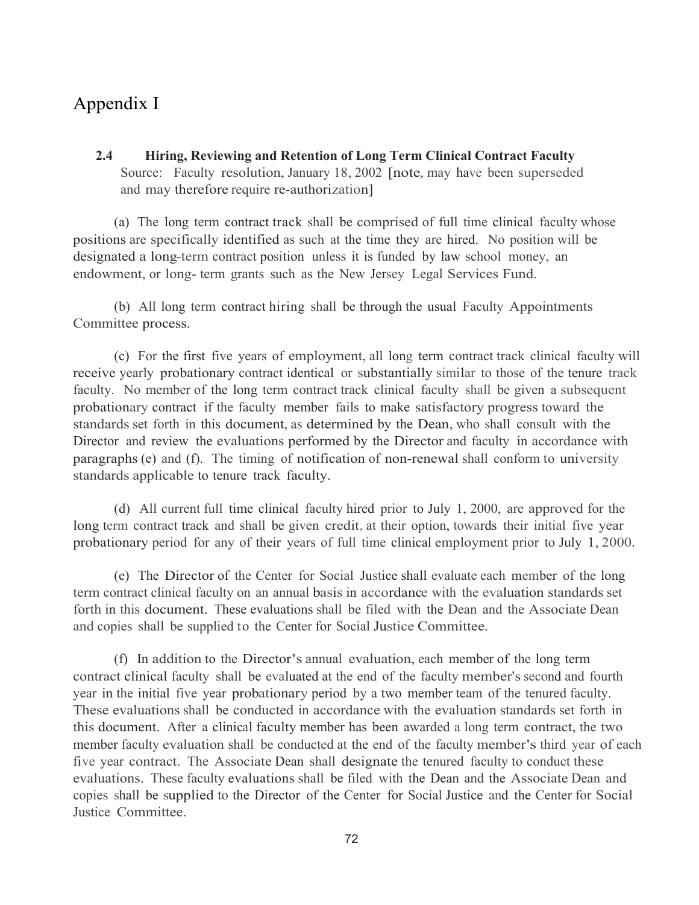# Appendix I

**2.4 Hiring, Reviewing and Retention of Long Term Clinical Contract Faculty**

Source: Faculty resolution, January 18, 2002 [note, may have been superseded and may therefore require re-authorization]

(a) The long term contract track shall be comprised of full time clinical faculty whose positions are specifically identified as such at the time they are hired. No position will be designated a long-term contract position unless it is funded by law school money, an endowment, or long- term grants such as the New Jersey Legal Services Fund.

(b) All long term contract hiring shall be through the usual Faculty Appointments Committee process.

(c) For the first five years of employment, all long term contract track clinical faculty will receive yearly probationary contract identical or substantially similar to those of the tenure track faculty. No member of the long term contract track clinical faculty shall be given a subsequent probationary contract if the faculty member fails to make satisfactory progress toward the standards set forth in this document, as determined by the Dean, who shall consult with the Director and review the evaluations performed by the Director and faculty in accordance with paragraphs (e) and (f). The timing of notification of non-renewal shall conform to university standards applicable to tenure track faculty.

(d) All current full time clinical faculty hired prior to July 1, 2000, are approved for the long term contract track and shall be given credit, at their option, towards their initial five year probationary period for any of their years of full time clinical employment prior to July 1, 2000.

(e) The Director of the Center for Social Justice shall evaluate each member of the long term contract clinical faculty on an annual basis in accordance with the evaluation standards set forth in this document. These evaluations shall be filed with the Dean and the Associate Dean and copies shall be supplied to the Center for Social Justice Committee.

(f) In addition to the Director's annual evaluation, each member of the long term contract clinical faculty shall be evaluated at the end of the faculty member's second and fourth year in the initial five year probationary period by a two member team of the tenured faculty. These evaluations shall be conducted in accordance with the evaluation standards set forth in this document. After a clinical faculty member has been awarded a long term contract, the two member faculty evaluation shall be conducted at the end of the faculty member's third year of each five year contract. The Associate Dean shall designate the tenured faculty to conduct these evaluations. These faculty evaluations shall be filed with the Dean and the Associate Dean and copies shall be supplied to the Director of the Center for Social Justice and the Center for Social Justice Committee.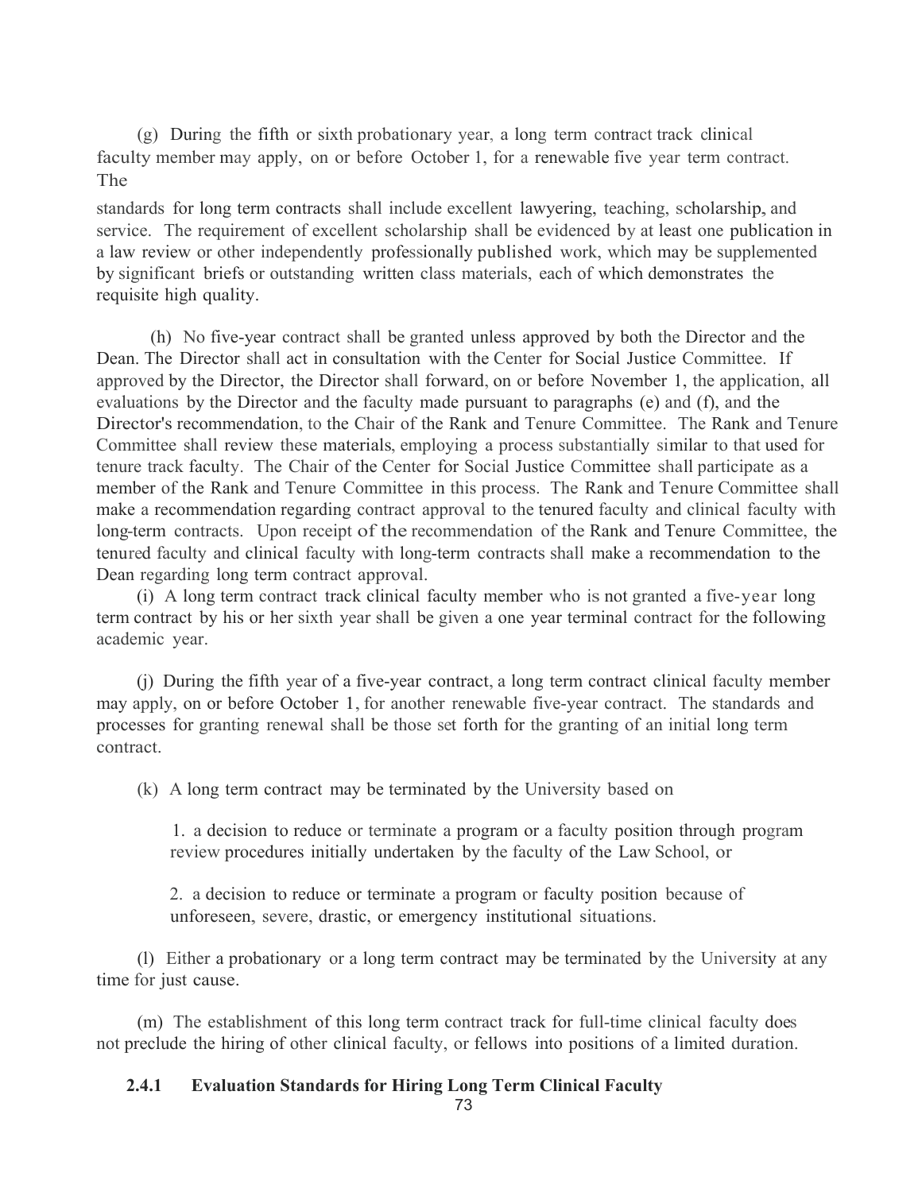(g) During the fifth or sixth probationary year, a long term contract track clinical faculty member may apply, on or before October 1, for a renewable five year term contract. The standards for long term contracts shall include excellent lawyering, teaching, scholarship, and service. The requirement of excellent scholarship shall be evidenced by at least one publication in a law review or other independently professionally published work, which may be supplemented by significant briefs or outstanding written class materials, each of which demonstrates the requisite high quality.

(h) No five-year contract shall be granted unless approved by both the Director and the Dean. The Director shall act in consultation with the Center for Social Justice Committee. If approved by the Director, the Director shall forward, on or before November 1, the application, all evaluations by the Director and the faculty made pursuant to paragraphs (e) and (f), and the Director's recommendation, to the Chair of the Rank and Tenure Committee. The Rank and Tenure Committee shall review these materials, employing a process substantially similar to that used for tenure track faculty. The Chair of the Center for Social Justice Committee shall participate as a member of the Rank and Tenure Committee in this process. The Rank and Tenure Committee shall make a recommendation regarding contract approval to the tenured faculty and clinical faculty with long-term contracts. Upon receipt of the recommendation of the Rank and Tenure Committee, the tenured faculty and clinical faculty with long-term contracts shall make a recommendation to the Dean regarding long term contract approval.

(i) A long term contract track clinical faculty member who is not granted a five-year long term contract by his or her sixth year shall be given a one year terminal contract for the following academic year.

(j) During the fifth year of a five-year contract, a long term contract clinical faculty member may apply, on or before October 1, for another renewable five-year contract. The standards and processes for granting renewal shall be those set forth for the granting of an initial long term contract.

(k) A long term contract may be terminated by the University based on

1. a decision to reduce or terminate a program or a faculty position through program review procedures initially undertaken by the faculty of the Law School, or

2. a decision to reduce or terminate a program or faculty position because of unforeseen, severe, drastic, or emergency institutional situations.

(l) Either a probationary or a long term contract may be terminated by the University at any time for just cause.

(m) The establishment of this long term contract track for full-time clinical faculty does not preclude the hiring of other clinical faculty, or fellows into positions of a limited duration.

### 2.4.1 Evaluation Standards for Hiring Long Term Clinical Faculty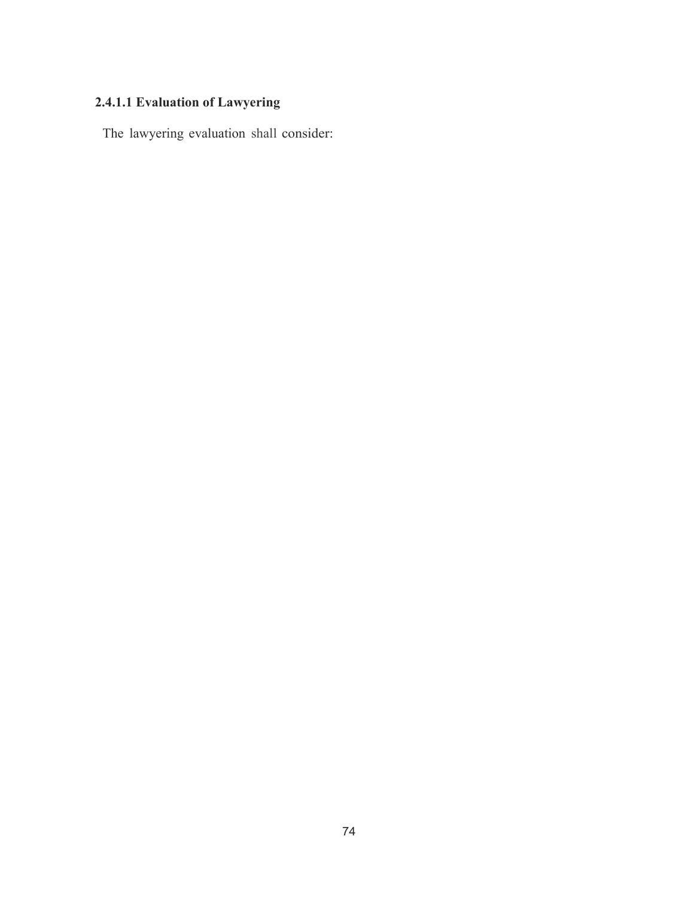#### 2.4.1.1 Evaluation of Lawyering

The lawyering evaluation shall consider: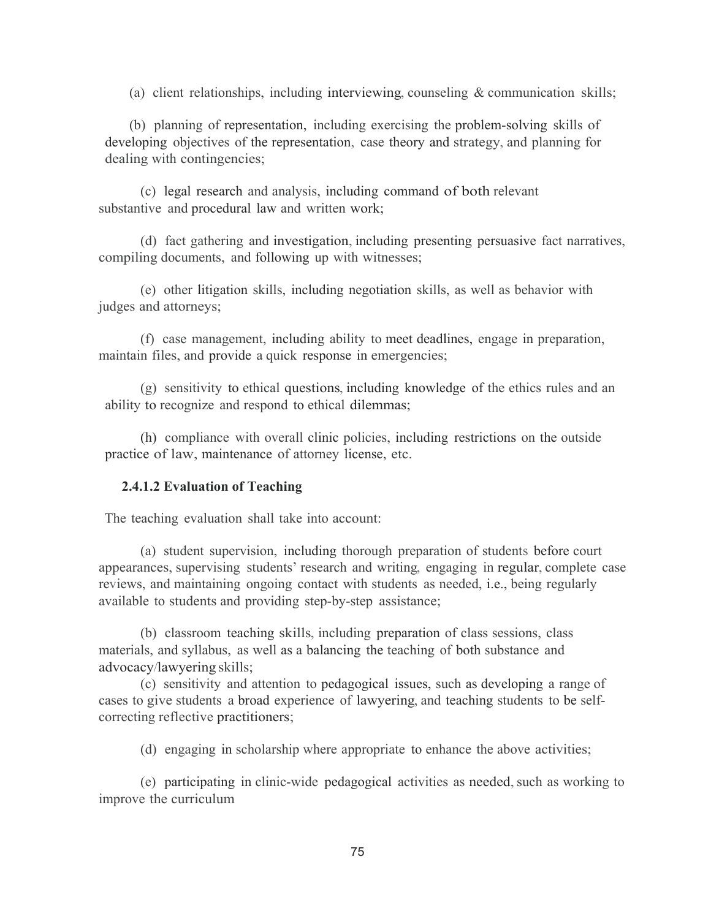(a) client relationships, including interviewing, counseling & communication skills;

(b) planning of representation, including exercising the problem-solving skills of developing objectives of the representation, case theory and strategy, and planning for dealing with contingencies;

(c) legal research and analysis, including command of both relevant substantive and procedural law and written work;

(d) fact gathering and investigation, including presenting persuasive fact narratives, compiling documents, and following up with witnesses;

(e) other litigation skills, including negotiation skills, as well as behavior with judges and attorneys;

(f) case management, including ability to meet deadlines, engage in preparation, maintain files, and provide a quick response in emergencies;

(g) sensitivity to ethical questions, including knowledge of the ethics rules and an ability to recognize and respond to ethical dilemmas;

(h) compliance with overall clinic policies, including restrictions on the outside practice of law, maintenance of attorney license, etc.

#### 2.4.1.2 Evaluation of Teaching

The teaching evaluation shall take into account:

(a) student supervision, including thorough preparation of students before court appearances, supervising students' research and writing, engaging in regular, complete case reviews, and maintaining ongoing contact with students as needed, i.e., being regularly available to students and providing step-by-step assistance;

(b) classroom teaching skills, including preparation of class sessions, class materials, and syllabus, as well as a balancing the teaching of both substance and advocacy/lawyering skills;

(c) sensitivity and attention to pedagogical issues, such as developing a range of cases to give students a broad experience of lawyering, and teaching students to be self-correcting reflective practitioners;

(d) engaging in scholarship where appropriate to enhance the above activities;

(e) participating in clinic-wide pedagogical activities as needed, such as working to improve the curriculum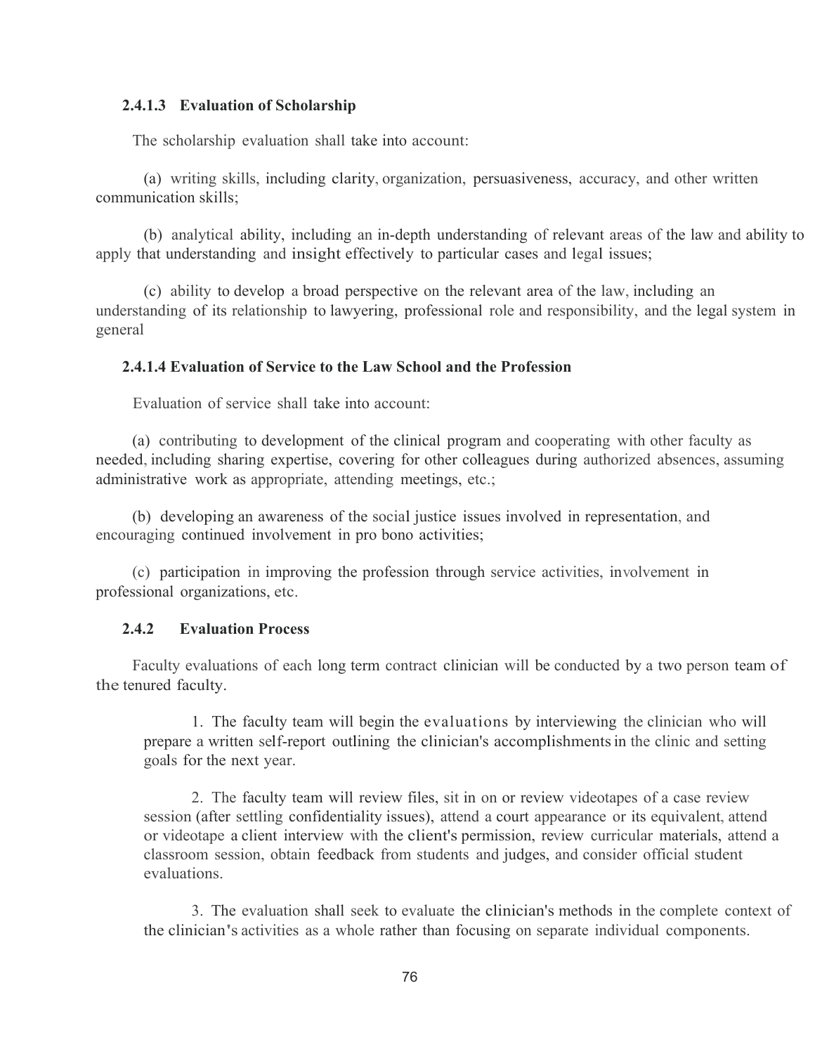#### 2.4.1.3 Evaluation of Scholarship

The scholarship evaluation shall take into account:

(a) writing skills, including clarity, organization, persuasiveness, accuracy, and other written communication skills;

(b) analytical ability, including an in-depth understanding of relevant areas of the law and ability to apply that understanding and insight effectively to particular cases and legal issues;

(c) ability to develop a broad perspective on the relevant area of the law, including an understanding of its relationship to lawyering, professional role and responsibility, and the legal system in general

#### 2.4.1.4 Evaluation of Service to the Law School and the Profession

Evaluation of service shall take into account:

(a) contributing to development of the clinical program and cooperating with other faculty as needed, including sharing expertise, covering for other colleagues during authorized absences, assuming administrative work as appropriate, attending meetings, etc.;

(b) developing an awareness of the social justice issues involved in representation, and encouraging continued involvement in pro bono activities;

(c) participation in improving the profession through service activities, involvement in professional organizations, etc.

### 2.4.2 Evaluation Process

Faculty evaluations of each long term contract clinician will be conducted by a two person team of the tenured faculty.

1. The faculty team will begin the evaluations by interviewing the clinician who will prepare a written self-report outlining the clinician's accomplishments in the clinic and setting goals for the next year.

2. The faculty team will review files, sit in on or review videotapes of a case review session (after settling confidentiality issues), attend a court appearance or its equivalent, attend or videotape a client interview with the client's permission, review curricular materials, attend a classroom session, obtain feedback from students and judges, and consider official student evaluations.

3. The evaluation shall seek to evaluate the clinician's methods in the complete context of the clinician's activities as a whole rather than focusing on separate individual components.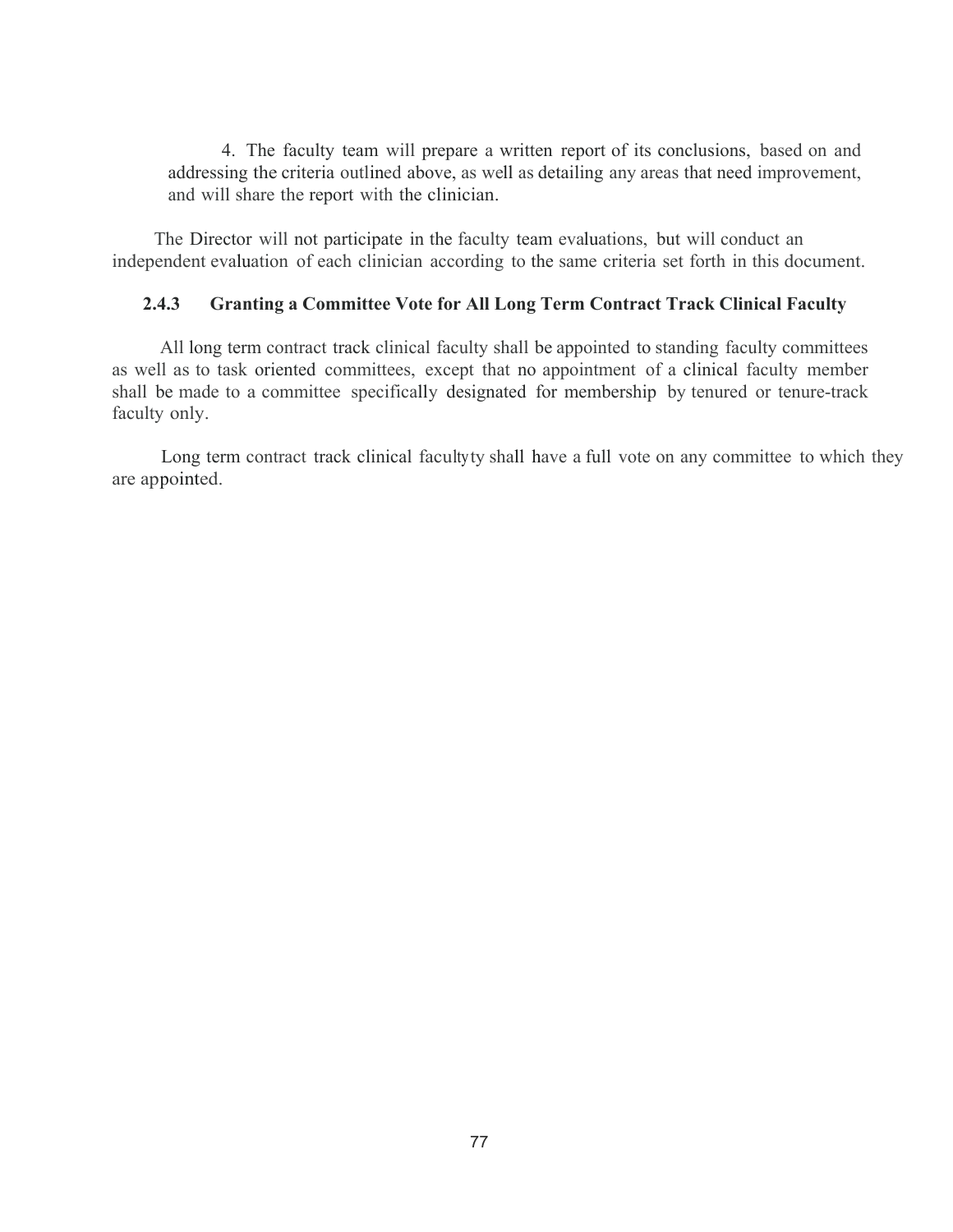4. The faculty team will prepare a written report of its conclusions, based on and addressing the criteria outlined above, as well as detailing any areas that need improvement, and will share the report with the clinician.

The Director will not participate in the faculty team evaluations, but will conduct an independent evaluation of each clinician according to the same criteria set forth in this document.

### 2.4.3 Granting a Committee Vote for All Long Term Contract Track Clinical Faculty

All long term contract track clinical faculty shall be appointed to standing faculty committees as well as to task oriented committees, except that no appointment of a clinical faculty member shall be made to a committee specifically designated for membership by tenured or tenure-track faculty only.

Long term contract track clinical facultyty shall have a full vote on any committee to which they are appointed.